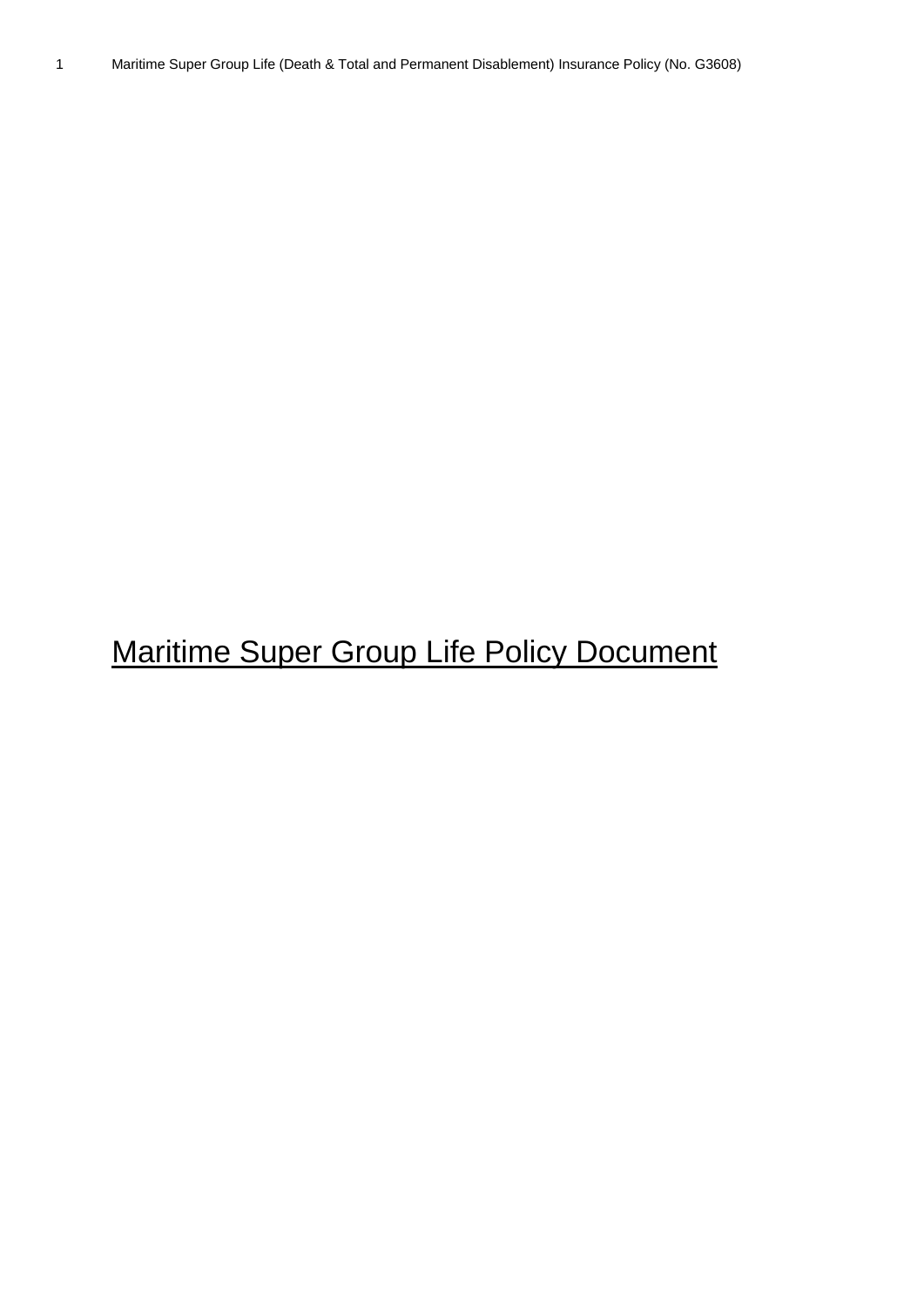# Maritime Super Group Life Policy Document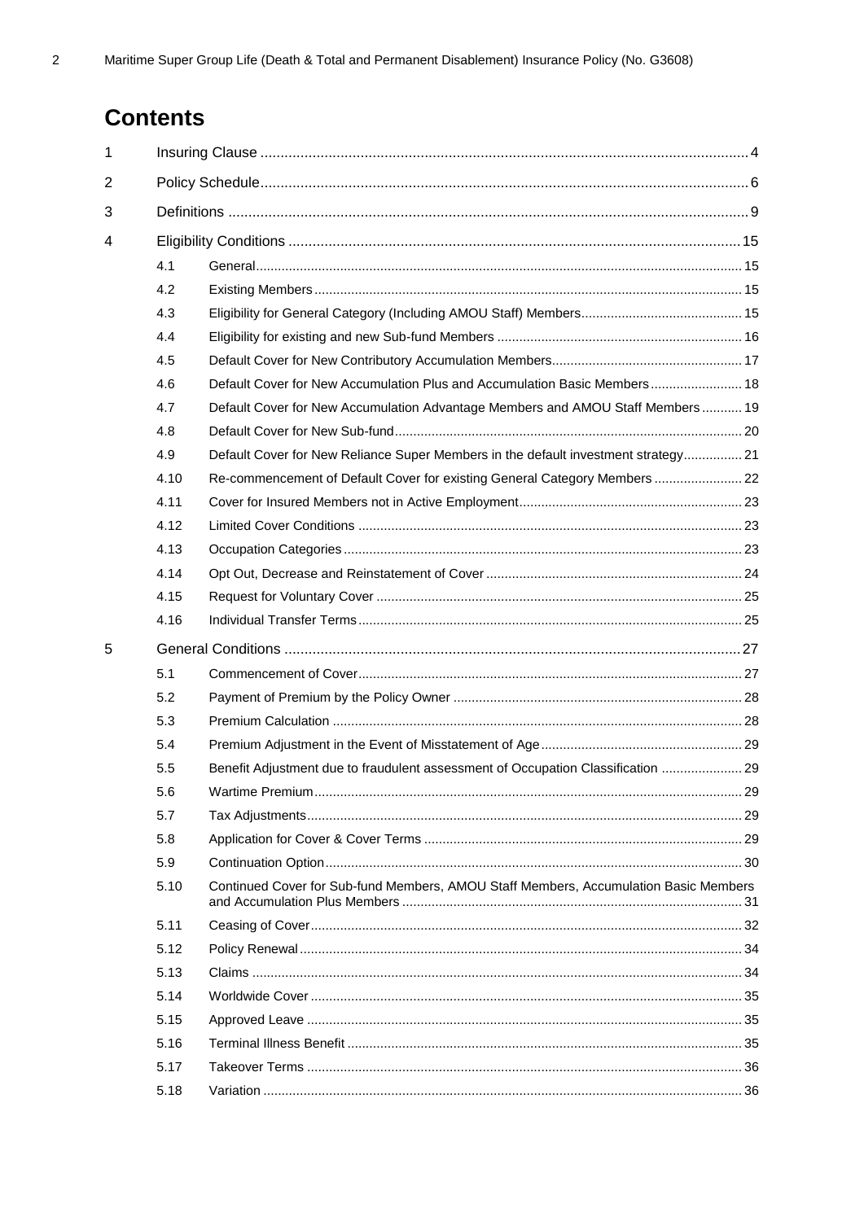# Contents

| | | | |
|---|---|---|---|
| 1 | Insuring Clause | | 4 |
| 2 | Policy Schedule | | 6 |
| 3 | Definitions | | 9 |
| 4 | Eligibility Conditions | | 15 |
| | 4.1 | General | 15 |
| | 4.2 | Existing Members | 15 |
| | 4.3 | Eligibility for General Category (Including AMOU Staff) Members | 15 |
| | 4.4 | Eligibility for existing and new Sub-fund Members | 16 |
| | 4.5 | Default Cover for New Contributory Accumulation Members | 17 |
| | 4.6 | Default Cover for New Accumulation Plus and Accumulation Basic Members | 18 |
| | 4.7 | Default Cover for New Accumulation Advantage Members and AMOU Staff Members | 19 |
| | 4.8 | Default Cover for New Sub-fund | 20 |
| | 4.9 | Default Cover for New Reliance Super Members in the default investment strategy | 21 |
| | 4.10 | Re-commencement of Default Cover for existing General Category Members | 22 |
| | 4.11 | Cover for Insured Members not in Active Employment | 23 |
| | 4.12 | Limited Cover Conditions | 23 |
| | 4.13 | Occupation Categories | 23 |
| | 4.14 | Opt Out, Decrease and Reinstatement of Cover | 24 |
| | 4.15 | Request for Voluntary Cover | 25 |
| | 4.16 | Individual Transfer Terms | 25 |
| 5 | General Conditions | | 27 |
| | 5.1 | Commencement of Cover | 27 |
| | 5.2 | Payment of Premium by the Policy Owner | 28 |
| | 5.3 | Premium Calculation | 28 |
| | 5.4 | Premium Adjustment in the Event of Misstatement of Age | 29 |
| | 5.5 | Benefit Adjustment due to fraudulent assessment of Occupation Classification | 29 |
| | 5.6 | Wartime Premium | 29 |
| | 5.7 | Tax Adjustments | 29 |
| | 5.8 | Application for Cover & Cover Terms | 29 |
| | 5.9 | Continuation Option | 30 |
| | 5.10 | Continued Cover for Sub-fund Members, AMOU Staff Members, Accumulation Basic Members and Accumulation Plus Members | 31 |
| | 5.11 | Ceasing of Cover | 32 |
| | 5.12 | Policy Renewal | 34 |
| | 5.13 | Claims | 34 |
| | 5.14 | Worldwide Cover | 35 |
| | 5.15 | Approved Leave | 35 |
| | 5.16 | Terminal Illness Benefit | 35 |
| | 5.17 | Takeover Terms | 36 |
| | 5.18 | Variation | 36 |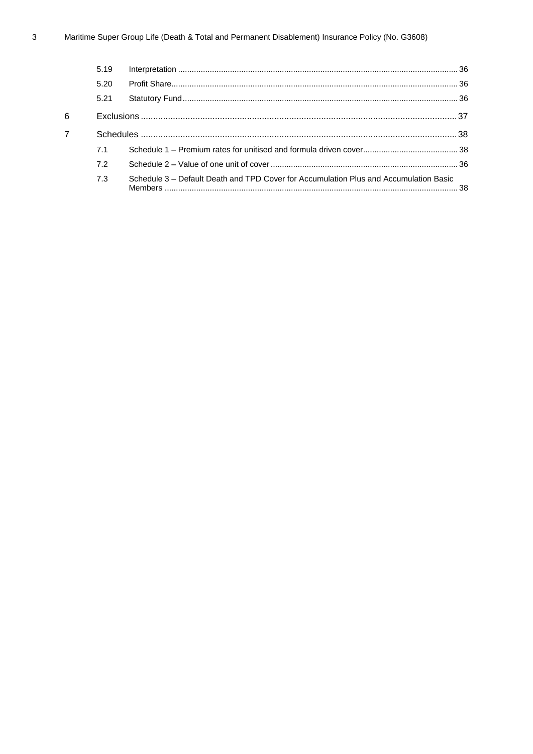| | | |
|---|---|---|
| 5.19 | Interpretation | 36 |
| 5.20 | Profit Share | 36 |
| 5.21 | Statutory Fund | 36 |
| **6** | **Exclusions** | **37** |
| **7** | **Schedules** | **38** |
| 7.1 | Schedule 1 – Premium rates for unitised and formula driven cover | 38 |
| 7.2 | Schedule 2 – Value of one unit of cover | 36 |
| 7.3 | Schedule 3 – Default Death and TPD Cover for Accumulation Plus and Accumulation Basic Members | 38 |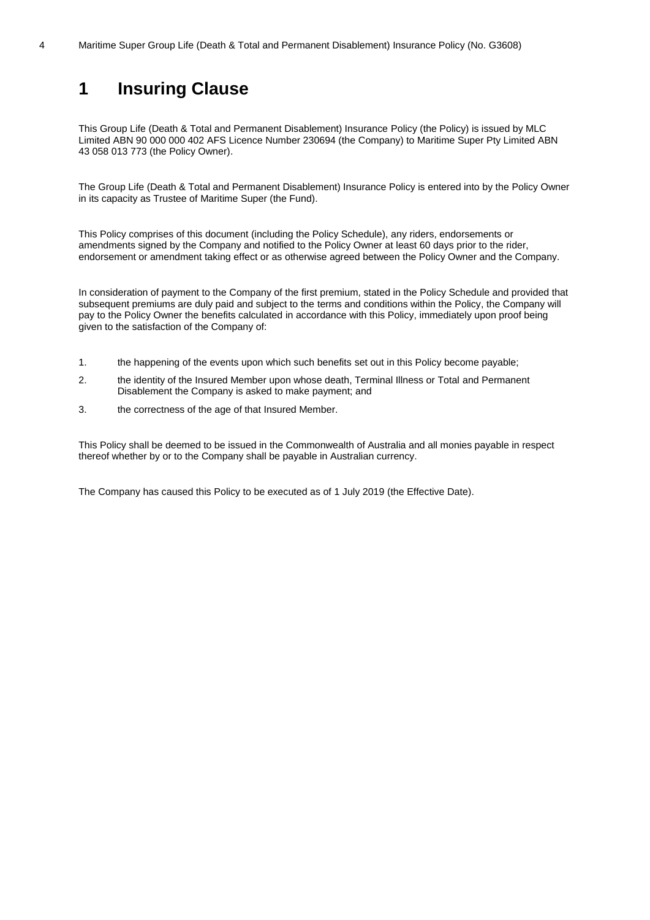# 1 Insuring Clause

This Group Life (Death & Total and Permanent Disablement) Insurance Policy (the Policy) is issued by MLC Limited ABN 90 000 000 402 AFS Licence Number 230694 (the Company) to Maritime Super Pty Limited ABN 43 058 013 773 (the Policy Owner).

The Group Life (Death & Total and Permanent Disablement) Insurance Policy is entered into by the Policy Owner in its capacity as Trustee of Maritime Super (the Fund).

This Policy comprises of this document (including the Policy Schedule), any riders, endorsements or amendments signed by the Company and notified to the Policy Owner at least 60 days prior to the rider, endorsement or amendment taking effect or as otherwise agreed between the Policy Owner and the Company.

In consideration of payment to the Company of the first premium, stated in the Policy Schedule and provided that subsequent premiums are duly paid and subject to the terms and conditions within the Policy, the Company will pay to the Policy Owner the benefits calculated in accordance with this Policy, immediately upon proof being given to the satisfaction of the Company of:

1. the happening of the events upon which such benefits set out in this Policy become payable;
2. the identity of the Insured Member upon whose death, Terminal Illness or Total and Permanent Disablement the Company is asked to make payment; and
3. the correctness of the age of that Insured Member.

This Policy shall be deemed to be issued in the Commonwealth of Australia and all monies payable in respect thereof whether by or to the Company shall be payable in Australian currency.

The Company has caused this Policy to be executed as of 1 July 2019 (the Effective Date).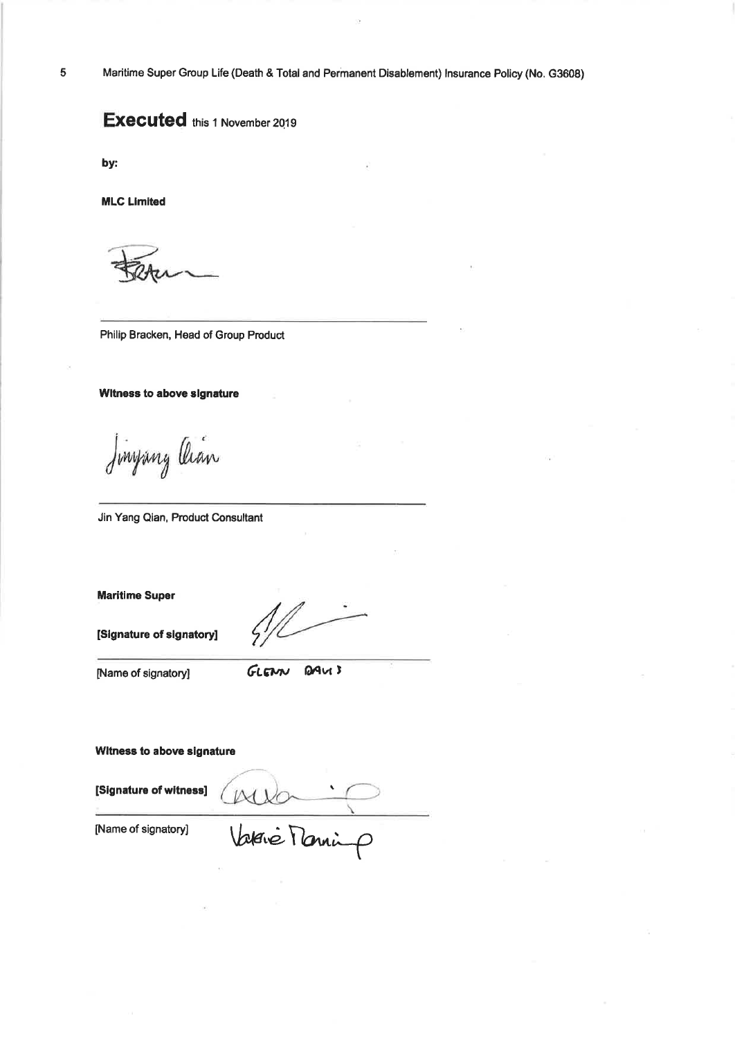**Executed** this 1 November 2019

**by:**

**MLC Limited**

Philip Bracken, Head of Group Product

**Witness to above signature**

Jin Yang Qian, Product Consultant

**Maritime Super**

**[Signature of signatory]**

[Name of signatory] GLENN DAVIS

**Witness to above signature**

**[Signature of witness]**

[Name of signatory] Valerie Manning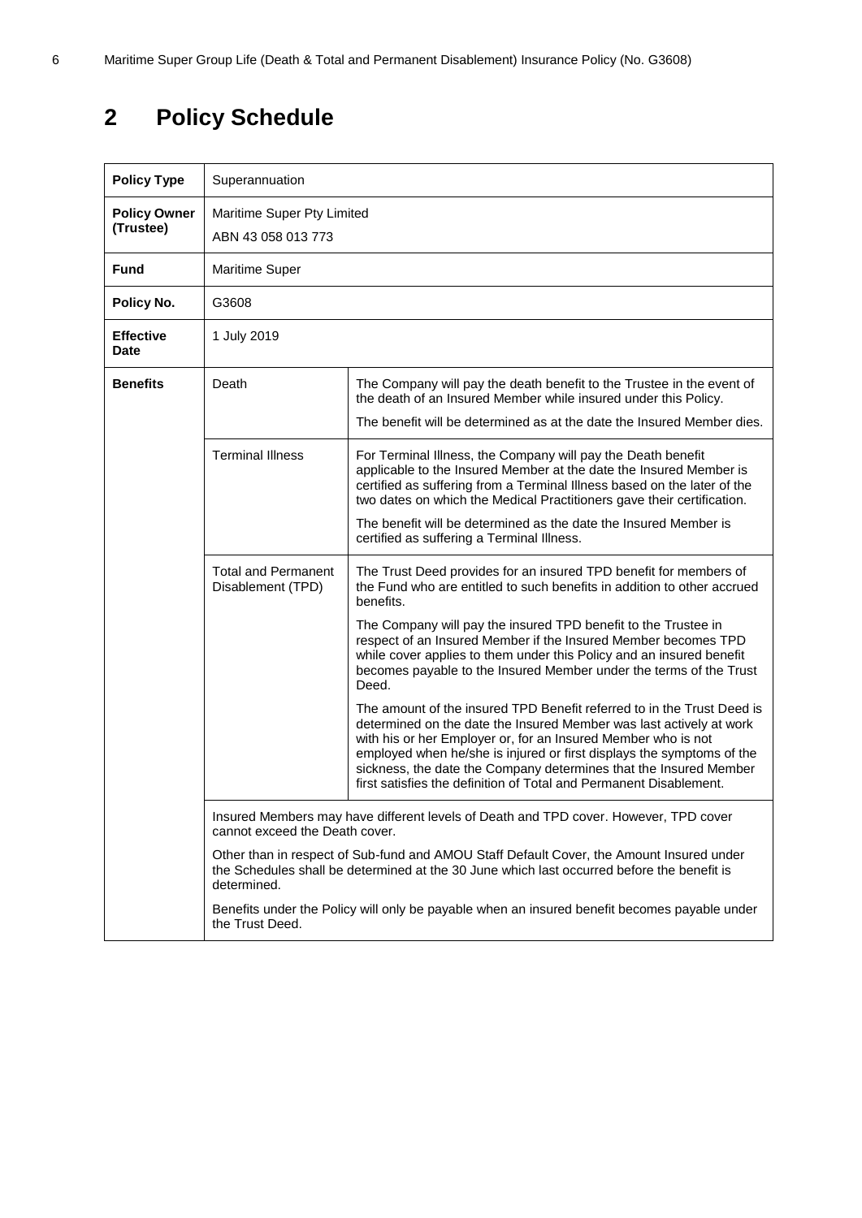## 2 Policy Schedule

| | | |
|---|---|---|
| **Policy Type** | Superannuation | |
| **Policy Owner (Trustee)** | Maritime Super Pty Limited<br>ABN 43 058 013 773 | |
| **Fund** | Maritime Super | |
| **Policy No.** | G3608 | |
| **Effective Date** | 1 July 2019 | |
| **Benefits** | Death | The Company will pay the death benefit to the Trustee in the event of the death of an Insured Member while insured under this Policy.<br>The benefit will be determined as at the date the Insured Member dies. |
| | Terminal Illness | For Terminal Illness, the Company will pay the Death benefit applicable to the Insured Member at the date the Insured Member is certified as suffering from a Terminal Illness based on the later of the two dates on which the Medical Practitioners gave their certification.<br>The benefit will be determined as the date the Insured Member is certified as suffering a Terminal Illness. |
| | Total and Permanent Disablement (TPD) | The Trust Deed provides for an insured TPD benefit for members of the Fund who are entitled to such benefits in addition to other accrued benefits.<br>The Company will pay the insured TPD benefit to the Trustee in respect of an Insured Member if the Insured Member becomes TPD while cover applies to them under this Policy and an insured benefit becomes payable to the Insured Member under the terms of the Trust Deed.<br>The amount of the insured TPD Benefit referred to in the Trust Deed is determined on the date the Insured Member was last actively at work with his or her Employer or, for an Insured Member who is not employed when he/she is injured or first displays the symptoms of the sickness, the date the Company determines that the Insured Member first satisfies the definition of Total and Permanent Disablement. |
| | Insured Members may have different levels of Death and TPD cover. However, TPD cover cannot exceed the Death cover.<br>Other than in respect of Sub-fund and AMOU Staff Default Cover, the Amount Insured under the Schedules shall be determined at the 30 June which last occurred before the benefit is determined.<br>Benefits under the Policy will only be payable when an insured benefit becomes payable under the Trust Deed. | |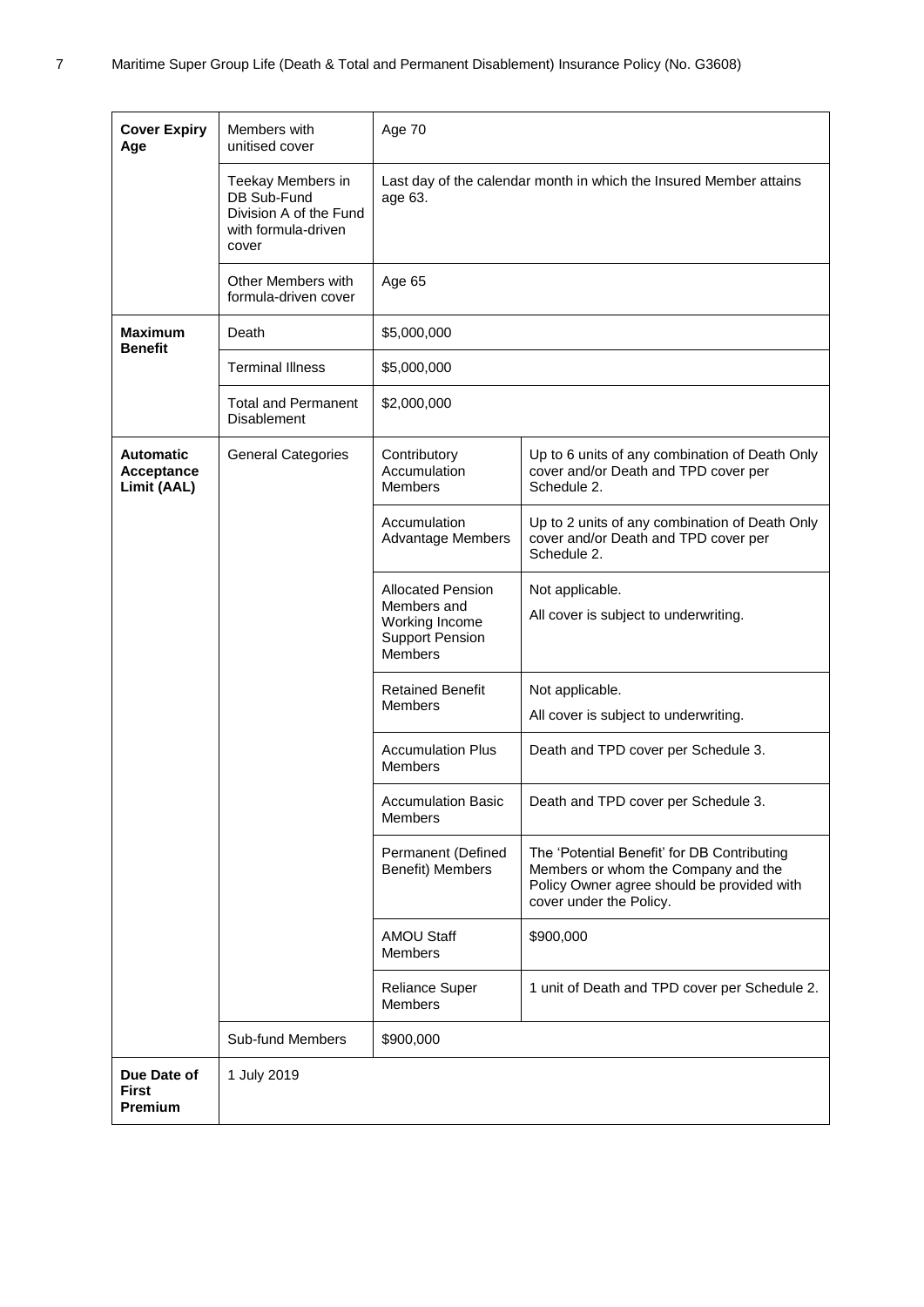| | | | |
|---|---|---|---|
| **Cover Expiry Age** | Members with unitised cover | Age 70 | |
| | Teekay Members in DB Sub-Fund Division A of the Fund with formula-driven cover | Last day of the calendar month in which the Insured Member attains age 63. | |
| | Other Members with formula-driven cover | Age 65 | |
| **Maximum Benefit** | Death | $5,000,000 | |
| | Terminal Illness | $5,000,000 | |
| | Total and Permanent Disablement | $2,000,000 | |
| **Automatic Acceptance Limit (AAL)** | General Categories | Contributory Accumulation Members | Up to 6 units of any combination of Death Only cover and/or Death and TPD cover per Schedule 2. |
| | | Accumulation Advantage Members | Up to 2 units of any combination of Death Only cover and/or Death and TPD cover per Schedule 2. |
| | | Allocated Pension Members and Working Income Support Pension Members | Not applicable.<br>All cover is subject to underwriting. |
| | | Retained Benefit Members | Not applicable.<br>All cover is subject to underwriting. |
| | | Accumulation Plus Members | Death and TPD cover per Schedule 3. |
| | | Accumulation Basic Members | Death and TPD cover per Schedule 3. |
| | | Permanent (Defined Benefit) Members | The 'Potential Benefit' for DB Contributing Members or whom the Company and the Policy Owner agree should be provided with cover under the Policy. |
| | | AMOU Staff Members | $900,000 |
| | | Reliance Super Members | 1 unit of Death and TPD cover per Schedule 2. |
| | Sub-fund Members | $900,000 | |
| **Due Date of First Premium** | 1 July 2019 | | |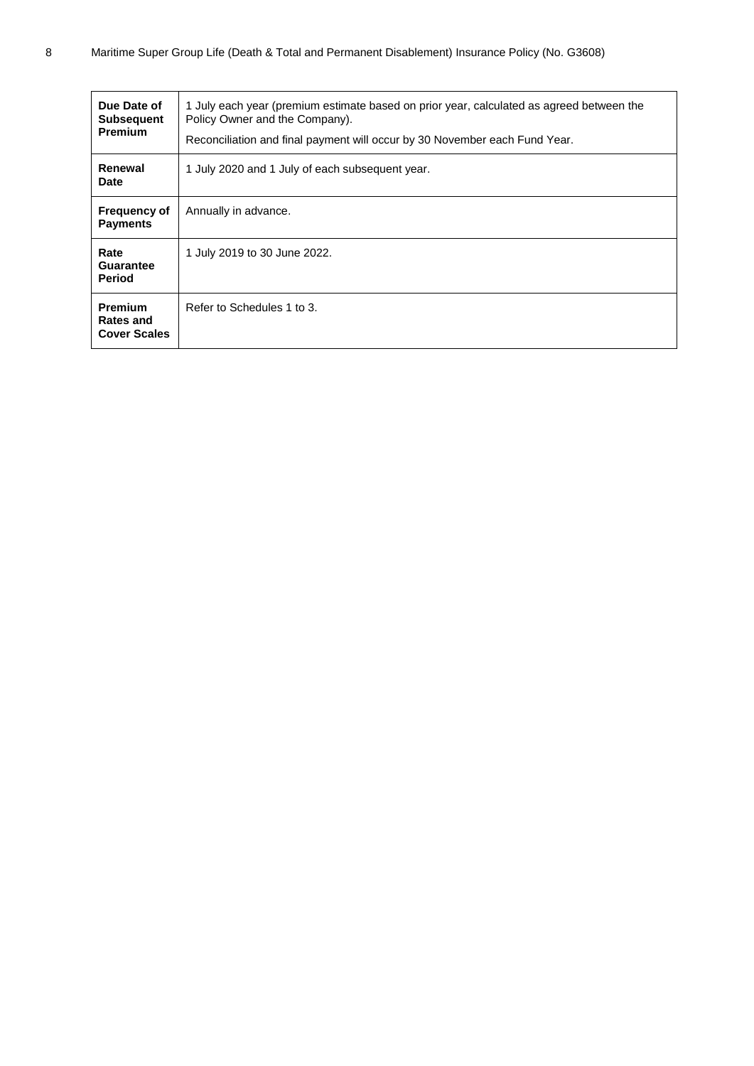| | |
|---|---|
| **Due Date of Subsequent Premium** | 1 July each year (premium estimate based on prior year, calculated as agreed between the Policy Owner and the Company).<br><br>Reconciliation and final payment will occur by 30 November each Fund Year. |
| **Renewal Date** | 1 July 2020 and 1 July of each subsequent year. |
| **Frequency of Payments** | Annually in advance. |
| **Rate Guarantee Period** | 1 July 2019 to 30 June 2022. |
| **Premium Rates and Cover Scales** | Refer to Schedules 1 to 3. |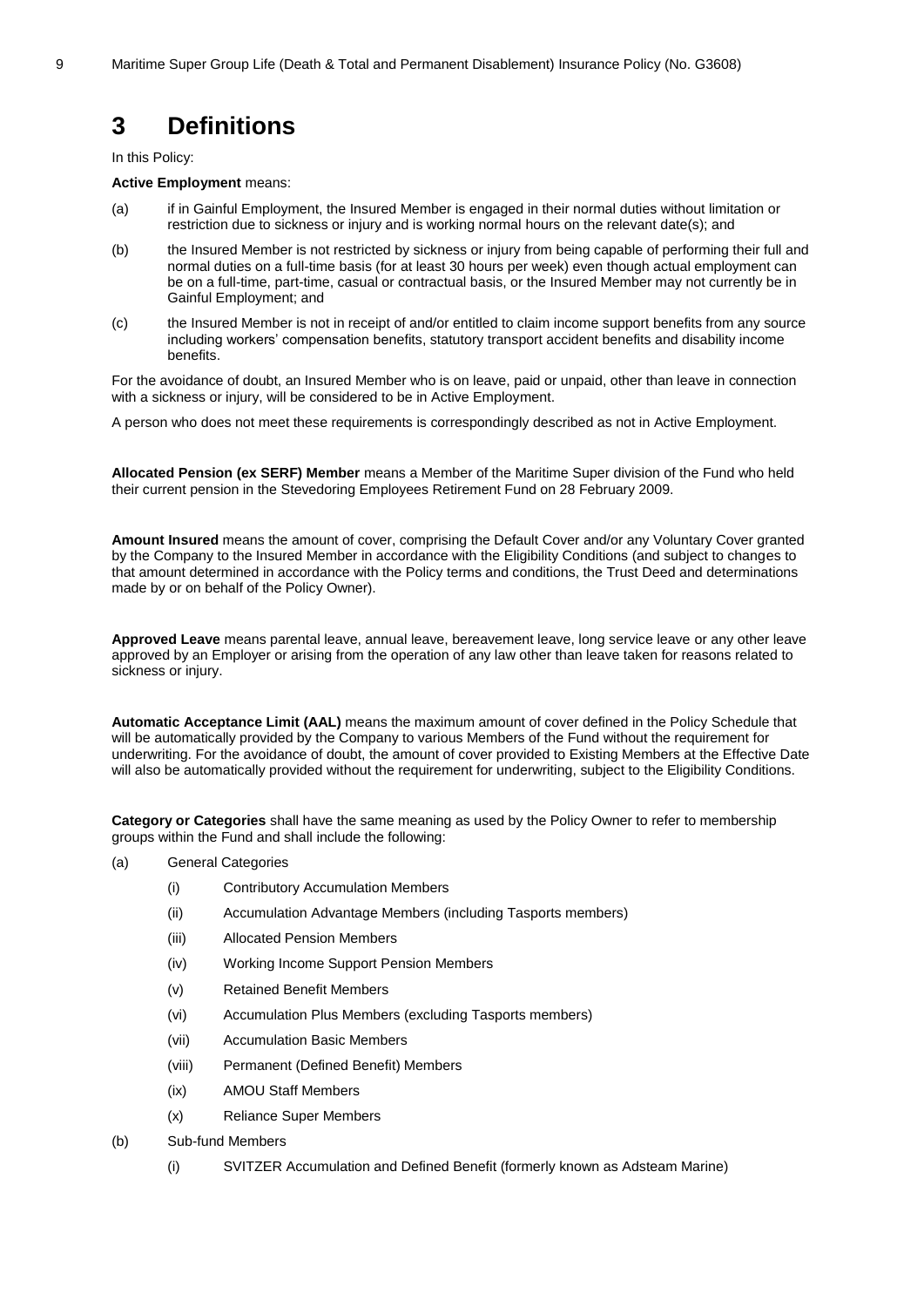# 3 Definitions

In this Policy:

**Active Employment** means:

(a) if in Gainful Employment, the Insured Member is engaged in their normal duties without limitation or restriction due to sickness or injury and is working normal hours on the relevant date(s); and

(b) the Insured Member is not restricted by sickness or injury from being capable of performing their full and normal duties on a full-time basis (for at least 30 hours per week) even though actual employment can be on a full-time, part-time, casual or contractual basis, or the Insured Member may not currently be in Gainful Employment; and

(c) the Insured Member is not in receipt of and/or entitled to claim income support benefits from any source including workers' compensation benefits, statutory transport accident benefits and disability income benefits.

For the avoidance of doubt, an Insured Member who is on leave, paid or unpaid, other than leave in connection with a sickness or injury, will be considered to be in Active Employment.

A person who does not meet these requirements is correspondingly described as not in Active Employment.

**Allocated Pension (ex SERF) Member** means a Member of the Maritime Super division of the Fund who held their current pension in the Stevedoring Employees Retirement Fund on 28 February 2009.

**Amount Insured** means the amount of cover, comprising the Default Cover and/or any Voluntary Cover granted by the Company to the Insured Member in accordance with the Eligibility Conditions (and subject to changes to that amount determined in accordance with the Policy terms and conditions, the Trust Deed and determinations made by or on behalf of the Policy Owner).

**Approved Leave** means parental leave, annual leave, bereavement leave, long service leave or any other leave approved by an Employer or arising from the operation of any law other than leave taken for reasons related to sickness or injury.

**Automatic Acceptance Limit (AAL)** means the maximum amount of cover defined in the Policy Schedule that will be automatically provided by the Company to various Members of the Fund without the requirement for underwriting. For the avoidance of doubt, the amount of cover provided to Existing Members at the Effective Date will also be automatically provided without the requirement for underwriting, subject to the Eligibility Conditions.

**Category or Categories** shall have the same meaning as used by the Policy Owner to refer to membership groups within the Fund and shall include the following:

(a) General Categories

(i) Contributory Accumulation Members

(ii) Accumulation Advantage Members (including Tasports members)

(iii) Allocated Pension Members

(iv) Working Income Support Pension Members

(v) Retained Benefit Members

(vi) Accumulation Plus Members (excluding Tasports members)

(vii) Accumulation Basic Members

(viii) Permanent (Defined Benefit) Members

(ix) AMOU Staff Members

(x) Reliance Super Members

(b) Sub-fund Members

(i) SVITZER Accumulation and Defined Benefit (formerly known as Adsteam Marine)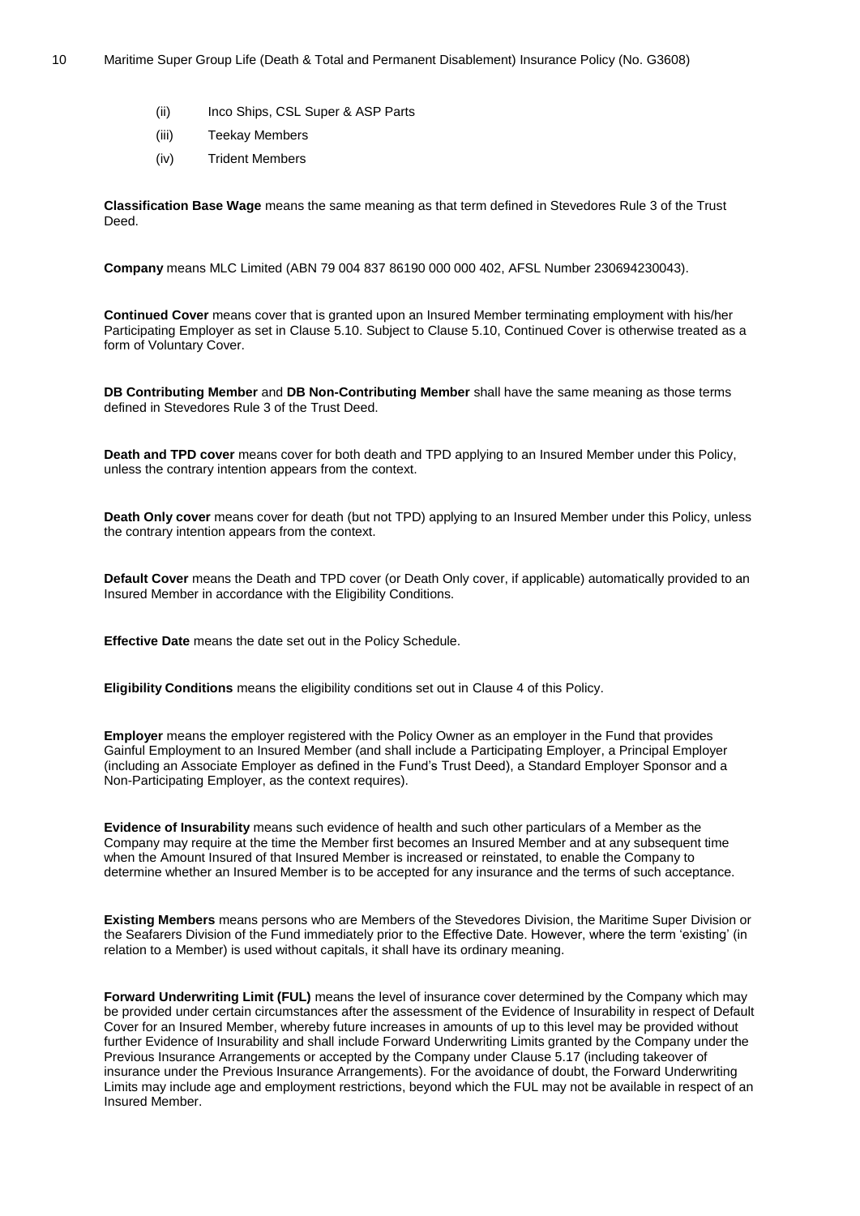(ii) Inco Ships, CSL Super & ASP Parts

(iii) Teekay Members

(iv) Trident Members

**Classification Base Wage** means the same meaning as that term defined in Stevedores Rule 3 of the Trust Deed.

**Company** means MLC Limited (ABN 79 004 837 86190 000 000 402, AFSL Number 230694230043).

**Continued Cover** means cover that is granted upon an Insured Member terminating employment with his/her Participating Employer as set in Clause 5.10. Subject to Clause 5.10, Continued Cover is otherwise treated as a form of Voluntary Cover.

**DB Contributing Member** and **DB Non-Contributing Member** shall have the same meaning as those terms defined in Stevedores Rule 3 of the Trust Deed.

**Death and TPD cover** means cover for both death and TPD applying to an Insured Member under this Policy, unless the contrary intention appears from the context.

**Death Only cover** means cover for death (but not TPD) applying to an Insured Member under this Policy, unless the contrary intention appears from the context.

**Default Cover** means the Death and TPD cover (or Death Only cover, if applicable) automatically provided to an Insured Member in accordance with the Eligibility Conditions.

**Effective Date** means the date set out in the Policy Schedule.

**Eligibility Conditions** means the eligibility conditions set out in Clause 4 of this Policy.

**Employer** means the employer registered with the Policy Owner as an employer in the Fund that provides Gainful Employment to an Insured Member (and shall include a Participating Employer, a Principal Employer (including an Associate Employer as defined in the Fund's Trust Deed), a Standard Employer Sponsor and a Non-Participating Employer, as the context requires).

**Evidence of Insurability** means such evidence of health and such other particulars of a Member as the Company may require at the time the Member first becomes an Insured Member and at any subsequent time when the Amount Insured of that Insured Member is increased or reinstated, to enable the Company to determine whether an Insured Member is to be accepted for any insurance and the terms of such acceptance.

**Existing Members** means persons who are Members of the Stevedores Division, the Maritime Super Division or the Seafarers Division of the Fund immediately prior to the Effective Date. However, where the term 'existing' (in relation to a Member) is used without capitals, it shall have its ordinary meaning.

**Forward Underwriting Limit (FUL)** means the level of insurance cover determined by the Company which may be provided under certain circumstances after the assessment of the Evidence of Insurability in respect of Default Cover for an Insured Member, whereby future increases in amounts of up to this level may be provided without further Evidence of Insurability and shall include Forward Underwriting Limits granted by the Company under the Previous Insurance Arrangements or accepted by the Company under Clause 5.17 (including takeover of insurance under the Previous Insurance Arrangements). For the avoidance of doubt, the Forward Underwriting Limits may include age and employment restrictions, beyond which the FUL may not be available in respect of an Insured Member.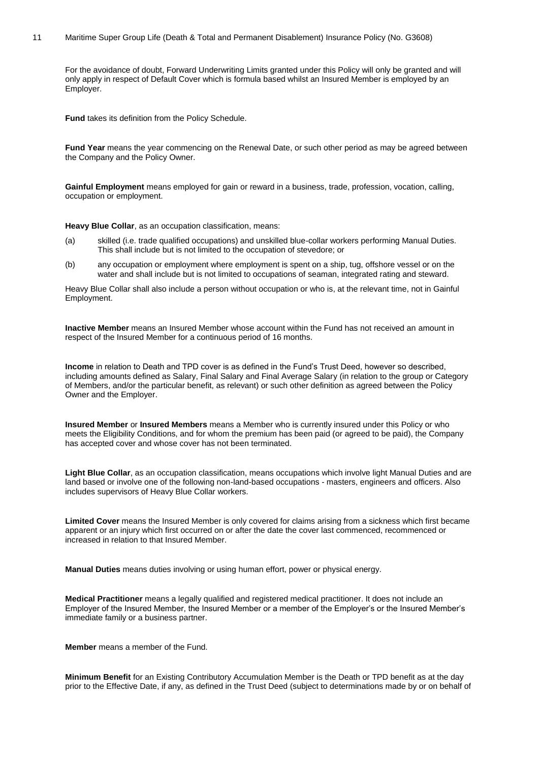For the avoidance of doubt, Forward Underwriting Limits granted under this Policy will only be granted and will only apply in respect of Default Cover which is formula based whilst an Insured Member is employed by an Employer.

**Fund** takes its definition from the Policy Schedule.

**Fund Year** means the year commencing on the Renewal Date, or such other period as may be agreed between the Company and the Policy Owner.

**Gainful Employment** means employed for gain or reward in a business, trade, profession, vocation, calling, occupation or employment.

**Heavy Blue Collar**, as an occupation classification, means:

(a) skilled (i.e. trade qualified occupations) and unskilled blue-collar workers performing Manual Duties. This shall include but is not limited to the occupation of stevedore; or

(b) any occupation or employment where employment is spent on a ship, tug, offshore vessel or on the water and shall include but is not limited to occupations of seaman, integrated rating and steward.

Heavy Blue Collar shall also include a person without occupation or who is, at the relevant time, not in Gainful Employment.

**Inactive Member** means an Insured Member whose account within the Fund has not received an amount in respect of the Insured Member for a continuous period of 16 months.

**Income** in relation to Death and TPD cover is as defined in the Fund's Trust Deed, however so described, including amounts defined as Salary, Final Salary and Final Average Salary (in relation to the group or Category of Members, and/or the particular benefit, as relevant) or such other definition as agreed between the Policy Owner and the Employer.

**Insured Member** or **Insured Members** means a Member who is currently insured under this Policy or who meets the Eligibility Conditions, and for whom the premium has been paid (or agreed to be paid), the Company has accepted cover and whose cover has not been terminated.

**Light Blue Collar**, as an occupation classification, means occupations which involve light Manual Duties and are land based or involve one of the following non-land-based occupations - masters, engineers and officers. Also includes supervisors of Heavy Blue Collar workers.

**Limited Cover** means the Insured Member is only covered for claims arising from a sickness which first became apparent or an injury which first occurred on or after the date the cover last commenced, recommenced or increased in relation to that Insured Member.

**Manual Duties** means duties involving or using human effort, power or physical energy.

**Medical Practitioner** means a legally qualified and registered medical practitioner. It does not include an Employer of the Insured Member, the Insured Member or a member of the Employer's or the Insured Member's immediate family or a business partner.

**Member** means a member of the Fund.

**Minimum Benefit** for an Existing Contributory Accumulation Member is the Death or TPD benefit as at the day prior to the Effective Date, if any, as defined in the Trust Deed (subject to determinations made by or on behalf of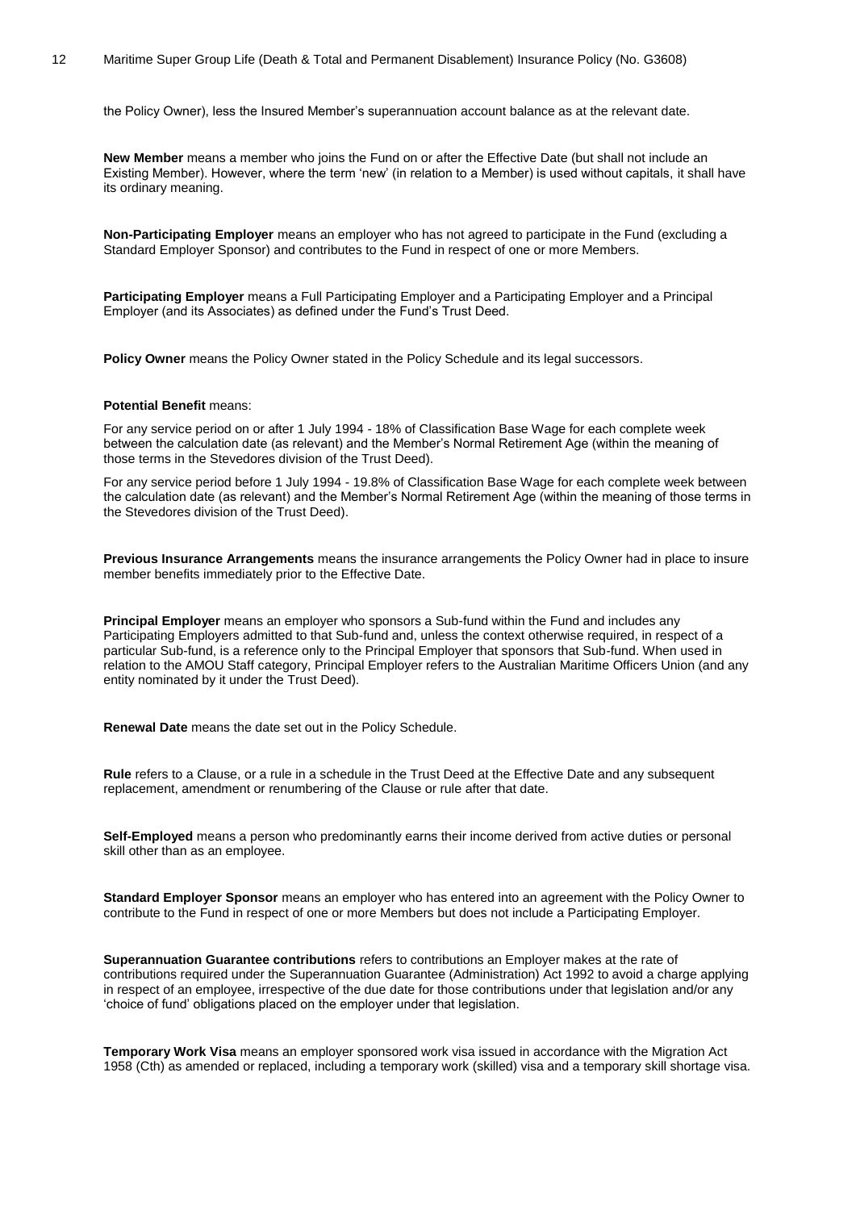the Policy Owner), less the Insured Member's superannuation account balance as at the relevant date.

**New Member** means a member who joins the Fund on or after the Effective Date (but shall not include an Existing Member). However, where the term 'new' (in relation to a Member) is used without capitals, it shall have its ordinary meaning.

**Non-Participating Employer** means an employer who has not agreed to participate in the Fund (excluding a Standard Employer Sponsor) and contributes to the Fund in respect of one or more Members.

**Participating Employer** means a Full Participating Employer and a Participating Employer and a Principal Employer (and its Associates) as defined under the Fund's Trust Deed.

**Policy Owner** means the Policy Owner stated in the Policy Schedule and its legal successors.

**Potential Benefit** means:

For any service period on or after 1 July 1994 - 18% of Classification Base Wage for each complete week between the calculation date (as relevant) and the Member's Normal Retirement Age (within the meaning of those terms in the Stevedores division of the Trust Deed).

For any service period before 1 July 1994 - 19.8% of Classification Base Wage for each complete week between the calculation date (as relevant) and the Member's Normal Retirement Age (within the meaning of those terms in the Stevedores division of the Trust Deed).

**Previous Insurance Arrangements** means the insurance arrangements the Policy Owner had in place to insure member benefits immediately prior to the Effective Date.

**Principal Employer** means an employer who sponsors a Sub-fund within the Fund and includes any Participating Employers admitted to that Sub-fund and, unless the context otherwise required, in respect of a particular Sub-fund, is a reference only to the Principal Employer that sponsors that Sub-fund. When used in relation to the AMOU Staff category, Principal Employer refers to the Australian Maritime Officers Union (and any entity nominated by it under the Trust Deed).

**Renewal Date** means the date set out in the Policy Schedule.

**Rule** refers to a Clause, or a rule in a schedule in the Trust Deed at the Effective Date and any subsequent replacement, amendment or renumbering of the Clause or rule after that date.

**Self-Employed** means a person who predominantly earns their income derived from active duties or personal skill other than as an employee.

**Standard Employer Sponsor** means an employer who has entered into an agreement with the Policy Owner to contribute to the Fund in respect of one or more Members but does not include a Participating Employer.

**Superannuation Guarantee contributions** refers to contributions an Employer makes at the rate of contributions required under the Superannuation Guarantee (Administration) Act 1992 to avoid a charge applying in respect of an employee, irrespective of the due date for those contributions under that legislation and/or any 'choice of fund' obligations placed on the employer under that legislation.

**Temporary Work Visa** means an employer sponsored work visa issued in accordance with the Migration Act 1958 (Cth) as amended or replaced, including a temporary work (skilled) visa and a temporary skill shortage visa.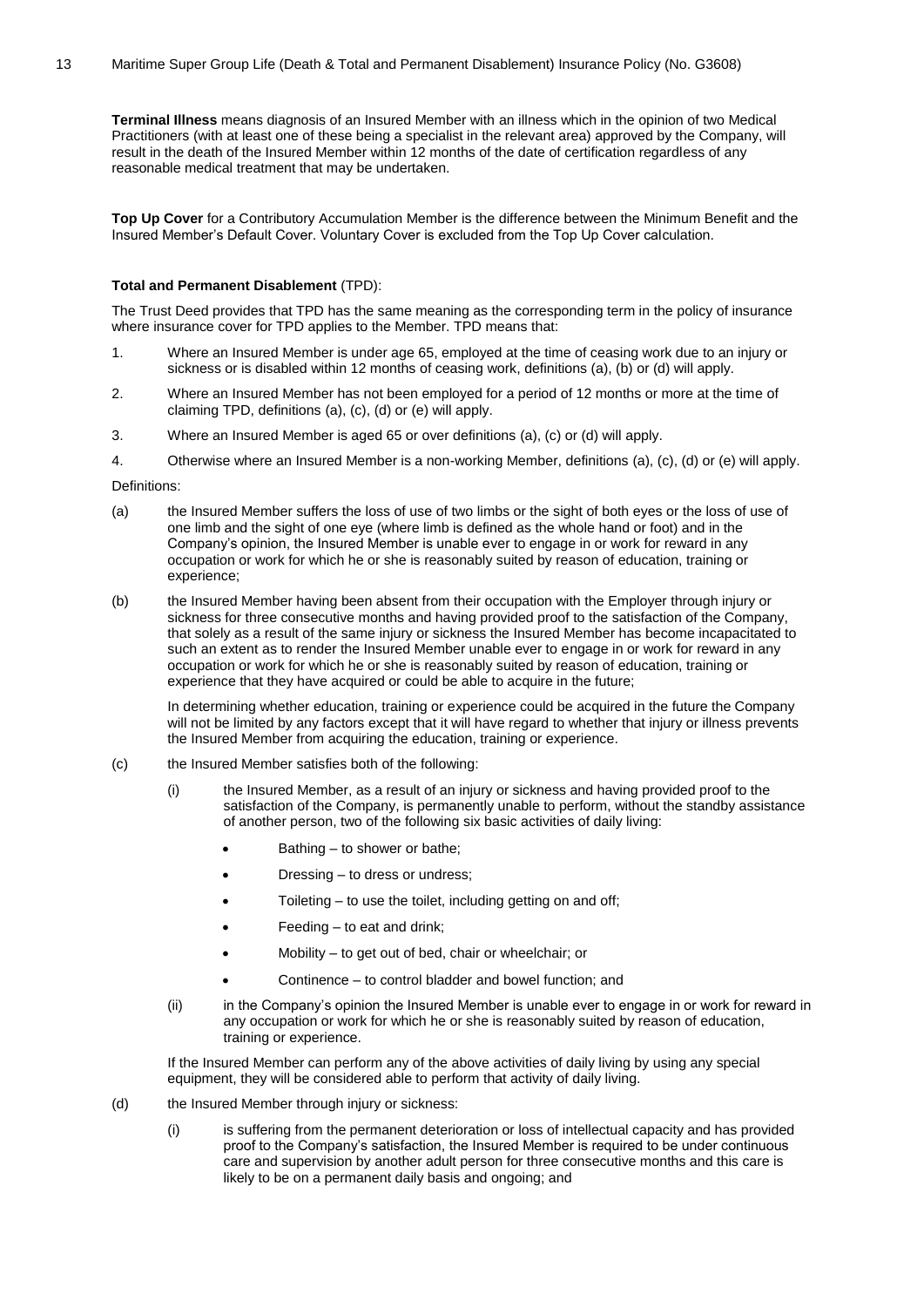**Terminal Illness** means diagnosis of an Insured Member with an illness which in the opinion of two Medical Practitioners (with at least one of these being a specialist in the relevant area) approved by the Company, will result in the death of the Insured Member within 12 months of the date of certification regardless of any reasonable medical treatment that may be undertaken.

**Top Up Cover** for a Contributory Accumulation Member is the difference between the Minimum Benefit and the Insured Member's Default Cover. Voluntary Cover is excluded from the Top Up Cover calculation.

**Total and Permanent Disablement** (TPD):

The Trust Deed provides that TPD has the same meaning as the corresponding term in the policy of insurance where insurance cover for TPD applies to the Member. TPD means that:

1. Where an Insured Member is under age 65, employed at the time of ceasing work due to an injury or sickness or is disabled within 12 months of ceasing work, definitions (a), (b) or (d) will apply.
2. Where an Insured Member has not been employed for a period of 12 months or more at the time of claiming TPD, definitions (a), (c), (d) or (e) will apply.
3. Where an Insured Member is aged 65 or over definitions (a), (c) or (d) will apply.
4. Otherwise where an Insured Member is a non-working Member, definitions (a), (c), (d) or (e) will apply.

Definitions:

(a) the Insured Member suffers the loss of use of two limbs or the sight of both eyes or the loss of use of one limb and the sight of one eye (where limb is defined as the whole hand or foot) and in the Company's opinion, the Insured Member is unable ever to engage in or work for reward in any occupation or work for which he or she is reasonably suited by reason of education, training or experience;

(b) the Insured Member having been absent from their occupation with the Employer through injury or sickness for three consecutive months and having provided proof to the satisfaction of the Company, that solely as a result of the same injury or sickness the Insured Member has become incapacitated to such an extent as to render the Insured Member unable ever to engage in or work for reward in any occupation or work for which he or she is reasonably suited by reason of education, training or experience that they have acquired or could be able to acquire in the future;

In determining whether education, training or experience could be acquired in the future the Company will not be limited by any factors except that it will have regard to whether that injury or illness prevents the Insured Member from acquiring the education, training or experience.

(c) the Insured Member satisfies both of the following:

(i) the Insured Member, as a result of an injury or sickness and having provided proof to the satisfaction of the Company, is permanently unable to perform, without the standby assistance of another person, two of the following six basic activities of daily living:

- Bathing – to shower or bathe;
- Dressing – to dress or undress;
- Toileting – to use the toilet, including getting on and off;
- Feeding – to eat and drink;
- Mobility – to get out of bed, chair or wheelchair; or
- Continence – to control bladder and bowel function; and

(ii) in the Company's opinion the Insured Member is unable ever to engage in or work for reward in any occupation or work for which he or she is reasonably suited by reason of education, training or experience.

If the Insured Member can perform any of the above activities of daily living by using any special equipment, they will be considered able to perform that activity of daily living.

(d) the Insured Member through injury or sickness:

(i) is suffering from the permanent deterioration or loss of intellectual capacity and has provided proof to the Company's satisfaction, the Insured Member is required to be under continuous care and supervision by another adult person for three consecutive months and this care is likely to be on a permanent daily basis and ongoing; and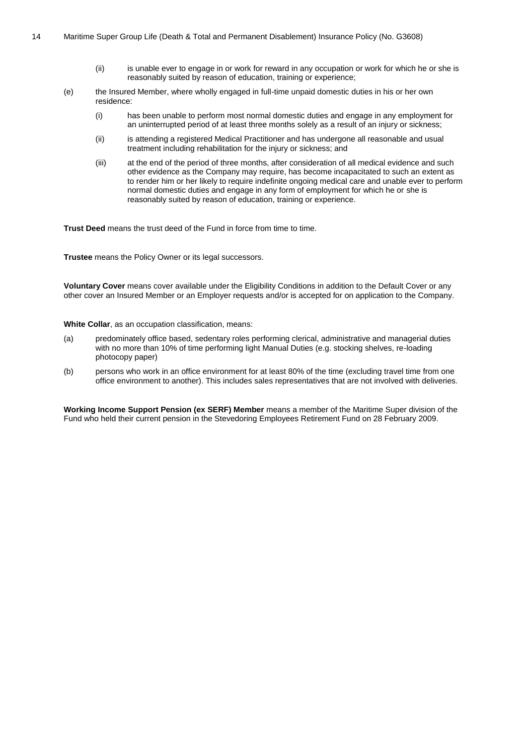(ii) is unable ever to engage in or work for reward in any occupation or work for which he or she is reasonably suited by reason of education, training or experience;

(e) the Insured Member, where wholly engaged in full-time unpaid domestic duties in his or her own residence:

(i) has been unable to perform most normal domestic duties and engage in any employment for an uninterrupted period of at least three months solely as a result of an injury or sickness;

(ii) is attending a registered Medical Practitioner and has undergone all reasonable and usual treatment including rehabilitation for the injury or sickness; and

(iii) at the end of the period of three months, after consideration of all medical evidence and such other evidence as the Company may require, has become incapacitated to such an extent as to render him or her likely to require indefinite ongoing medical care and unable ever to perform normal domestic duties and engage in any form of employment for which he or she is reasonably suited by reason of education, training or experience.

**Trust Deed** means the trust deed of the Fund in force from time to time.

**Trustee** means the Policy Owner or its legal successors.

**Voluntary Cover** means cover available under the Eligibility Conditions in addition to the Default Cover or any other cover an Insured Member or an Employer requests and/or is accepted for on application to the Company.

**White Collar**, as an occupation classification, means:

(a) predominately office based, sedentary roles performing clerical, administrative and managerial duties with no more than 10% of time performing light Manual Duties (e.g. stocking shelves, re-loading photocopy paper)

(b) persons who work in an office environment for at least 80% of the time (excluding travel time from one office environment to another). This includes sales representatives that are not involved with deliveries.

**Working Income Support Pension (ex SERF) Member** means a member of the Maritime Super division of the Fund who held their current pension in the Stevedoring Employees Retirement Fund on 28 February 2009.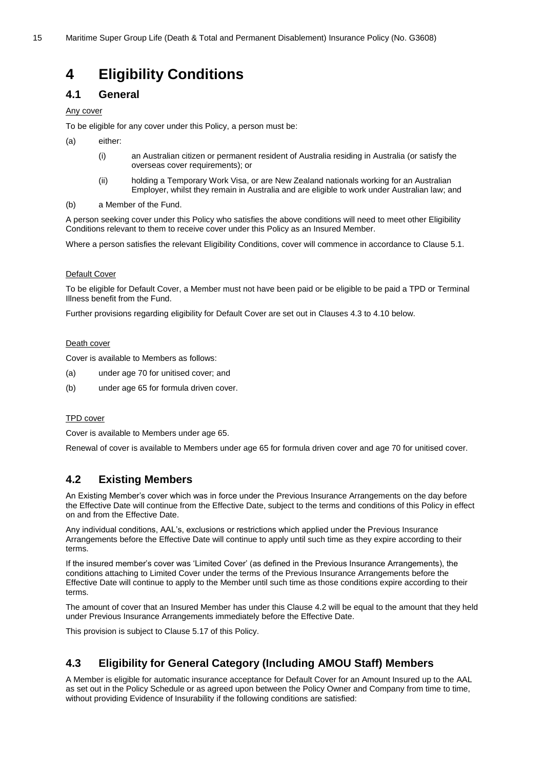# 4 Eligibility Conditions

## 4.1 General

Any cover

To be eligible for any cover under this Policy, a person must be:

(a) either:

(i) an Australian citizen or permanent resident of Australia residing in Australia (or satisfy the overseas cover requirements); or

(ii) holding a Temporary Work Visa, or are New Zealand nationals working for an Australian Employer, whilst they remain in Australia and are eligible to work under Australian law; and

(b) a Member of the Fund.

A person seeking cover under this Policy who satisfies the above conditions will need to meet other Eligibility Conditions relevant to them to receive cover under this Policy as an Insured Member.

Where a person satisfies the relevant Eligibility Conditions, cover will commence in accordance to Clause 5.1.

Default Cover

To be eligible for Default Cover, a Member must not have been paid or be eligible to be paid a TPD or Terminal Illness benefit from the Fund.

Further provisions regarding eligibility for Default Cover are set out in Clauses 4.3 to 4.10 below.

Death cover

Cover is available to Members as follows:

(a) under age 70 for unitised cover; and

(b) under age 65 for formula driven cover.

TPD cover

Cover is available to Members under age 65.

Renewal of cover is available to Members under age 65 for formula driven cover and age 70 for unitised cover.

## 4.2 Existing Members

An Existing Member's cover which was in force under the Previous Insurance Arrangements on the day before the Effective Date will continue from the Effective Date, subject to the terms and conditions of this Policy in effect on and from the Effective Date.

Any individual conditions, AAL's, exclusions or restrictions which applied under the Previous Insurance Arrangements before the Effective Date will continue to apply until such time as they expire according to their terms.

If the insured member's cover was 'Limited Cover' (as defined in the Previous Insurance Arrangements), the conditions attaching to Limited Cover under the terms of the Previous Insurance Arrangements before the Effective Date will continue to apply to the Member until such time as those conditions expire according to their terms.

The amount of cover that an Insured Member has under this Clause 4.2 will be equal to the amount that they held under Previous Insurance Arrangements immediately before the Effective Date.

This provision is subject to Clause 5.17 of this Policy.

## 4.3 Eligibility for General Category (Including AMOU Staff) Members

A Member is eligible for automatic insurance acceptance for Default Cover for an Amount Insured up to the AAL as set out in the Policy Schedule or as agreed upon between the Policy Owner and Company from time to time, without providing Evidence of Insurability if the following conditions are satisfied: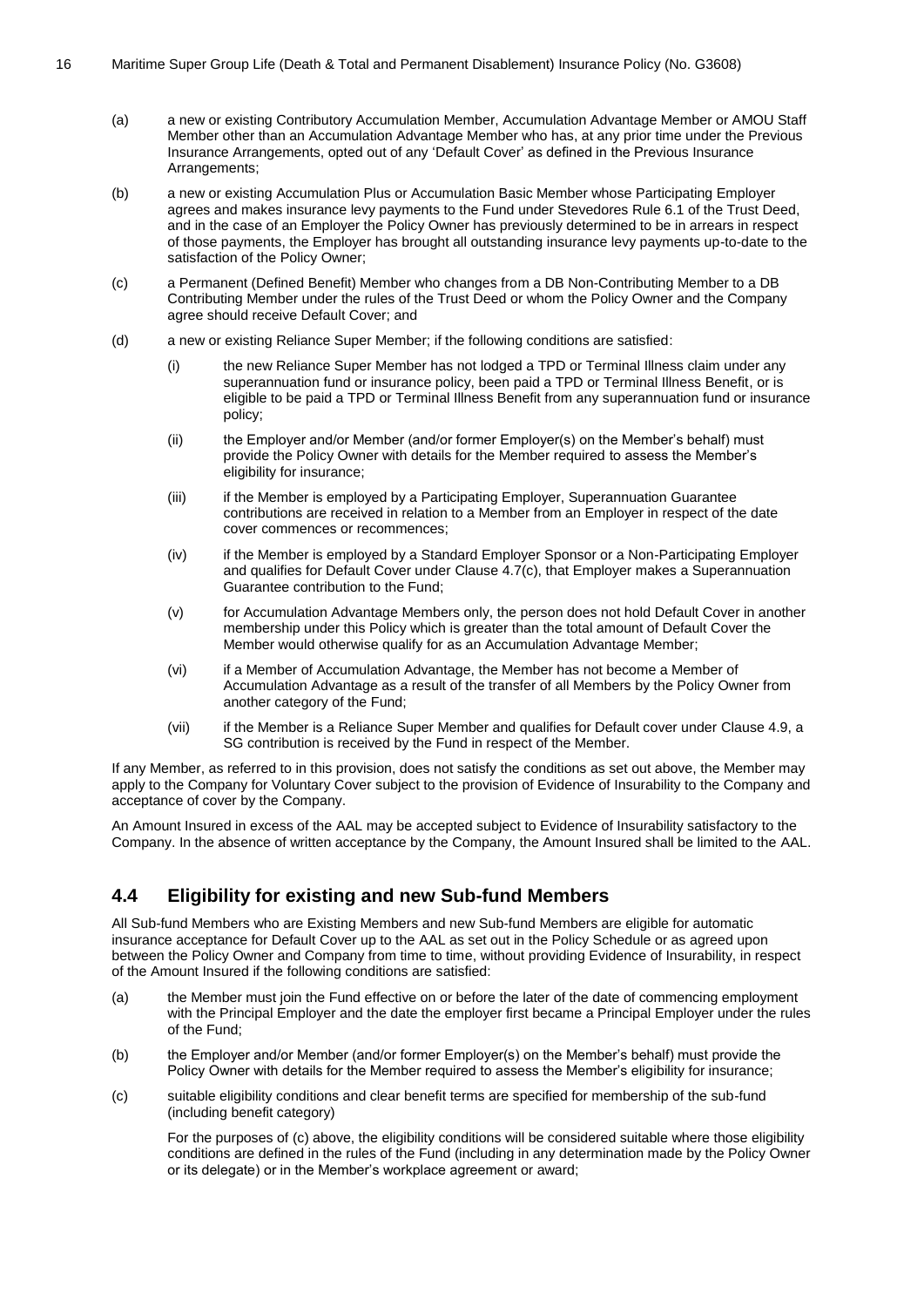(a) a new or existing Contributory Accumulation Member, Accumulation Advantage Member or AMOU Staff Member other than an Accumulation Advantage Member who has, at any prior time under the Previous Insurance Arrangements, opted out of any 'Default Cover' as defined in the Previous Insurance Arrangements;

(b) a new or existing Accumulation Plus or Accumulation Basic Member whose Participating Employer agrees and makes insurance levy payments to the Fund under Stevedores Rule 6.1 of the Trust Deed, and in the case of an Employer the Policy Owner has previously determined to be in arrears in respect of those payments, the Employer has brought all outstanding insurance levy payments up-to-date to the satisfaction of the Policy Owner;

(c) a Permanent (Defined Benefit) Member who changes from a DB Non-Contributing Member to a DB Contributing Member under the rules of the Trust Deed or whom the Policy Owner and the Company agree should receive Default Cover; and

(d) a new or existing Reliance Super Member; if the following conditions are satisfied:

 (i) the new Reliance Super Member has not lodged a TPD or Terminal Illness claim under any superannuation fund or insurance policy, been paid a TPD or Terminal Illness Benefit, or is eligible to be paid a TPD or Terminal Illness Benefit from any superannuation fund or insurance policy;

 (ii) the Employer and/or Member (and/or former Employer(s) on the Member's behalf) must provide the Policy Owner with details for the Member required to assess the Member's eligibility for insurance;

 (iii) if the Member is employed by a Participating Employer, Superannuation Guarantee contributions are received in relation to a Member from an Employer in respect of the date cover commences or recommences;

 (iv) if the Member is employed by a Standard Employer Sponsor or a Non-Participating Employer and qualifies for Default Cover under Clause 4.7(c), that Employer makes a Superannuation Guarantee contribution to the Fund;

 (v) for Accumulation Advantage Members only, the person does not hold Default Cover in another membership under this Policy which is greater than the total amount of Default Cover the Member would otherwise qualify for as an Accumulation Advantage Member;

 (vi) if a Member of Accumulation Advantage, the Member has not become a Member of Accumulation Advantage as a result of the transfer of all Members by the Policy Owner from another category of the Fund;

 (vii) if the Member is a Reliance Super Member and qualifies for Default cover under Clause 4.9, a SG contribution is received by the Fund in respect of the Member.

If any Member, as referred to in this provision, does not satisfy the conditions as set out above, the Member may apply to the Company for Voluntary Cover subject to the provision of Evidence of Insurability to the Company and acceptance of cover by the Company.

An Amount Insured in excess of the AAL may be accepted subject to Evidence of Insurability satisfactory to the Company. In the absence of written acceptance by the Company, the Amount Insured shall be limited to the AAL.

## 4.4 Eligibility for existing and new Sub-fund Members

All Sub-fund Members who are Existing Members and new Sub-fund Members are eligible for automatic insurance acceptance for Default Cover up to the AAL as set out in the Policy Schedule or as agreed upon between the Policy Owner and Company from time to time, without providing Evidence of Insurability, in respect of the Amount Insured if the following conditions are satisfied:

(a) the Member must join the Fund effective on or before the later of the date of commencing employment with the Principal Employer and the date the employer first became a Principal Employer under the rules of the Fund;

(b) the Employer and/or Member (and/or former Employer(s) on the Member's behalf) must provide the Policy Owner with details for the Member required to assess the Member's eligibility for insurance;

(c) suitable eligibility conditions and clear benefit terms are specified for membership of the sub-fund (including benefit category)

 For the purposes of (c) above, the eligibility conditions will be considered suitable where those eligibility conditions are defined in the rules of the Fund (including in any determination made by the Policy Owner or its delegate) or in the Member's workplace agreement or award;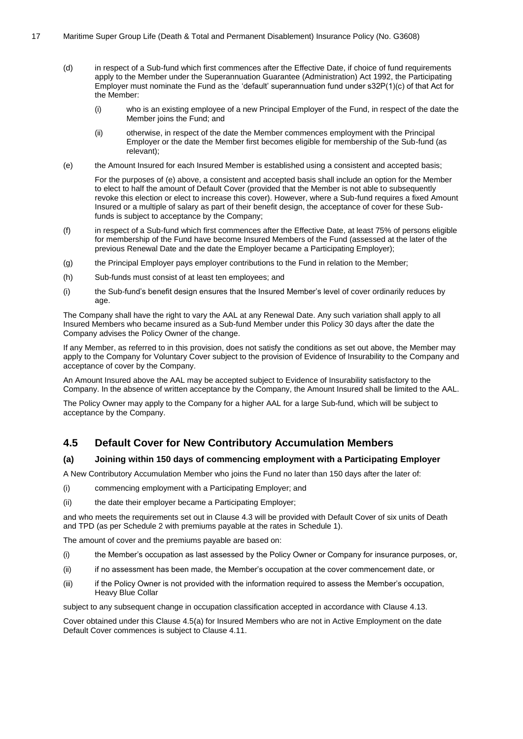(d) in respect of a Sub-fund which first commences after the Effective Date, if choice of fund requirements apply to the Member under the Superannuation Guarantee (Administration) Act 1992, the Participating Employer must nominate the Fund as the 'default' superannuation fund under s32P(1)(c) of that Act for the Member:

   (i) who is an existing employee of a new Principal Employer of the Fund, in respect of the date the Member joins the Fund; and

   (ii) otherwise, in respect of the date the Member commences employment with the Principal Employer or the date the Member first becomes eligible for membership of the Sub-fund (as relevant);

(e) the Amount Insured for each Insured Member is established using a consistent and accepted basis;

   For the purposes of (e) above, a consistent and accepted basis shall include an option for the Member to elect to half the amount of Default Cover (provided that the Member is not able to subsequently revoke this election or elect to increase this cover). However, where a Sub-fund requires a fixed Amount Insured or a multiple of salary as part of their benefit design, the acceptance of cover for these Sub-funds is subject to acceptance by the Company;

(f) in respect of a Sub-fund which first commences after the Effective Date, at least 75% of persons eligible for membership of the Fund have become Insured Members of the Fund (assessed at the later of the previous Renewal Date and the date the Employer became a Participating Employer);

(g) the Principal Employer pays employer contributions to the Fund in relation to the Member;

(h) Sub-funds must consist of at least ten employees; and

(i) the Sub-fund's benefit design ensures that the Insured Member's level of cover ordinarily reduces by age.

The Company shall have the right to vary the AAL at any Renewal Date. Any such variation shall apply to all Insured Members who became insured as a Sub-fund Member under this Policy 30 days after the date the Company advises the Policy Owner of the change.

If any Member, as referred to in this provision, does not satisfy the conditions as set out above, the Member may apply to the Company for Voluntary Cover subject to the provision of Evidence of Insurability to the Company and acceptance of cover by the Company.

An Amount Insured above the AAL may be accepted subject to Evidence of Insurability satisfactory to the Company. In the absence of written acceptance by the Company, the Amount Insured shall be limited to the AAL.

The Policy Owner may apply to the Company for a higher AAL for a large Sub-fund, which will be subject to acceptance by the Company.

## 4.5 Default Cover for New Contributory Accumulation Members

### (a) Joining within 150 days of commencing employment with a Participating Employer

A New Contributory Accumulation Member who joins the Fund no later than 150 days after the later of:

(i) commencing employment with a Participating Employer; and

(ii) the date their employer became a Participating Employer;

and who meets the requirements set out in Clause 4.3 will be provided with Default Cover of six units of Death and TPD (as per Schedule 2 with premiums payable at the rates in Schedule 1).

The amount of cover and the premiums payable are based on:

(i) the Member's occupation as last assessed by the Policy Owner or Company for insurance purposes, or,

(ii) if no assessment has been made, the Member's occupation at the cover commencement date, or

(iii) if the Policy Owner is not provided with the information required to assess the Member's occupation, Heavy Blue Collar

subject to any subsequent change in occupation classification accepted in accordance with Clause 4.13.

Cover obtained under this Clause 4.5(a) for Insured Members who are not in Active Employment on the date Default Cover commences is subject to Clause 4.11.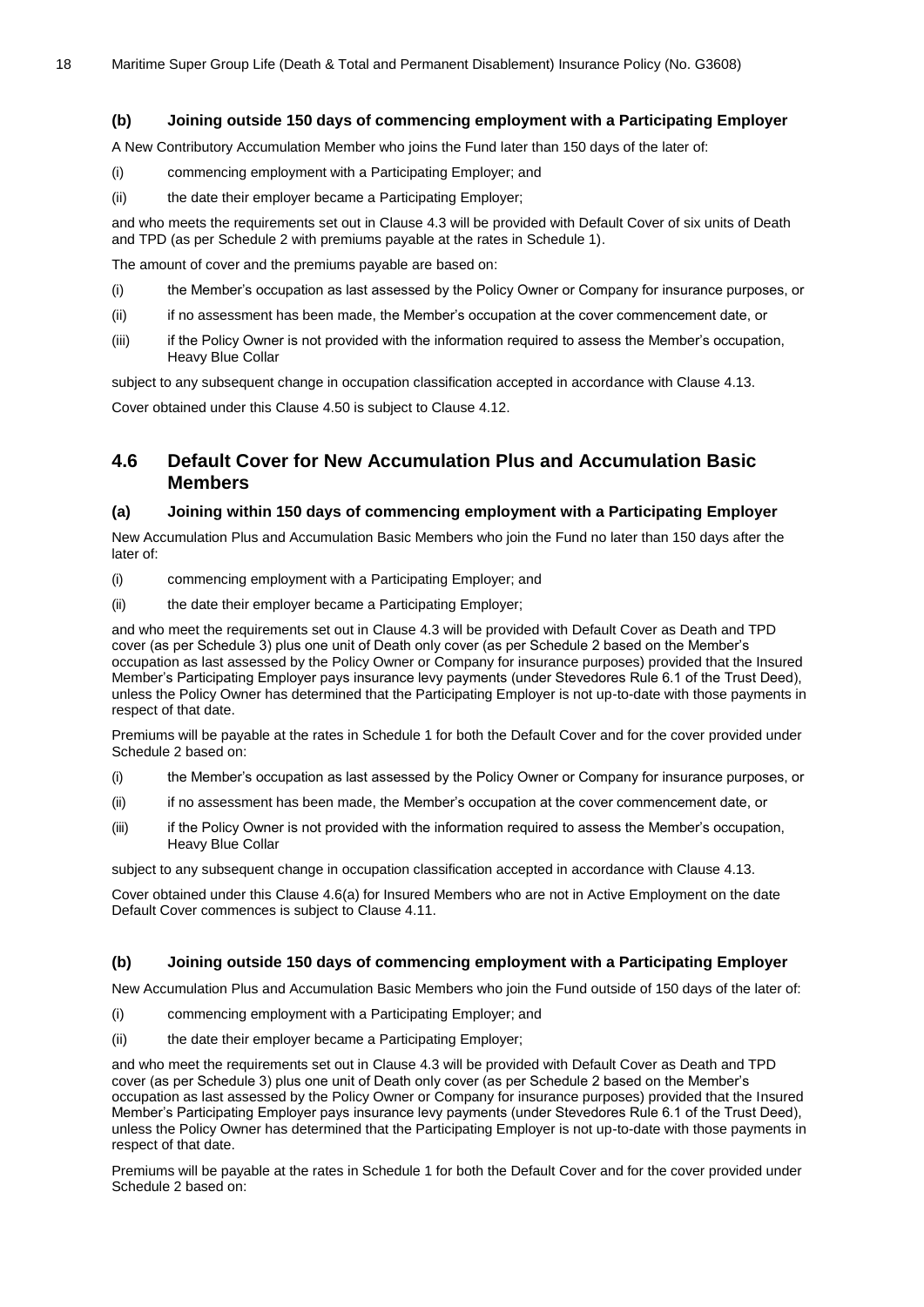### (b) Joining outside 150 days of commencing employment with a Participating Employer

A New Contributory Accumulation Member who joins the Fund later than 150 days of the later of:

(i) commencing employment with a Participating Employer; and

(ii) the date their employer became a Participating Employer;

and who meets the requirements set out in Clause 4.3 will be provided with Default Cover of six units of Death and TPD (as per Schedule 2 with premiums payable at the rates in Schedule 1).

The amount of cover and the premiums payable are based on:

(i) the Member's occupation as last assessed by the Policy Owner or Company for insurance purposes, or

(ii) if no assessment has been made, the Member's occupation at the cover commencement date, or

(iii) if the Policy Owner is not provided with the information required to assess the Member's occupation, Heavy Blue Collar

subject to any subsequent change in occupation classification accepted in accordance with Clause 4.13.

Cover obtained under this Clause 4.50 is subject to Clause 4.12.

## 4.6 Default Cover for New Accumulation Plus and Accumulation Basic Members

### (a) Joining within 150 days of commencing employment with a Participating Employer

New Accumulation Plus and Accumulation Basic Members who join the Fund no later than 150 days after the later of:

(i) commencing employment with a Participating Employer; and

(ii) the date their employer became a Participating Employer;

and who meet the requirements set out in Clause 4.3 will be provided with Default Cover as Death and TPD cover (as per Schedule 3) plus one unit of Death only cover (as per Schedule 2 based on the Member's occupation as last assessed by the Policy Owner or Company for insurance purposes) provided that the Insured Member's Participating Employer pays insurance levy payments (under Stevedores Rule 6.1 of the Trust Deed), unless the Policy Owner has determined that the Participating Employer is not up-to-date with those payments in respect of that date.

Premiums will be payable at the rates in Schedule 1 for both the Default Cover and for the cover provided under Schedule 2 based on:

(i) the Member's occupation as last assessed by the Policy Owner or Company for insurance purposes, or

(ii) if no assessment has been made, the Member's occupation at the cover commencement date, or

(iii) if the Policy Owner is not provided with the information required to assess the Member's occupation, Heavy Blue Collar

subject to any subsequent change in occupation classification accepted in accordance with Clause 4.13.

Cover obtained under this Clause 4.6(a) for Insured Members who are not in Active Employment on the date Default Cover commences is subject to Clause 4.11.

### (b) Joining outside 150 days of commencing employment with a Participating Employer

New Accumulation Plus and Accumulation Basic Members who join the Fund outside of 150 days of the later of:

(i) commencing employment with a Participating Employer; and

(ii) the date their employer became a Participating Employer;

and who meet the requirements set out in Clause 4.3 will be provided with Default Cover as Death and TPD cover (as per Schedule 3) plus one unit of Death only cover (as per Schedule 2 based on the Member's occupation as last assessed by the Policy Owner or Company for insurance purposes) provided that the Insured Member's Participating Employer pays insurance levy payments (under Stevedores Rule 6.1 of the Trust Deed), unless the Policy Owner has determined that the Participating Employer is not up-to-date with those payments in respect of that date.

Premiums will be payable at the rates in Schedule 1 for both the Default Cover and for the cover provided under Schedule 2 based on: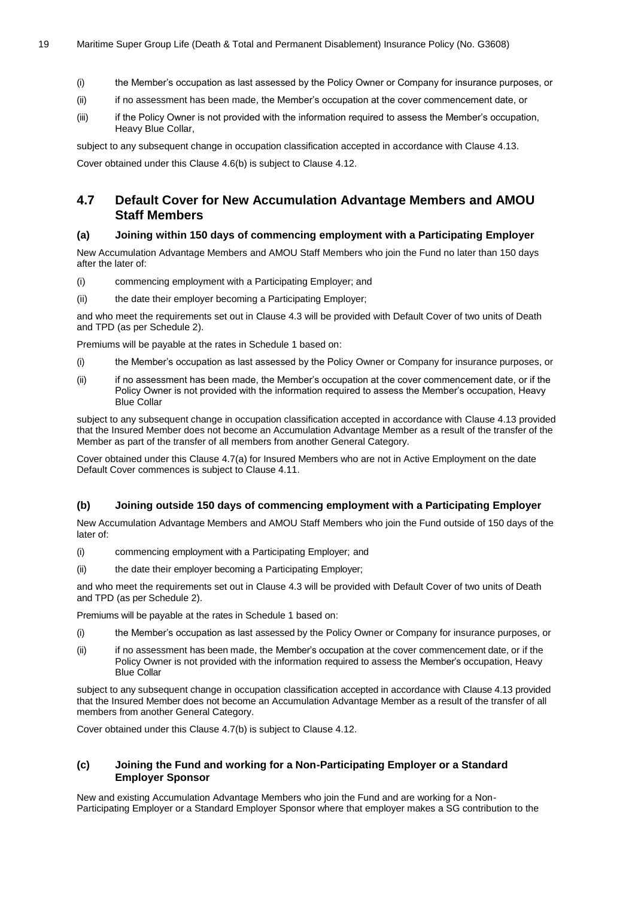(i) the Member's occupation as last assessed by the Policy Owner or Company for insurance purposes, or

(ii) if no assessment has been made, the Member's occupation at the cover commencement date, or

(iii) if the Policy Owner is not provided with the information required to assess the Member's occupation, Heavy Blue Collar,

subject to any subsequent change in occupation classification accepted in accordance with Clause 4.13.

Cover obtained under this Clause 4.6(b) is subject to Clause 4.12.

## 4.7 Default Cover for New Accumulation Advantage Members and AMOU Staff Members

### (a) Joining within 150 days of commencing employment with a Participating Employer

New Accumulation Advantage Members and AMOU Staff Members who join the Fund no later than 150 days after the later of:

(i) commencing employment with a Participating Employer; and

(ii) the date their employer becoming a Participating Employer;

and who meet the requirements set out in Clause 4.3 will be provided with Default Cover of two units of Death and TPD (as per Schedule 2).

Premiums will be payable at the rates in Schedule 1 based on:

(i) the Member's occupation as last assessed by the Policy Owner or Company for insurance purposes, or

(ii) if no assessment has been made, the Member's occupation at the cover commencement date, or if the Policy Owner is not provided with the information required to assess the Member's occupation, Heavy Blue Collar

subject to any subsequent change in occupation classification accepted in accordance with Clause 4.13 provided that the Insured Member does not become an Accumulation Advantage Member as a result of the transfer of the Member as part of the transfer of all members from another General Category.

Cover obtained under this Clause 4.7(a) for Insured Members who are not in Active Employment on the date Default Cover commences is subject to Clause 4.11.

### (b) Joining outside 150 days of commencing employment with a Participating Employer

New Accumulation Advantage Members and AMOU Staff Members who join the Fund outside of 150 days of the later of:

(i) commencing employment with a Participating Employer; and

(ii) the date their employer becoming a Participating Employer;

and who meet the requirements set out in Clause 4.3 will be provided with Default Cover of two units of Death and TPD (as per Schedule 2).

Premiums will be payable at the rates in Schedule 1 based on:

(i) the Member's occupation as last assessed by the Policy Owner or Company for insurance purposes, or

(ii) if no assessment has been made, the Member's occupation at the cover commencement date, or if the Policy Owner is not provided with the information required to assess the Member's occupation, Heavy Blue Collar

subject to any subsequent change in occupation classification accepted in accordance with Clause 4.13 provided that the Insured Member does not become an Accumulation Advantage Member as a result of the transfer of all members from another General Category.

Cover obtained under this Clause 4.7(b) is subject to Clause 4.12.

### (c) Joining the Fund and working for a Non-Participating Employer or a Standard Employer Sponsor

New and existing Accumulation Advantage Members who join the Fund and are working for a Non-Participating Employer or a Standard Employer Sponsor where that employer makes a SG contribution to the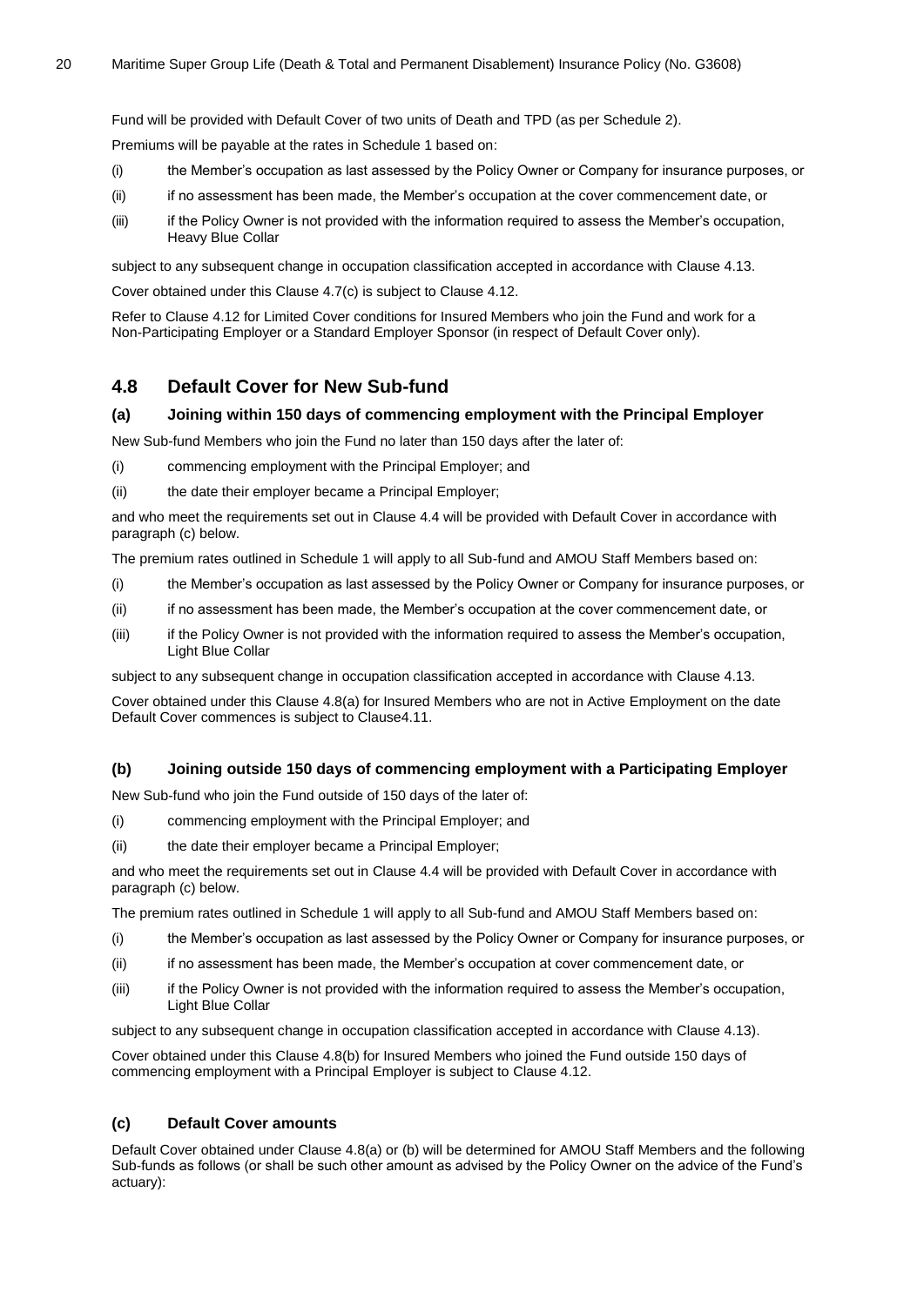Fund will be provided with Default Cover of two units of Death and TPD (as per Schedule 2).

Premiums will be payable at the rates in Schedule 1 based on:

(i) the Member's occupation as last assessed by the Policy Owner or Company for insurance purposes, or

(ii) if no assessment has been made, the Member's occupation at the cover commencement date, or

(iii) if the Policy Owner is not provided with the information required to assess the Member's occupation, Heavy Blue Collar

subject to any subsequent change in occupation classification accepted in accordance with Clause 4.13.

Cover obtained under this Clause 4.7(c) is subject to Clause 4.12.

Refer to Clause 4.12 for Limited Cover conditions for Insured Members who join the Fund and work for a Non-Participating Employer or a Standard Employer Sponsor (in respect of Default Cover only).

## 4.8 Default Cover for New Sub-fund

### (a) Joining within 150 days of commencing employment with the Principal Employer

New Sub-fund Members who join the Fund no later than 150 days after the later of:

(i) commencing employment with the Principal Employer; and

(ii) the date their employer became a Principal Employer;

and who meet the requirements set out in Clause 4.4 will be provided with Default Cover in accordance with paragraph (c) below.

The premium rates outlined in Schedule 1 will apply to all Sub-fund and AMOU Staff Members based on:

(i) the Member's occupation as last assessed by the Policy Owner or Company for insurance purposes, or

(ii) if no assessment has been made, the Member's occupation at the cover commencement date, or

(iii) if the Policy Owner is not provided with the information required to assess the Member's occupation, Light Blue Collar

subject to any subsequent change in occupation classification accepted in accordance with Clause 4.13.

Cover obtained under this Clause 4.8(a) for Insured Members who are not in Active Employment on the date Default Cover commences is subject to Clause4.11.

### (b) Joining outside 150 days of commencing employment with a Participating Employer

New Sub-fund who join the Fund outside of 150 days of the later of:

(i) commencing employment with the Principal Employer; and

(ii) the date their employer became a Principal Employer;

and who meet the requirements set out in Clause 4.4 will be provided with Default Cover in accordance with paragraph (c) below.

The premium rates outlined in Schedule 1 will apply to all Sub-fund and AMOU Staff Members based on:

(i) the Member's occupation as last assessed by the Policy Owner or Company for insurance purposes, or

(ii) if no assessment has been made, the Member's occupation at cover commencement date, or

(iii) if the Policy Owner is not provided with the information required to assess the Member's occupation, Light Blue Collar

subject to any subsequent change in occupation classification accepted in accordance with Clause 4.13).

Cover obtained under this Clause 4.8(b) for Insured Members who joined the Fund outside 150 days of commencing employment with a Principal Employer is subject to Clause 4.12.

### (c) Default Cover amounts

Default Cover obtained under Clause 4.8(a) or (b) will be determined for AMOU Staff Members and the following Sub-funds as follows (or shall be such other amount as advised by the Policy Owner on the advice of the Fund's actuary):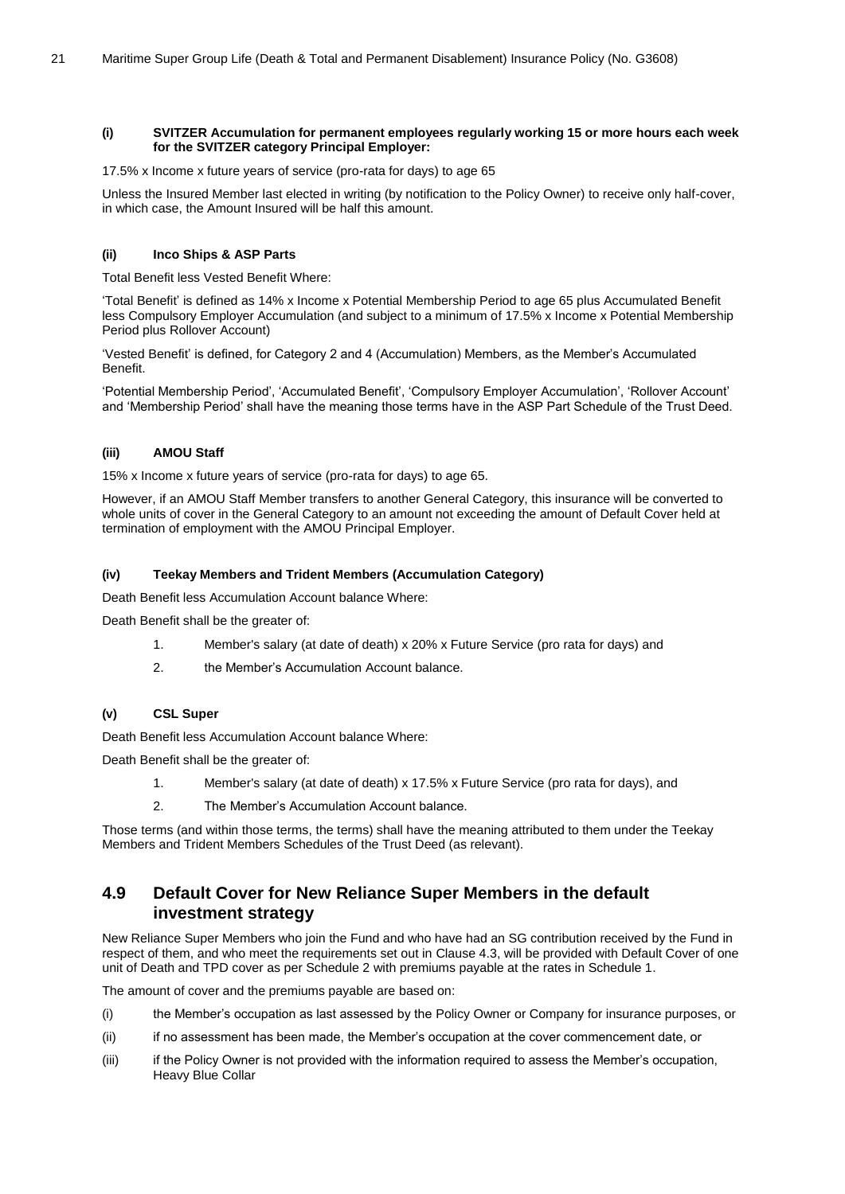**(i) SVITZER Accumulation for permanent employees regularly working 15 or more hours each week for the SVITZER category Principal Employer:**

17.5% x Income x future years of service (pro-rata for days) to age 65

Unless the Insured Member last elected in writing (by notification to the Policy Owner) to receive only half-cover, in which case, the Amount Insured will be half this amount.

**(ii) Inco Ships & ASP Parts**

Total Benefit less Vested Benefit Where:

'Total Benefit' is defined as 14% x Income x Potential Membership Period to age 65 plus Accumulated Benefit less Compulsory Employer Accumulation (and subject to a minimum of 17.5% x Income x Potential Membership Period plus Rollover Account)

'Vested Benefit' is defined, for Category 2 and 4 (Accumulation) Members, as the Member's Accumulated Benefit.

'Potential Membership Period', 'Accumulated Benefit', 'Compulsory Employer Accumulation', 'Rollover Account' and 'Membership Period' shall have the meaning those terms have in the ASP Part Schedule of the Trust Deed.

**(iii) AMOU Staff**

15% x Income x future years of service (pro-rata for days) to age 65.

However, if an AMOU Staff Member transfers to another General Category, this insurance will be converted to whole units of cover in the General Category to an amount not exceeding the amount of Default Cover held at termination of employment with the AMOU Principal Employer.

**(iv) Teekay Members and Trident Members (Accumulation Category)**

Death Benefit less Accumulation Account balance Where:

Death Benefit shall be the greater of:

1. Member's salary (at date of death) x 20% x Future Service (pro rata for days) and
2. the Member's Accumulation Account balance.

**(v) CSL Super**

Death Benefit less Accumulation Account balance Where:

Death Benefit shall be the greater of:

1. Member's salary (at date of death) x 17.5% x Future Service (pro rata for days), and
2. The Member's Accumulation Account balance.

Those terms (and within those terms, the terms) shall have the meaning attributed to them under the Teekay Members and Trident Members Schedules of the Trust Deed (as relevant).

## 4.9 Default Cover for New Reliance Super Members in the default investment strategy

New Reliance Super Members who join the Fund and who have had an SG contribution received by the Fund in respect of them, and who meet the requirements set out in Clause 4.3, will be provided with Default Cover of one unit of Death and TPD cover as per Schedule 2 with premiums payable at the rates in Schedule 1.

The amount of cover and the premiums payable are based on:

(i) the Member's occupation as last assessed by the Policy Owner or Company for insurance purposes, or

(ii) if no assessment has been made, the Member's occupation at the cover commencement date, or

(iii) if the Policy Owner is not provided with the information required to assess the Member's occupation, Heavy Blue Collar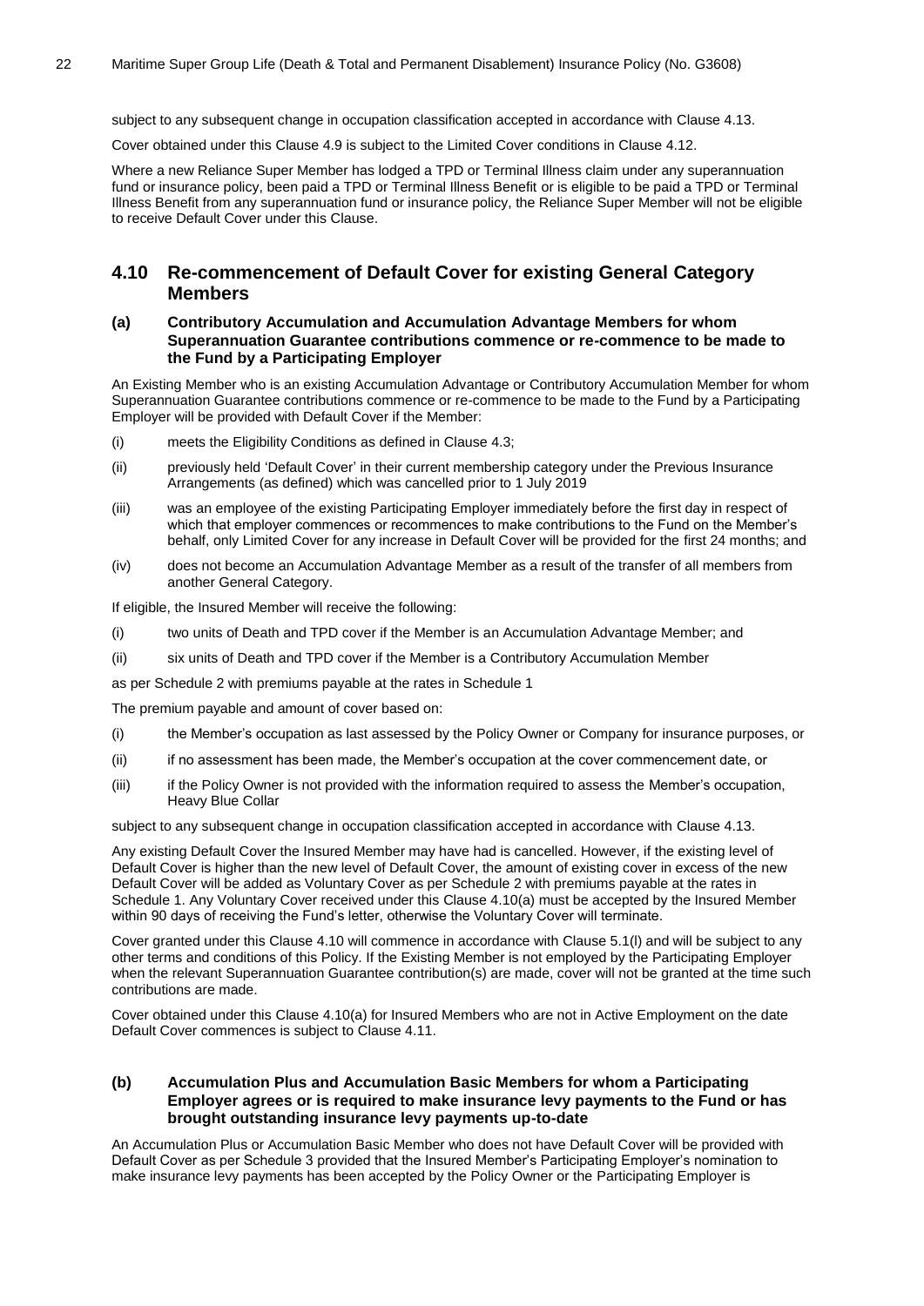subject to any subsequent change in occupation classification accepted in accordance with Clause 4.13.

Cover obtained under this Clause 4.9 is subject to the Limited Cover conditions in Clause 4.12.

Where a new Reliance Super Member has lodged a TPD or Terminal Illness claim under any superannuation fund or insurance policy, been paid a TPD or Terminal Illness Benefit or is eligible to be paid a TPD or Terminal Illness Benefit from any superannuation fund or insurance policy, the Reliance Super Member will not be eligible to receive Default Cover under this Clause.

## 4.10 Re-commencement of Default Cover for existing General Category Members

### (a) Contributory Accumulation and Accumulation Advantage Members for whom Superannuation Guarantee contributions commence or re-commence to be made to the Fund by a Participating Employer

An Existing Member who is an existing Accumulation Advantage or Contributory Accumulation Member for whom Superannuation Guarantee contributions commence or re-commence to be made to the Fund by a Participating Employer will be provided with Default Cover if the Member:

(i) meets the Eligibility Conditions as defined in Clause 4.3;

(ii) previously held 'Default Cover' in their current membership category under the Previous Insurance Arrangements (as defined) which was cancelled prior to 1 July 2019

(iii) was an employee of the existing Participating Employer immediately before the first day in respect of which that employer commences or recommences to make contributions to the Fund on the Member's behalf, only Limited Cover for any increase in Default Cover will be provided for the first 24 months; and

(iv) does not become an Accumulation Advantage Member as a result of the transfer of all members from another General Category.

If eligible, the Insured Member will receive the following:

(i) two units of Death and TPD cover if the Member is an Accumulation Advantage Member; and

(ii) six units of Death and TPD cover if the Member is a Contributory Accumulation Member

as per Schedule 2 with premiums payable at the rates in Schedule 1

The premium payable and amount of cover based on:

(i) the Member's occupation as last assessed by the Policy Owner or Company for insurance purposes, or

(ii) if no assessment has been made, the Member's occupation at the cover commencement date, or

(iii) if the Policy Owner is not provided with the information required to assess the Member's occupation, Heavy Blue Collar

subject to any subsequent change in occupation classification accepted in accordance with Clause 4.13.

Any existing Default Cover the Insured Member may have had is cancelled. However, if the existing level of Default Cover is higher than the new level of Default Cover, the amount of existing cover in excess of the new Default Cover will be added as Voluntary Cover as per Schedule 2 with premiums payable at the rates in Schedule 1. Any Voluntary Cover received under this Clause 4.10(a) must be accepted by the Insured Member within 90 days of receiving the Fund's letter, otherwise the Voluntary Cover will terminate.

Cover granted under this Clause 4.10 will commence in accordance with Clause 5.1(l) and will be subject to any other terms and conditions of this Policy. If the Existing Member is not employed by the Participating Employer when the relevant Superannuation Guarantee contribution(s) are made, cover will not be granted at the time such contributions are made.

Cover obtained under this Clause 4.10(a) for Insured Members who are not in Active Employment on the date Default Cover commences is subject to Clause 4.11.

### (b) Accumulation Plus and Accumulation Basic Members for whom a Participating Employer agrees or is required to make insurance levy payments to the Fund or has brought outstanding insurance levy payments up-to-date

An Accumulation Plus or Accumulation Basic Member who does not have Default Cover will be provided with Default Cover as per Schedule 3 provided that the Insured Member's Participating Employer's nomination to make insurance levy payments has been accepted by the Policy Owner or the Participating Employer is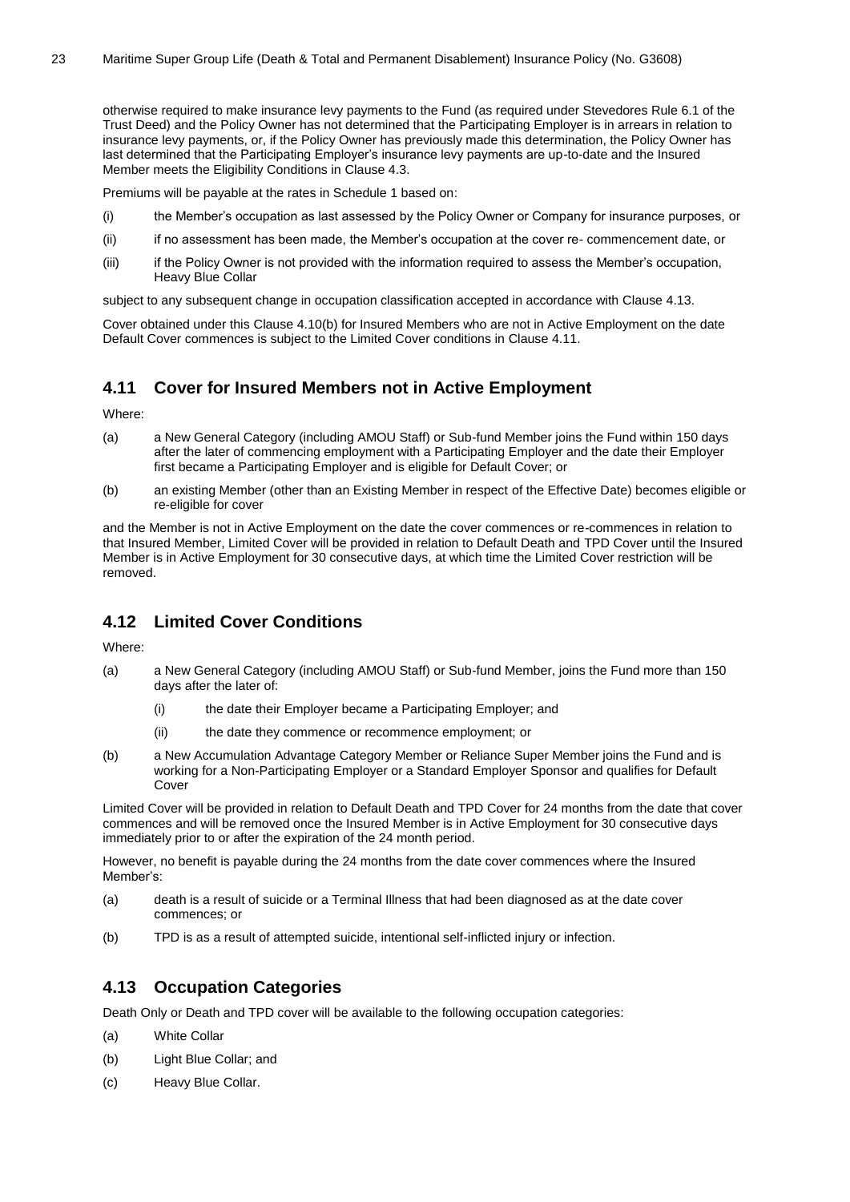otherwise required to make insurance levy payments to the Fund (as required under Stevedores Rule 6.1 of the Trust Deed) and the Policy Owner has not determined that the Participating Employer is in arrears in relation to insurance levy payments, or, if the Policy Owner has previously made this determination, the Policy Owner has last determined that the Participating Employer's insurance levy payments are up-to-date and the Insured Member meets the Eligibility Conditions in Clause 4.3.

Premiums will be payable at the rates in Schedule 1 based on:

(i) the Member's occupation as last assessed by the Policy Owner or Company for insurance purposes, or

(ii) if no assessment has been made, the Member's occupation at the cover re- commencement date, or

(iii) if the Policy Owner is not provided with the information required to assess the Member's occupation, Heavy Blue Collar

subject to any subsequent change in occupation classification accepted in accordance with Clause 4.13.

Cover obtained under this Clause 4.10(b) for Insured Members who are not in Active Employment on the date Default Cover commences is subject to the Limited Cover conditions in Clause 4.11.

## 4.11 Cover for Insured Members not in Active Employment

Where:

(a) a New General Category (including AMOU Staff) or Sub-fund Member joins the Fund within 150 days after the later of commencing employment with a Participating Employer and the date their Employer first became a Participating Employer and is eligible for Default Cover; or

(b) an existing Member (other than an Existing Member in respect of the Effective Date) becomes eligible or re-eligible for cover

and the Member is not in Active Employment on the date the cover commences or re-commences in relation to that Insured Member, Limited Cover will be provided in relation to Default Death and TPD Cover until the Insured Member is in Active Employment for 30 consecutive days, at which time the Limited Cover restriction will be removed.

## 4.12 Limited Cover Conditions

Where:

(a) a New General Category (including AMOU Staff) or Sub-fund Member, joins the Fund more than 150 days after the later of:

  (i) the date their Employer became a Participating Employer; and

  (ii) the date they commence or recommence employment; or

(b) a New Accumulation Advantage Category Member or Reliance Super Member joins the Fund and is working for a Non-Participating Employer or a Standard Employer Sponsor and qualifies for Default Cover

Limited Cover will be provided in relation to Default Death and TPD Cover for 24 months from the date that cover commences and will be removed once the Insured Member is in Active Employment for 30 consecutive days immediately prior to or after the expiration of the 24 month period.

However, no benefit is payable during the 24 months from the date cover commences where the Insured Member's:

(a) death is a result of suicide or a Terminal Illness that had been diagnosed as at the date cover commences; or

(b) TPD is as a result of attempted suicide, intentional self-inflicted injury or infection.

## 4.13 Occupation Categories

Death Only or Death and TPD cover will be available to the following occupation categories:

(a) White Collar

(b) Light Blue Collar; and

(c) Heavy Blue Collar.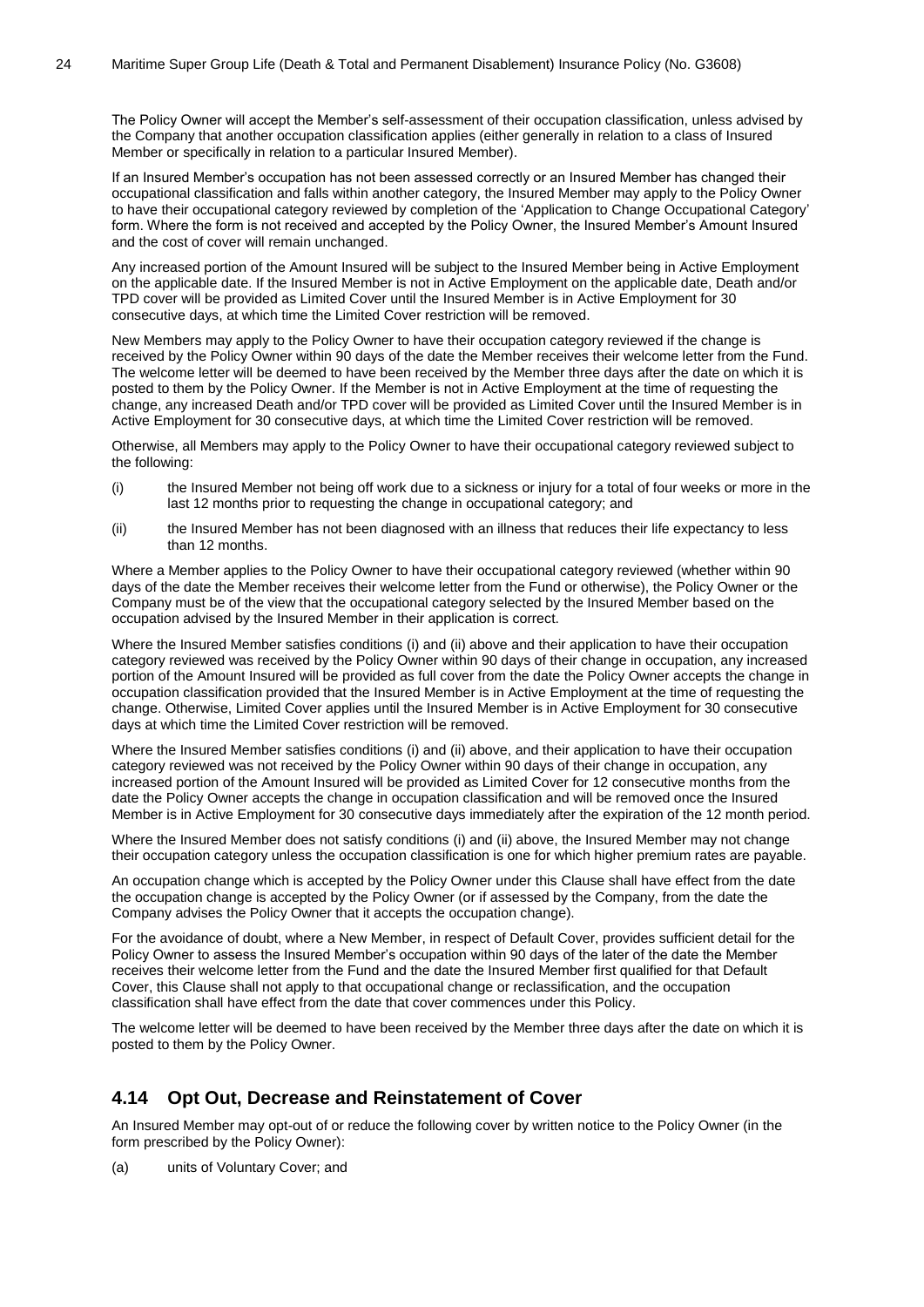The Policy Owner will accept the Member's self-assessment of their occupation classification, unless advised by the Company that another occupation classification applies (either generally in relation to a class of Insured Member or specifically in relation to a particular Insured Member).

If an Insured Member's occupation has not been assessed correctly or an Insured Member has changed their occupational classification and falls within another category, the Insured Member may apply to the Policy Owner to have their occupational category reviewed by completion of the 'Application to Change Occupational Category' form. Where the form is not received and accepted by the Policy Owner, the Insured Member's Amount Insured and the cost of cover will remain unchanged.

Any increased portion of the Amount Insured will be subject to the Insured Member being in Active Employment on the applicable date. If the Insured Member is not in Active Employment on the applicable date, Death and/or TPD cover will be provided as Limited Cover until the Insured Member is in Active Employment for 30 consecutive days, at which time the Limited Cover restriction will be removed.

New Members may apply to the Policy Owner to have their occupation category reviewed if the change is received by the Policy Owner within 90 days of the date the Member receives their welcome letter from the Fund. The welcome letter will be deemed to have been received by the Member three days after the date on which it is posted to them by the Policy Owner. If the Member is not in Active Employment at the time of requesting the change, any increased Death and/or TPD cover will be provided as Limited Cover until the Insured Member is in Active Employment for 30 consecutive days, at which time the Limited Cover restriction will be removed.

Otherwise, all Members may apply to the Policy Owner to have their occupational category reviewed subject to the following:

(i) the Insured Member not being off work due to a sickness or injury for a total of four weeks or more in the last 12 months prior to requesting the change in occupational category; and

(ii) the Insured Member has not been diagnosed with an illness that reduces their life expectancy to less than 12 months.

Where a Member applies to the Policy Owner to have their occupational category reviewed (whether within 90 days of the date the Member receives their welcome letter from the Fund or otherwise), the Policy Owner or the Company must be of the view that the occupational category selected by the Insured Member based on the occupation advised by the Insured Member in their application is correct.

Where the Insured Member satisfies conditions (i) and (ii) above and their application to have their occupation category reviewed was received by the Policy Owner within 90 days of their change in occupation, any increased portion of the Amount Insured will be provided as full cover from the date the Policy Owner accepts the change in occupation classification provided that the Insured Member is in Active Employment at the time of requesting the change. Otherwise, Limited Cover applies until the Insured Member is in Active Employment for 30 consecutive days at which time the Limited Cover restriction will be removed.

Where the Insured Member satisfies conditions (i) and (ii) above, and their application to have their occupation category reviewed was not received by the Policy Owner within 90 days of their change in occupation, any increased portion of the Amount Insured will be provided as Limited Cover for 12 consecutive months from the date the Policy Owner accepts the change in occupation classification and will be removed once the Insured Member is in Active Employment for 30 consecutive days immediately after the expiration of the 12 month period.

Where the Insured Member does not satisfy conditions (i) and (ii) above, the Insured Member may not change their occupation category unless the occupation classification is one for which higher premium rates are payable.

An occupation change which is accepted by the Policy Owner under this Clause shall have effect from the date the occupation change is accepted by the Policy Owner (or if assessed by the Company, from the date the Company advises the Policy Owner that it accepts the occupation change).

For the avoidance of doubt, where a New Member, in respect of Default Cover, provides sufficient detail for the Policy Owner to assess the Insured Member's occupation within 90 days of the later of the date the Member receives their welcome letter from the Fund and the date the Insured Member first qualified for that Default Cover, this Clause shall not apply to that occupational change or reclassification, and the occupation classification shall have effect from the date that cover commences under this Policy.

The welcome letter will be deemed to have been received by the Member three days after the date on which it is posted to them by the Policy Owner.

## 4.14 Opt Out, Decrease and Reinstatement of Cover

An Insured Member may opt-out of or reduce the following cover by written notice to the Policy Owner (in the form prescribed by the Policy Owner):

(a) units of Voluntary Cover; and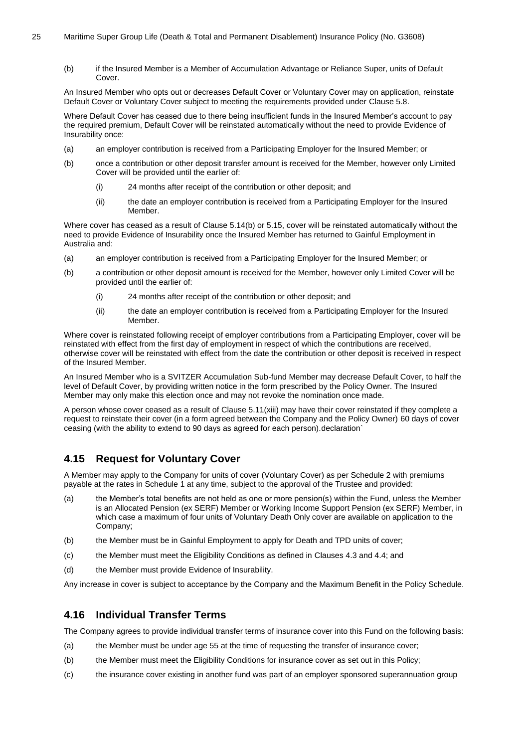(b) if the Insured Member is a Member of Accumulation Advantage or Reliance Super, units of Default Cover.

An Insured Member who opts out or decreases Default Cover or Voluntary Cover may on application, reinstate Default Cover or Voluntary Cover subject to meeting the requirements provided under Clause 5.8.

Where Default Cover has ceased due to there being insufficient funds in the Insured Member's account to pay the required premium, Default Cover will be reinstated automatically without the need to provide Evidence of Insurability once:

(a) an employer contribution is received from a Participating Employer for the Insured Member; or

(b) once a contribution or other deposit transfer amount is received for the Member, however only Limited Cover will be provided until the earlier of:

 (i) 24 months after receipt of the contribution or other deposit; and

 (ii) the date an employer contribution is received from a Participating Employer for the Insured Member.

Where cover has ceased as a result of Clause 5.14(b) or 5.15, cover will be reinstated automatically without the need to provide Evidence of Insurability once the Insured Member has returned to Gainful Employment in Australia and:

(a) an employer contribution is received from a Participating Employer for the Insured Member; or

(b) a contribution or other deposit amount is received for the Member, however only Limited Cover will be provided until the earlier of:

 (i) 24 months after receipt of the contribution or other deposit; and

 (ii) the date an employer contribution is received from a Participating Employer for the Insured Member.

Where cover is reinstated following receipt of employer contributions from a Participating Employer, cover will be reinstated with effect from the first day of employment in respect of which the contributions are received, otherwise cover will be reinstated with effect from the date the contribution or other deposit is received in respect of the Insured Member.

An Insured Member who is a SVITZER Accumulation Sub-fund Member may decrease Default Cover, to half the level of Default Cover, by providing written notice in the form prescribed by the Policy Owner. The Insured Member may only make this election once and may not revoke the nomination once made.

A person whose cover ceased as a result of Clause 5.11(xiii) may have their cover reinstated if they complete a request to reinstate their cover (in a form agreed between the Company and the Policy Owner) 60 days of cover ceasing (with the ability to extend to 90 days as agreed for each person).declaration`

## 4.15 Request for Voluntary Cover

A Member may apply to the Company for units of cover (Voluntary Cover) as per Schedule 2 with premiums payable at the rates in Schedule 1 at any time, subject to the approval of the Trustee and provided:

(a) the Member's total benefits are not held as one or more pension(s) within the Fund, unless the Member is an Allocated Pension (ex SERF) Member or Working Income Support Pension (ex SERF) Member, in which case a maximum of four units of Voluntary Death Only cover are available on application to the Company;

(b) the Member must be in Gainful Employment to apply for Death and TPD units of cover;

(c) the Member must meet the Eligibility Conditions as defined in Clauses 4.3 and 4.4; and

(d) the Member must provide Evidence of Insurability.

Any increase in cover is subject to acceptance by the Company and the Maximum Benefit in the Policy Schedule.

## 4.16 Individual Transfer Terms

The Company agrees to provide individual transfer terms of insurance cover into this Fund on the following basis:

(a) the Member must be under age 55 at the time of requesting the transfer of insurance cover;

(b) the Member must meet the Eligibility Conditions for insurance cover as set out in this Policy;

(c) the insurance cover existing in another fund was part of an employer sponsored superannuation group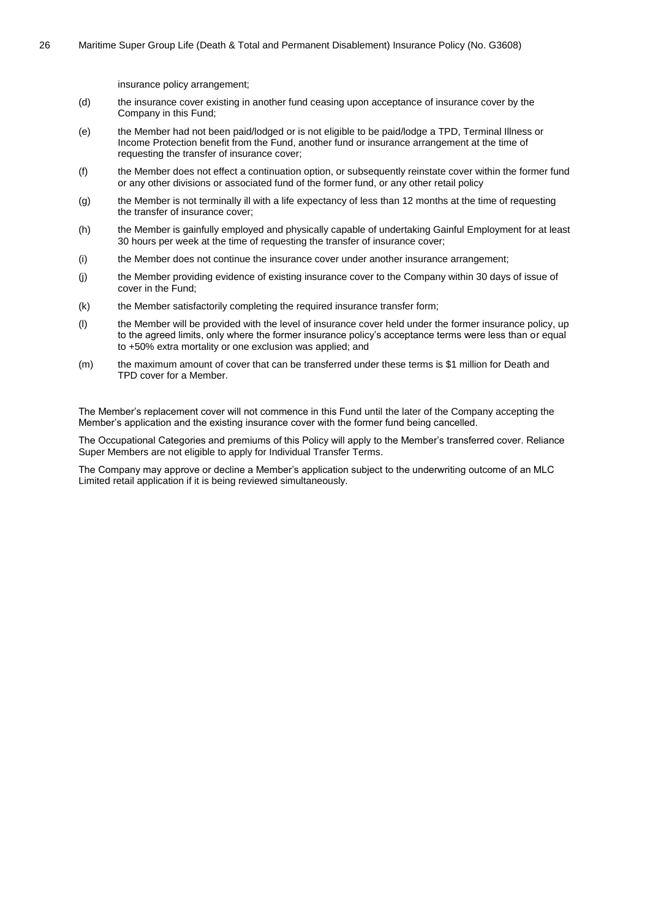insurance policy arrangement;

(d) the insurance cover existing in another fund ceasing upon acceptance of insurance cover by the Company in this Fund;

(e) the Member had not been paid/lodged or is not eligible to be paid/lodge a TPD, Terminal Illness or Income Protection benefit from the Fund, another fund or insurance arrangement at the time of requesting the transfer of insurance cover;

(f) the Member does not effect a continuation option, or subsequently reinstate cover within the former fund or any other divisions or associated fund of the former fund, or any other retail policy

(g) the Member is not terminally ill with a life expectancy of less than 12 months at the time of requesting the transfer of insurance cover;

(h) the Member is gainfully employed and physically capable of undertaking Gainful Employment for at least 30 hours per week at the time of requesting the transfer of insurance cover;

(i) the Member does not continue the insurance cover under another insurance arrangement;

(j) the Member providing evidence of existing insurance cover to the Company within 30 days of issue of cover in the Fund;

(k) the Member satisfactorily completing the required insurance transfer form;

(l) the Member will be provided with the level of insurance cover held under the former insurance policy, up to the agreed limits, only where the former insurance policy's acceptance terms were less than or equal to +50% extra mortality or one exclusion was applied; and

(m) the maximum amount of cover that can be transferred under these terms is $1 million for Death and TPD cover for a Member.

The Member's replacement cover will not commence in this Fund until the later of the Company accepting the Member's application and the existing insurance cover with the former fund being cancelled.

The Occupational Categories and premiums of this Policy will apply to the Member's transferred cover. Reliance Super Members are not eligible to apply for Individual Transfer Terms.

The Company may approve or decline a Member's application subject to the underwriting outcome of an MLC Limited retail application if it is being reviewed simultaneously.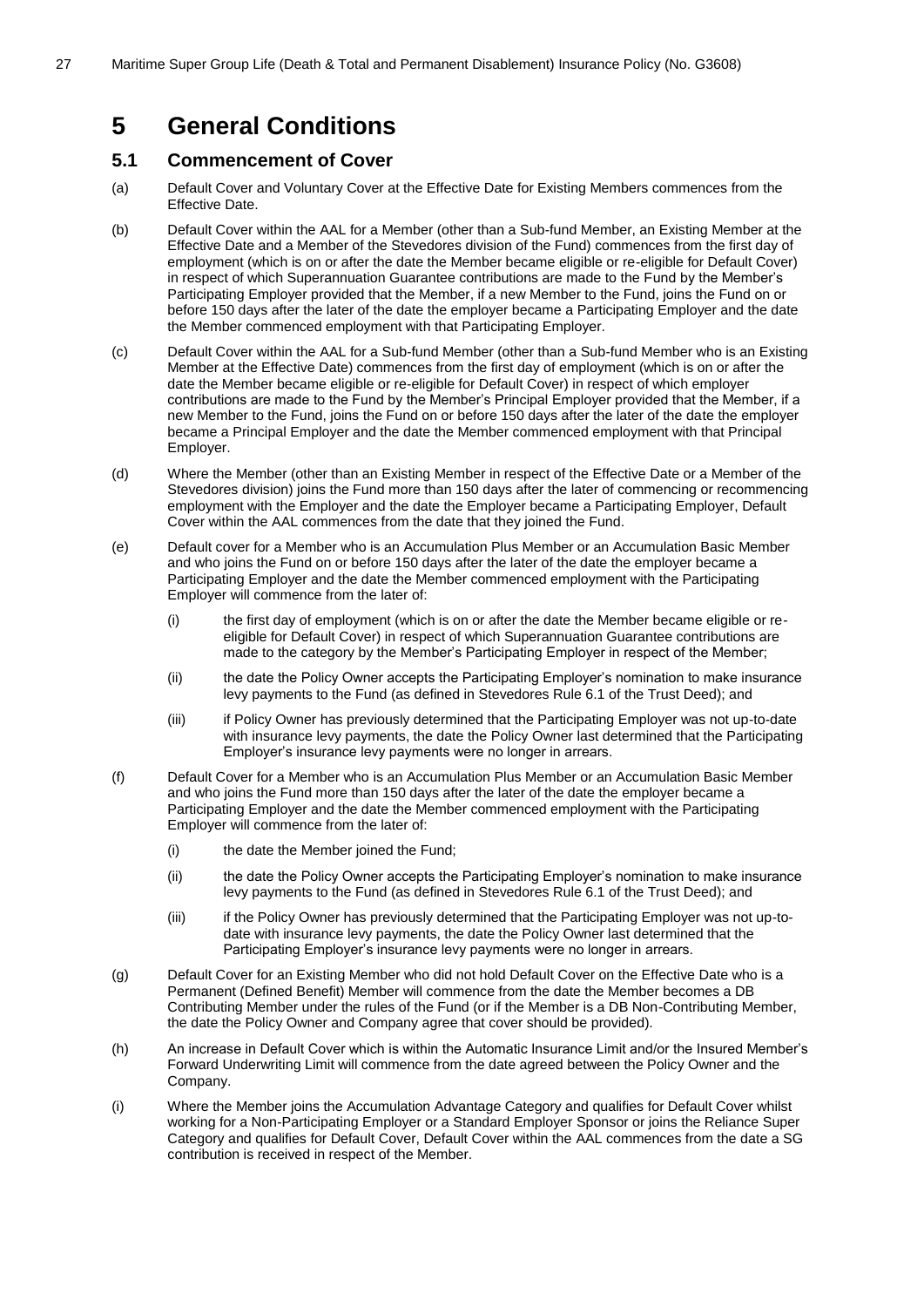# 5 General Conditions

## 5.1 Commencement of Cover

(a) Default Cover and Voluntary Cover at the Effective Date for Existing Members commences from the Effective Date.

(b) Default Cover within the AAL for a Member (other than a Sub-fund Member, an Existing Member at the Effective Date and a Member of the Stevedores division of the Fund) commences from the first day of employment (which is on or after the date the Member became eligible or re-eligible for Default Cover) in respect of which Superannuation Guarantee contributions are made to the Fund by the Member's Participating Employer provided that the Member, if a new Member to the Fund, joins the Fund on or before 150 days after the later of the date the employer became a Participating Employer and the date the Member commenced employment with that Participating Employer.

(c) Default Cover within the AAL for a Sub-fund Member (other than a Sub-fund Member who is an Existing Member at the Effective Date) commences from the first day of employment (which is on or after the date the Member became eligible or re-eligible for Default Cover) in respect of which employer contributions are made to the Fund by the Member's Principal Employer provided that the Member, if a new Member to the Fund, joins the Fund on or before 150 days after the later of the date the employer became a Principal Employer and the date the Member commenced employment with that Principal Employer.

(d) Where the Member (other than an Existing Member in respect of the Effective Date or a Member of the Stevedores division) joins the Fund more than 150 days after the later of commencing or recommencing employment with the Employer and the date the Employer became a Participating Employer, Default Cover within the AAL commences from the date that they joined the Fund.

(e) Default cover for a Member who is an Accumulation Plus Member or an Accumulation Basic Member and who joins the Fund on or before 150 days after the later of the date the employer became a Participating Employer and the date the Member commenced employment with the Participating Employer will commence from the later of:

  (i) the first day of employment (which is on or after the date the Member became eligible or re-eligible for Default Cover) in respect of which Superannuation Guarantee contributions are made to the category by the Member's Participating Employer in respect of the Member;

  (ii) the date the Policy Owner accepts the Participating Employer's nomination to make insurance levy payments to the Fund (as defined in Stevedores Rule 6.1 of the Trust Deed); and

  (iii) if Policy Owner has previously determined that the Participating Employer was not up-to-date with insurance levy payments, the date the Policy Owner last determined that the Participating Employer's insurance levy payments were no longer in arrears.

(f) Default Cover for a Member who is an Accumulation Plus Member or an Accumulation Basic Member and who joins the Fund more than 150 days after the later of the date the employer became a Participating Employer and the date the Member commenced employment with the Participating Employer will commence from the later of:

  (i) the date the Member joined the Fund;

  (ii) the date the Policy Owner accepts the Participating Employer's nomination to make insurance levy payments to the Fund (as defined in Stevedores Rule 6.1 of the Trust Deed); and

  (iii) if the Policy Owner has previously determined that the Participating Employer was not up-to-date with insurance levy payments, the date the Policy Owner last determined that the Participating Employer's insurance levy payments were no longer in arrears.

(g) Default Cover for an Existing Member who did not hold Default Cover on the Effective Date who is a Permanent (Defined Benefit) Member will commence from the date the Member becomes a DB Contributing Member under the rules of the Fund (or if the Member is a DB Non-Contributing Member, the date the Policy Owner and Company agree that cover should be provided).

(h) An increase in Default Cover which is within the Automatic Insurance Limit and/or the Insured Member's Forward Underwriting Limit will commence from the date agreed between the Policy Owner and the Company.

(i) Where the Member joins the Accumulation Advantage Category and qualifies for Default Cover whilst working for a Non-Participating Employer or a Standard Employer Sponsor or joins the Reliance Super Category and qualifies for Default Cover, Default Cover within the AAL commences from the date a SG contribution is received in respect of the Member.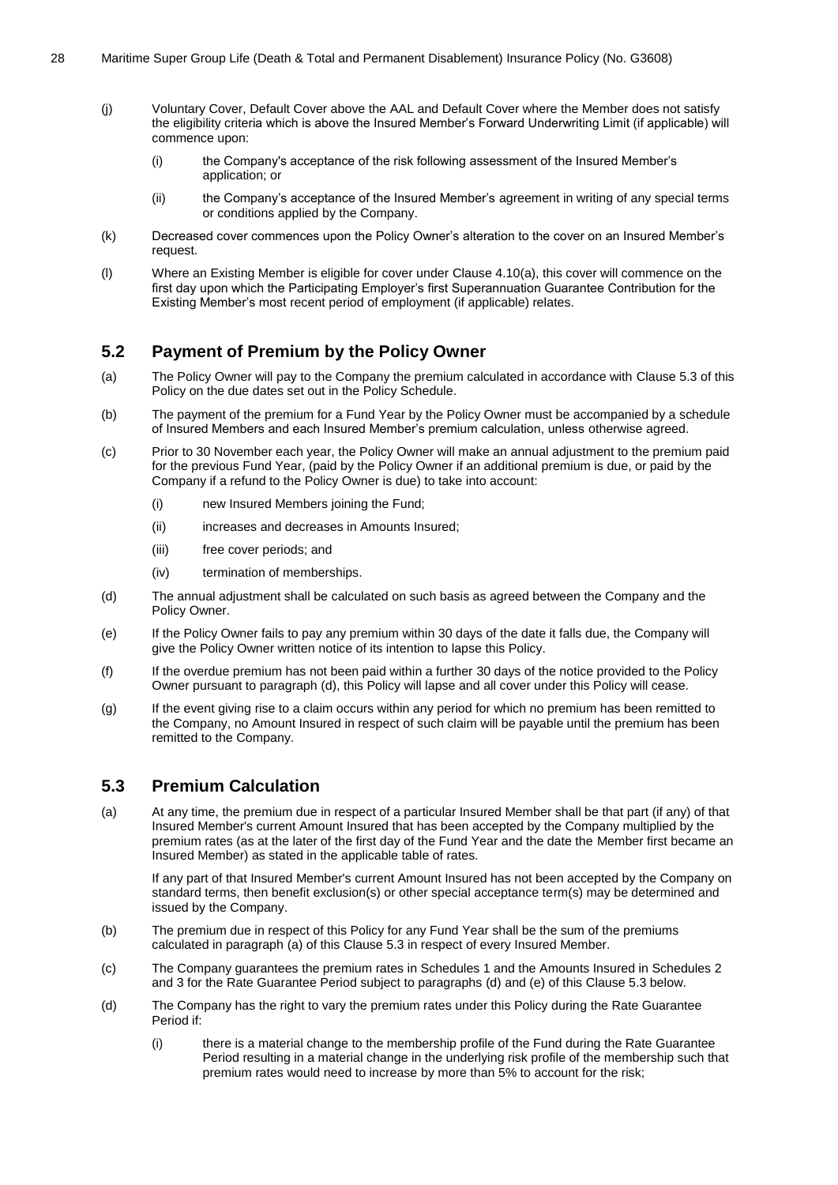(j) Voluntary Cover, Default Cover above the AAL and Default Cover where the Member does not satisfy the eligibility criteria which is above the Insured Member's Forward Underwriting Limit (if applicable) will commence upon:

  (i) the Company's acceptance of the risk following assessment of the Insured Member's application; or

  (ii) the Company's acceptance of the Insured Member's agreement in writing of any special terms or conditions applied by the Company.

(k) Decreased cover commences upon the Policy Owner's alteration to the cover on an Insured Member's request.

(l) Where an Existing Member is eligible for cover under Clause 4.10(a), this cover will commence on the first day upon which the Participating Employer's first Superannuation Guarantee Contribution for the Existing Member's most recent period of employment (if applicable) relates.

## 5.2 Payment of Premium by the Policy Owner

(a) The Policy Owner will pay to the Company the premium calculated in accordance with Clause 5.3 of this Policy on the due dates set out in the Policy Schedule.

(b) The payment of the premium for a Fund Year by the Policy Owner must be accompanied by a schedule of Insured Members and each Insured Member's premium calculation, unless otherwise agreed.

(c) Prior to 30 November each year, the Policy Owner will make an annual adjustment to the premium paid for the previous Fund Year, (paid by the Policy Owner if an additional premium is due, or paid by the Company if a refund to the Policy Owner is due) to take into account:

  (i) new Insured Members joining the Fund;

  (ii) increases and decreases in Amounts Insured;

  (iii) free cover periods; and

  (iv) termination of memberships.

(d) The annual adjustment shall be calculated on such basis as agreed between the Company and the Policy Owner.

(e) If the Policy Owner fails to pay any premium within 30 days of the date it falls due, the Company will give the Policy Owner written notice of its intention to lapse this Policy.

(f) If the overdue premium has not been paid within a further 30 days of the notice provided to the Policy Owner pursuant to paragraph (d), this Policy will lapse and all cover under this Policy will cease.

(g) If the event giving rise to a claim occurs within any period for which no premium has been remitted to the Company, no Amount Insured in respect of such claim will be payable until the premium has been remitted to the Company.

## 5.3 Premium Calculation

(a) At any time, the premium due in respect of a particular Insured Member shall be that part (if any) of that Insured Member's current Amount Insured that has been accepted by the Company multiplied by the premium rates (as at the later of the first day of the Fund Year and the date the Member first became an Insured Member) as stated in the applicable table of rates.

  If any part of that Insured Member's current Amount Insured has not been accepted by the Company on standard terms, then benefit exclusion(s) or other special acceptance term(s) may be determined and issued by the Company.

(b) The premium due in respect of this Policy for any Fund Year shall be the sum of the premiums calculated in paragraph (a) of this Clause 5.3 in respect of every Insured Member.

(c) The Company guarantees the premium rates in Schedules 1 and the Amounts Insured in Schedules 2 and 3 for the Rate Guarantee Period subject to paragraphs (d) and (e) of this Clause 5.3 below.

(d) The Company has the right to vary the premium rates under this Policy during the Rate Guarantee Period if:

  (i) there is a material change to the membership profile of the Fund during the Rate Guarantee Period resulting in a material change in the underlying risk profile of the membership such that premium rates would need to increase by more than 5% to account for the risk;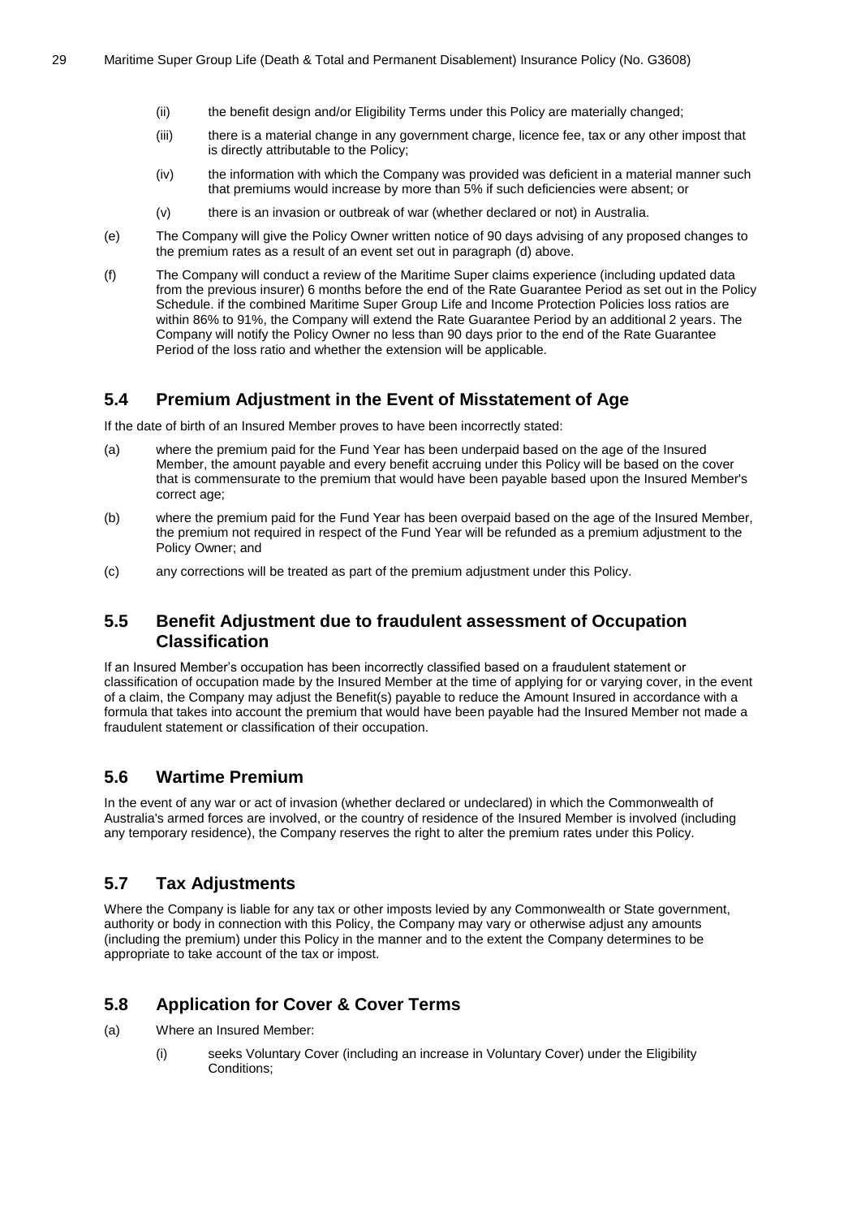(ii) the benefit design and/or Eligibility Terms under this Policy are materially changed;

(iii) there is a material change in any government charge, licence fee, tax or any other impost that is directly attributable to the Policy;

(iv) the information with which the Company was provided was deficient in a material manner such that premiums would increase by more than 5% if such deficiencies were absent; or

(v) there is an invasion or outbreak of war (whether declared or not) in Australia.

(e) The Company will give the Policy Owner written notice of 90 days advising of any proposed changes to the premium rates as a result of an event set out in paragraph (d) above.

(f) The Company will conduct a review of the Maritime Super claims experience (including updated data from the previous insurer) 6 months before the end of the Rate Guarantee Period as set out in the Policy Schedule. if the combined Maritime Super Group Life and Income Protection Policies loss ratios are within 86% to 91%, the Company will extend the Rate Guarantee Period by an additional 2 years. The Company will notify the Policy Owner no less than 90 days prior to the end of the Rate Guarantee Period of the loss ratio and whether the extension will be applicable.

## 5.4 Premium Adjustment in the Event of Misstatement of Age

If the date of birth of an Insured Member proves to have been incorrectly stated:

(a) where the premium paid for the Fund Year has been underpaid based on the age of the Insured Member, the amount payable and every benefit accruing under this Policy will be based on the cover that is commensurate to the premium that would have been payable based upon the Insured Member's correct age;

(b) where the premium paid for the Fund Year has been overpaid based on the age of the Insured Member, the premium not required in respect of the Fund Year will be refunded as a premium adjustment to the Policy Owner; and

(c) any corrections will be treated as part of the premium adjustment under this Policy.

## 5.5 Benefit Adjustment due to fraudulent assessment of Occupation Classification

If an Insured Member's occupation has been incorrectly classified based on a fraudulent statement or classification of occupation made by the Insured Member at the time of applying for or varying cover, in the event of a claim, the Company may adjust the Benefit(s) payable to reduce the Amount Insured in accordance with a formula that takes into account the premium that would have been payable had the Insured Member not made a fraudulent statement or classification of their occupation.

## 5.6 Wartime Premium

In the event of any war or act of invasion (whether declared or undeclared) in which the Commonwealth of Australia's armed forces are involved, or the country of residence of the Insured Member is involved (including any temporary residence), the Company reserves the right to alter the premium rates under this Policy.

## 5.7 Tax Adjustments

Where the Company is liable for any tax or other imposts levied by any Commonwealth or State government, authority or body in connection with this Policy, the Company may vary or otherwise adjust any amounts (including the premium) under this Policy in the manner and to the extent the Company determines to be appropriate to take account of the tax or impost.

## 5.8 Application for Cover & Cover Terms

(a) Where an Insured Member:

(i) seeks Voluntary Cover (including an increase in Voluntary Cover) under the Eligibility Conditions;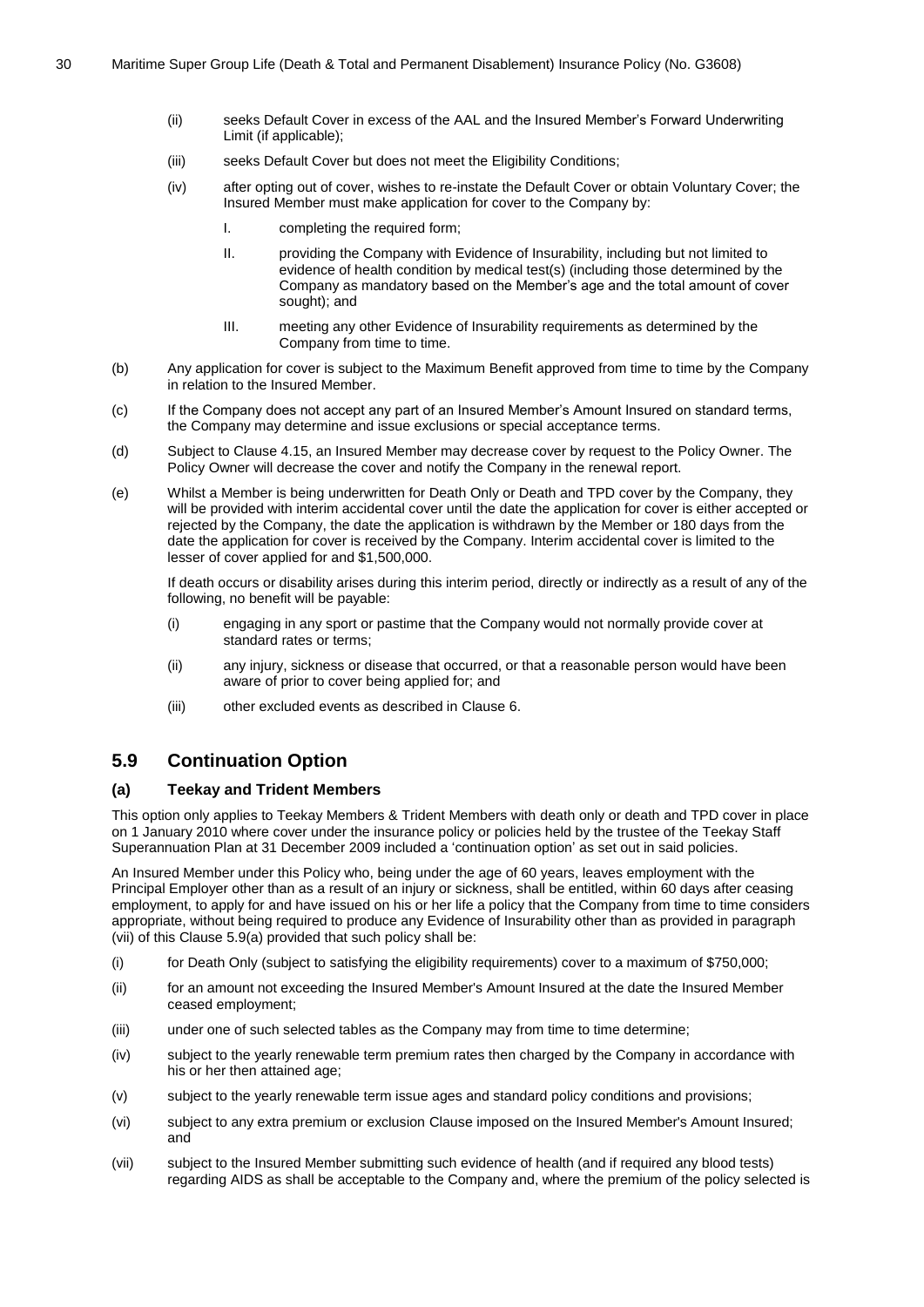(ii) seeks Default Cover in excess of the AAL and the Insured Member's Forward Underwriting Limit (if applicable);

(iii) seeks Default Cover but does not meet the Eligibility Conditions;

(iv) after opting out of cover, wishes to re-instate the Default Cover or obtain Voluntary Cover; the Insured Member must make application for cover to the Company by:

I. completing the required form;

II. providing the Company with Evidence of Insurability, including but not limited to evidence of health condition by medical test(s) (including those determined by the Company as mandatory based on the Member's age and the total amount of cover sought); and

III. meeting any other Evidence of Insurability requirements as determined by the Company from time to time.

(b) Any application for cover is subject to the Maximum Benefit approved from time to time by the Company in relation to the Insured Member.

(c) If the Company does not accept any part of an Insured Member's Amount Insured on standard terms, the Company may determine and issue exclusions or special acceptance terms.

(d) Subject to Clause 4.15, an Insured Member may decrease cover by request to the Policy Owner. The Policy Owner will decrease the cover and notify the Company in the renewal report.

(e) Whilst a Member is being underwritten for Death Only or Death and TPD cover by the Company, they will be provided with interim accidental cover until the date the application for cover is either accepted or rejected by the Company, the date the application is withdrawn by the Member or 180 days from the date the application for cover is received by the Company. Interim accidental cover is limited to the lesser of cover applied for and $1,500,000.

If death occurs or disability arises during this interim period, directly or indirectly as a result of any of the following, no benefit will be payable:

(i) engaging in any sport or pastime that the Company would not normally provide cover at standard rates or terms;

(ii) any injury, sickness or disease that occurred, or that a reasonable person would have been aware of prior to cover being applied for; and

(iii) other excluded events as described in Clause 6.

## 5.9 Continuation Option

### (a) Teekay and Trident Members

This option only applies to Teekay Members & Trident Members with death only or death and TPD cover in place on 1 January 2010 where cover under the insurance policy or policies held by the trustee of the Teekay Staff Superannuation Plan at 31 December 2009 included a 'continuation option' as set out in said policies.

An Insured Member under this Policy who, being under the age of 60 years, leaves employment with the Principal Employer other than as a result of an injury or sickness, shall be entitled, within 60 days after ceasing employment, to apply for and have issued on his or her life a policy that the Company from time to time considers appropriate, without being required to produce any Evidence of Insurability other than as provided in paragraph (vii) of this Clause 5.9(a) provided that such policy shall be:

(i) for Death Only (subject to satisfying the eligibility requirements) cover to a maximum of $750,000;

(ii) for an amount not exceeding the Insured Member's Amount Insured at the date the Insured Member ceased employment;

(iii) under one of such selected tables as the Company may from time to time determine;

(iv) subject to the yearly renewable term premium rates then charged by the Company in accordance with his or her then attained age;

(v) subject to the yearly renewable term issue ages and standard policy conditions and provisions;

(vi) subject to any extra premium or exclusion Clause imposed on the Insured Member's Amount Insured; and

(vii) subject to the Insured Member submitting such evidence of health (and if required any blood tests) regarding AIDS as shall be acceptable to the Company and, where the premium of the policy selected is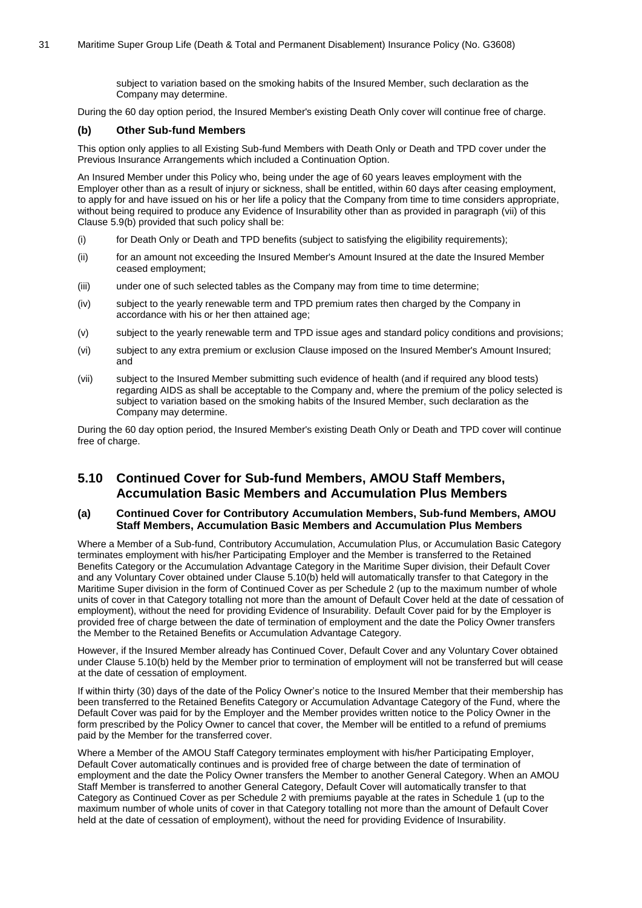subject to variation based on the smoking habits of the Insured Member, such declaration as the Company may determine.

During the 60 day option period, the Insured Member's existing Death Only cover will continue free of charge.

### (b) Other Sub-fund Members

This option only applies to all Existing Sub-fund Members with Death Only or Death and TPD cover under the Previous Insurance Arrangements which included a Continuation Option.

An Insured Member under this Policy who, being under the age of 60 years leaves employment with the Employer other than as a result of injury or sickness, shall be entitled, within 60 days after ceasing employment, to apply for and have issued on his or her life a policy that the Company from time to time considers appropriate, without being required to produce any Evidence of Insurability other than as provided in paragraph (vii) of this Clause 5.9(b) provided that such policy shall be:

(i) for Death Only or Death and TPD benefits (subject to satisfying the eligibility requirements);

(ii) for an amount not exceeding the Insured Member's Amount Insured at the date the Insured Member ceased employment;

(iii) under one of such selected tables as the Company may from time to time determine;

(iv) subject to the yearly renewable term and TPD premium rates then charged by the Company in accordance with his or her then attained age;

(v) subject to the yearly renewable term and TPD issue ages and standard policy conditions and provisions;

(vi) subject to any extra premium or exclusion Clause imposed on the Insured Member's Amount Insured; and

(vii) subject to the Insured Member submitting such evidence of health (and if required any blood tests) regarding AIDS as shall be acceptable to the Company and, where the premium of the policy selected is subject to variation based on the smoking habits of the Insured Member, such declaration as the Company may determine.

During the 60 day option period, the Insured Member's existing Death Only or Death and TPD cover will continue free of charge.

## 5.10 Continued Cover for Sub-fund Members, AMOU Staff Members, Accumulation Basic Members and Accumulation Plus Members

### (a) Continued Cover for Contributory Accumulation Members, Sub-fund Members, AMOU Staff Members, Accumulation Basic Members and Accumulation Plus Members

Where a Member of a Sub-fund, Contributory Accumulation, Accumulation Plus, or Accumulation Basic Category terminates employment with his/her Participating Employer and the Member is transferred to the Retained Benefits Category or the Accumulation Advantage Category in the Maritime Super division, their Default Cover and any Voluntary Cover obtained under Clause 5.10(b) held will automatically transfer to that Category in the Maritime Super division in the form of Continued Cover as per Schedule 2 (up to the maximum number of whole units of cover in that Category totalling not more than the amount of Default Cover held at the date of cessation of employment), without the need for providing Evidence of Insurability. Default Cover paid for by the Employer is provided free of charge between the date of termination of employment and the date the Policy Owner transfers the Member to the Retained Benefits or Accumulation Advantage Category.

However, if the Insured Member already has Continued Cover, Default Cover and any Voluntary Cover obtained under Clause 5.10(b) held by the Member prior to termination of employment will not be transferred but will cease at the date of cessation of employment.

If within thirty (30) days of the date of the Policy Owner's notice to the Insured Member that their membership has been transferred to the Retained Benefits Category or Accumulation Advantage Category of the Fund, where the Default Cover was paid for by the Employer and the Member provides written notice to the Policy Owner in the form prescribed by the Policy Owner to cancel that cover, the Member will be entitled to a refund of premiums paid by the Member for the transferred cover.

Where a Member of the AMOU Staff Category terminates employment with his/her Participating Employer, Default Cover automatically continues and is provided free of charge between the date of termination of employment and the date the Policy Owner transfers the Member to another General Category. When an AMOU Staff Member is transferred to another General Category, Default Cover will automatically transfer to that Category as Continued Cover as per Schedule 2 with premiums payable at the rates in Schedule 1 (up to the maximum number of whole units of cover in that Category totalling not more than the amount of Default Cover held at the date of cessation of employment), without the need for providing Evidence of Insurability.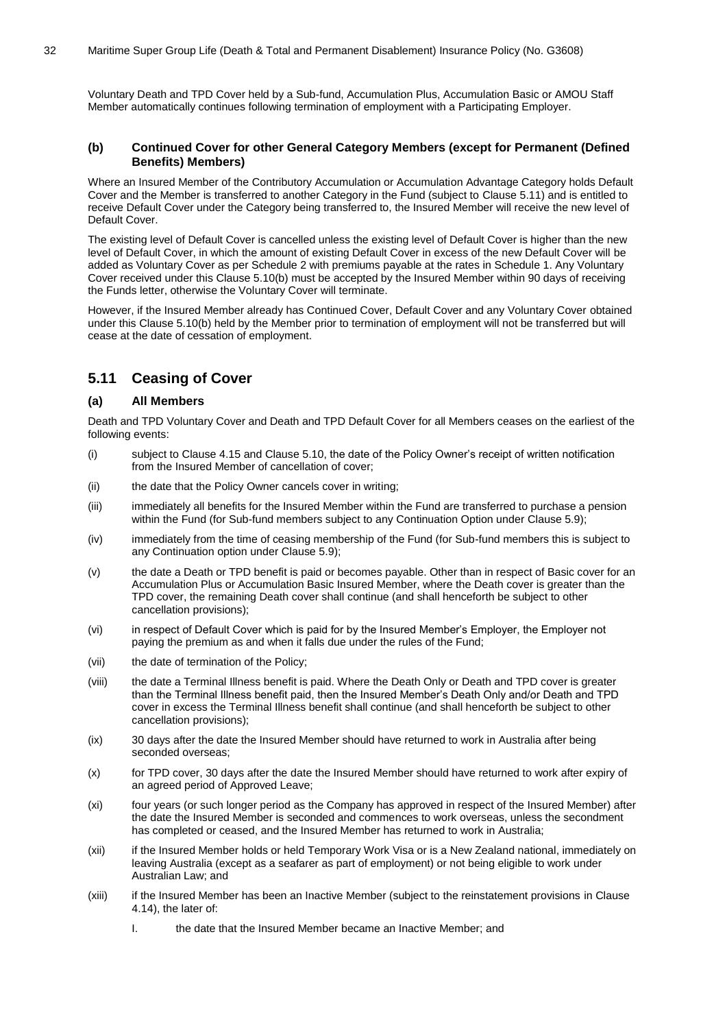Voluntary Death and TPD Cover held by a Sub-fund, Accumulation Plus, Accumulation Basic or AMOU Staff Member automatically continues following termination of employment with a Participating Employer.

### (b) Continued Cover for other General Category Members (except for Permanent (Defined Benefits) Members)

Where an Insured Member of the Contributory Accumulation or Accumulation Advantage Category holds Default Cover and the Member is transferred to another Category in the Fund (subject to Clause 5.11) and is entitled to receive Default Cover under the Category being transferred to, the Insured Member will receive the new level of Default Cover.

The existing level of Default Cover is cancelled unless the existing level of Default Cover is higher than the new level of Default Cover, in which the amount of existing Default Cover in excess of the new Default Cover will be added as Voluntary Cover as per Schedule 2 with premiums payable at the rates in Schedule 1. Any Voluntary Cover received under this Clause 5.10(b) must be accepted by the Insured Member within 90 days of receiving the Funds letter, otherwise the Voluntary Cover will terminate.

However, if the Insured Member already has Continued Cover, Default Cover and any Voluntary Cover obtained under this Clause 5.10(b) held by the Member prior to termination of employment will not be transferred but will cease at the date of cessation of employment.

## 5.11 Ceasing of Cover

### (a) All Members

Death and TPD Voluntary Cover and Death and TPD Default Cover for all Members ceases on the earliest of the following events:

(i) subject to Clause 4.15 and Clause 5.10, the date of the Policy Owner's receipt of written notification from the Insured Member of cancellation of cover;

(ii) the date that the Policy Owner cancels cover in writing;

(iii) immediately all benefits for the Insured Member within the Fund are transferred to purchase a pension within the Fund (for Sub-fund members subject to any Continuation Option under Clause 5.9);

(iv) immediately from the time of ceasing membership of the Fund (for Sub-fund members this is subject to any Continuation option under Clause 5.9);

(v) the date a Death or TPD benefit is paid or becomes payable. Other than in respect of Basic cover for an Accumulation Plus or Accumulation Basic Insured Member, where the Death cover is greater than the TPD cover, the remaining Death cover shall continue (and shall henceforth be subject to other cancellation provisions);

(vi) in respect of Default Cover which is paid for by the Insured Member's Employer, the Employer not paying the premium as and when it falls due under the rules of the Fund;

(vii) the date of termination of the Policy;

(viii) the date a Terminal Illness benefit is paid. Where the Death Only or Death and TPD cover is greater than the Terminal Illness benefit paid, then the Insured Member's Death Only and/or Death and TPD cover in excess the Terminal Illness benefit shall continue (and shall henceforth be subject to other cancellation provisions);

(ix) 30 days after the date the Insured Member should have returned to work in Australia after being seconded overseas;

(x) for TPD cover, 30 days after the date the Insured Member should have returned to work after expiry of an agreed period of Approved Leave;

(xi) four years (or such longer period as the Company has approved in respect of the Insured Member) after the date the Insured Member is seconded and commences to work overseas, unless the secondment has completed or ceased, and the Insured Member has returned to work in Australia;

(xii) if the Insured Member holds or held Temporary Work Visa or is a New Zealand national, immediately on leaving Australia (except as a seafarer as part of employment) or not being eligible to work under Australian Law; and

(xiii) if the Insured Member has been an Inactive Member (subject to the reinstatement provisions in Clause 4.14), the later of:

I. the date that the Insured Member became an Inactive Member; and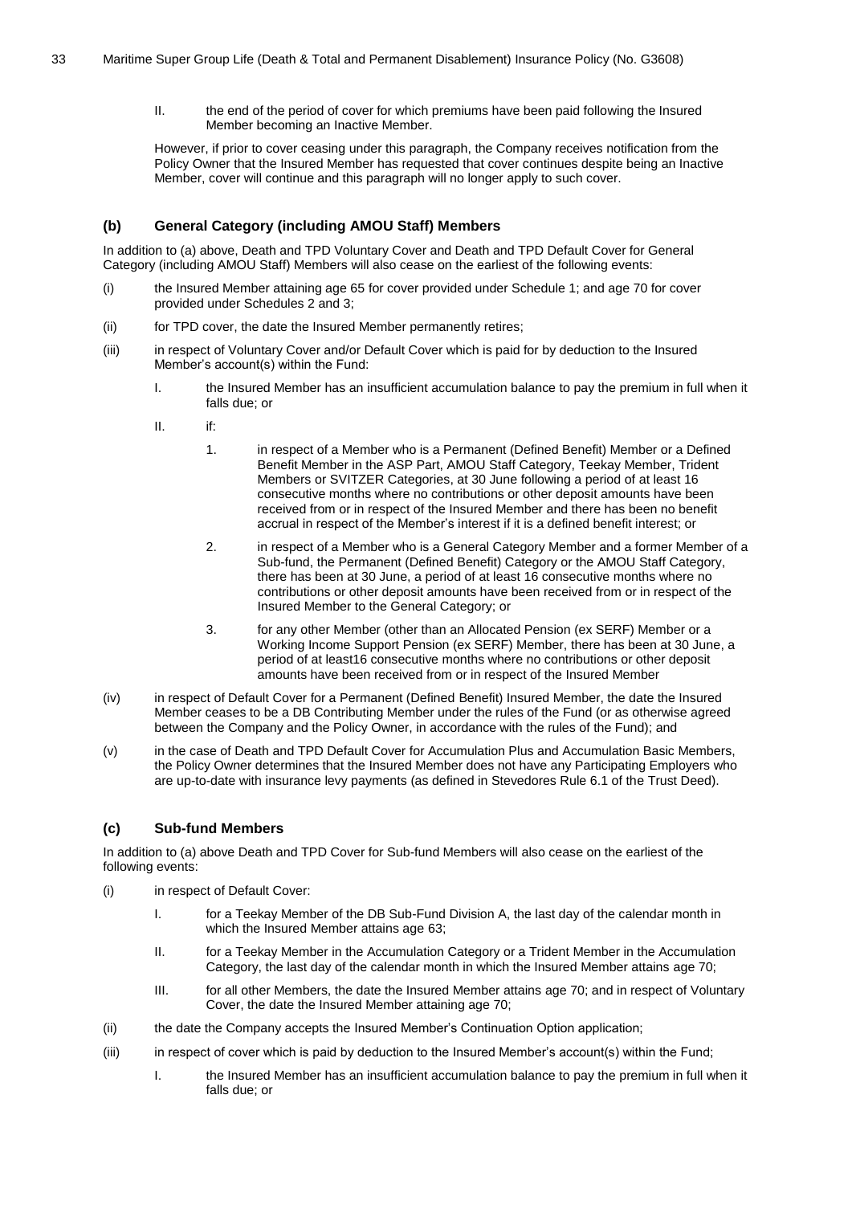II. the end of the period of cover for which premiums have been paid following the Insured Member becoming an Inactive Member.

However, if prior to cover ceasing under this paragraph, the Company receives notification from the Policy Owner that the Insured Member has requested that cover continues despite being an Inactive Member, cover will continue and this paragraph will no longer apply to such cover.

### (b) General Category (including AMOU Staff) Members

In addition to (a) above, Death and TPD Voluntary Cover and Death and TPD Default Cover for General Category (including AMOU Staff) Members will also cease on the earliest of the following events:

(i) the Insured Member attaining age 65 for cover provided under Schedule 1; and age 70 for cover provided under Schedules 2 and 3;

(ii) for TPD cover, the date the Insured Member permanently retires;

(iii) in respect of Voluntary Cover and/or Default Cover which is paid for by deduction to the Insured Member's account(s) within the Fund:

   I. the Insured Member has an insufficient accumulation balance to pay the premium in full when it falls due; or

   II. if:

      1. in respect of a Member who is a Permanent (Defined Benefit) Member or a Defined Benefit Member in the ASP Part, AMOU Staff Category, Teekay Member, Trident Members or SVITZER Categories, at 30 June following a period of at least 16 consecutive months where no contributions or other deposit amounts have been received from or in respect of the Insured Member and there has been no benefit accrual in respect of the Member's interest if it is a defined benefit interest; or

      2. in respect of a Member who is a General Category Member and a former Member of a Sub-fund, the Permanent (Defined Benefit) Category or the AMOU Staff Category, there has been at 30 June, a period of at least 16 consecutive months where no contributions or other deposit amounts have been received from or in respect of the Insured Member to the General Category; or

      3. for any other Member (other than an Allocated Pension (ex SERF) Member or a Working Income Support Pension (ex SERF) Member, there has been at 30 June, a period of at least16 consecutive months where no contributions or other deposit amounts have been received from or in respect of the Insured Member

(iv) in respect of Default Cover for a Permanent (Defined Benefit) Insured Member, the date the Insured Member ceases to be a DB Contributing Member under the rules of the Fund (or as otherwise agreed between the Company and the Policy Owner, in accordance with the rules of the Fund); and

(v) in the case of Death and TPD Default Cover for Accumulation Plus and Accumulation Basic Members, the Policy Owner determines that the Insured Member does not have any Participating Employers who are up-to-date with insurance levy payments (as defined in Stevedores Rule 6.1 of the Trust Deed).

### (c) Sub-fund Members

In addition to (a) above Death and TPD Cover for Sub-fund Members will also cease on the earliest of the following events:

(i) in respect of Default Cover:

   I. for a Teekay Member of the DB Sub-Fund Division A, the last day of the calendar month in which the Insured Member attains age 63;

   II. for a Teekay Member in the Accumulation Category or a Trident Member in the Accumulation Category, the last day of the calendar month in which the Insured Member attains age 70;

   III. for all other Members, the date the Insured Member attains age 70; and in respect of Voluntary Cover, the date the Insured Member attaining age 70;

(ii) the date the Company accepts the Insured Member's Continuation Option application;

(iii) in respect of cover which is paid by deduction to the Insured Member's account(s) within the Fund;

   I. the Insured Member has an insufficient accumulation balance to pay the premium in full when it falls due; or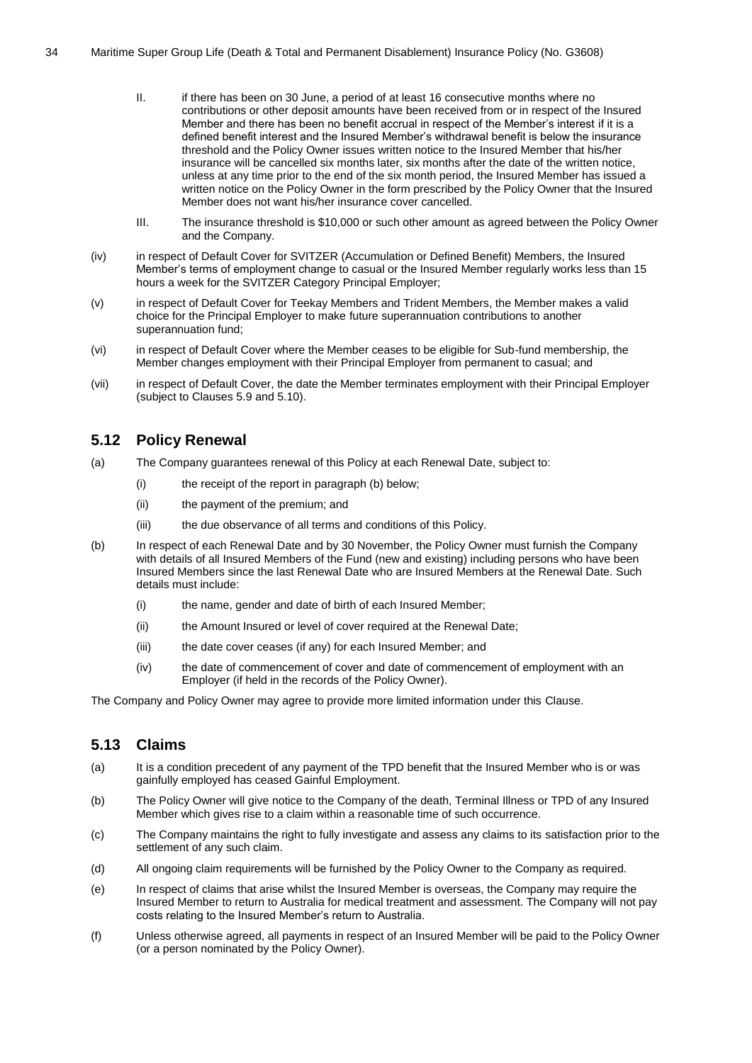II. if there has been on 30 June, a period of at least 16 consecutive months where no contributions or other deposit amounts have been received from or in respect of the Insured Member and there has been no benefit accrual in respect of the Member's interest if it is a defined benefit interest and the Insured Member's withdrawal benefit is below the insurance threshold and the Policy Owner issues written notice to the Insured Member that his/her insurance will be cancelled six months later, six months after the date of the written notice, unless at any time prior to the end of the six month period, the Insured Member has issued a written notice on the Policy Owner in the form prescribed by the Policy Owner that the Insured Member does not want his/her insurance cover cancelled.

III. The insurance threshold is $10,000 or such other amount as agreed between the Policy Owner and the Company.

(iv) in respect of Default Cover for SVITZER (Accumulation or Defined Benefit) Members, the Insured Member's terms of employment change to casual or the Insured Member regularly works less than 15 hours a week for the SVITZER Category Principal Employer;

(v) in respect of Default Cover for Teekay Members and Trident Members, the Member makes a valid choice for the Principal Employer to make future superannuation contributions to another superannuation fund;

(vi) in respect of Default Cover where the Member ceases to be eligible for Sub-fund membership, the Member changes employment with their Principal Employer from permanent to casual; and

(vii) in respect of Default Cover, the date the Member terminates employment with their Principal Employer (subject to Clauses 5.9 and 5.10).

## 5.12 Policy Renewal

(a) The Company guarantees renewal of this Policy at each Renewal Date, subject to:

   (i) the receipt of the report in paragraph (b) below;

   (ii) the payment of the premium; and

   (iii) the due observance of all terms and conditions of this Policy.

(b) In respect of each Renewal Date and by 30 November, the Policy Owner must furnish the Company with details of all Insured Members of the Fund (new and existing) including persons who have been Insured Members since the last Renewal Date who are Insured Members at the Renewal Date. Such details must include:

   (i) the name, gender and date of birth of each Insured Member;

   (ii) the Amount Insured or level of cover required at the Renewal Date;

   (iii) the date cover ceases (if any) for each Insured Member; and

   (iv) the date of commencement of cover and date of commencement of employment with an Employer (if held in the records of the Policy Owner).

The Company and Policy Owner may agree to provide more limited information under this Clause.

## 5.13 Claims

(a) It is a condition precedent of any payment of the TPD benefit that the Insured Member who is or was gainfully employed has ceased Gainful Employment.

(b) The Policy Owner will give notice to the Company of the death, Terminal Illness or TPD of any Insured Member which gives rise to a claim within a reasonable time of such occurrence.

(c) The Company maintains the right to fully investigate and assess any claims to its satisfaction prior to the settlement of any such claim.

(d) All ongoing claim requirements will be furnished by the Policy Owner to the Company as required.

(e) In respect of claims that arise whilst the Insured Member is overseas, the Company may require the Insured Member to return to Australia for medical treatment and assessment. The Company will not pay costs relating to the Insured Member's return to Australia.

(f) Unless otherwise agreed, all payments in respect of an Insured Member will be paid to the Policy Owner (or a person nominated by the Policy Owner).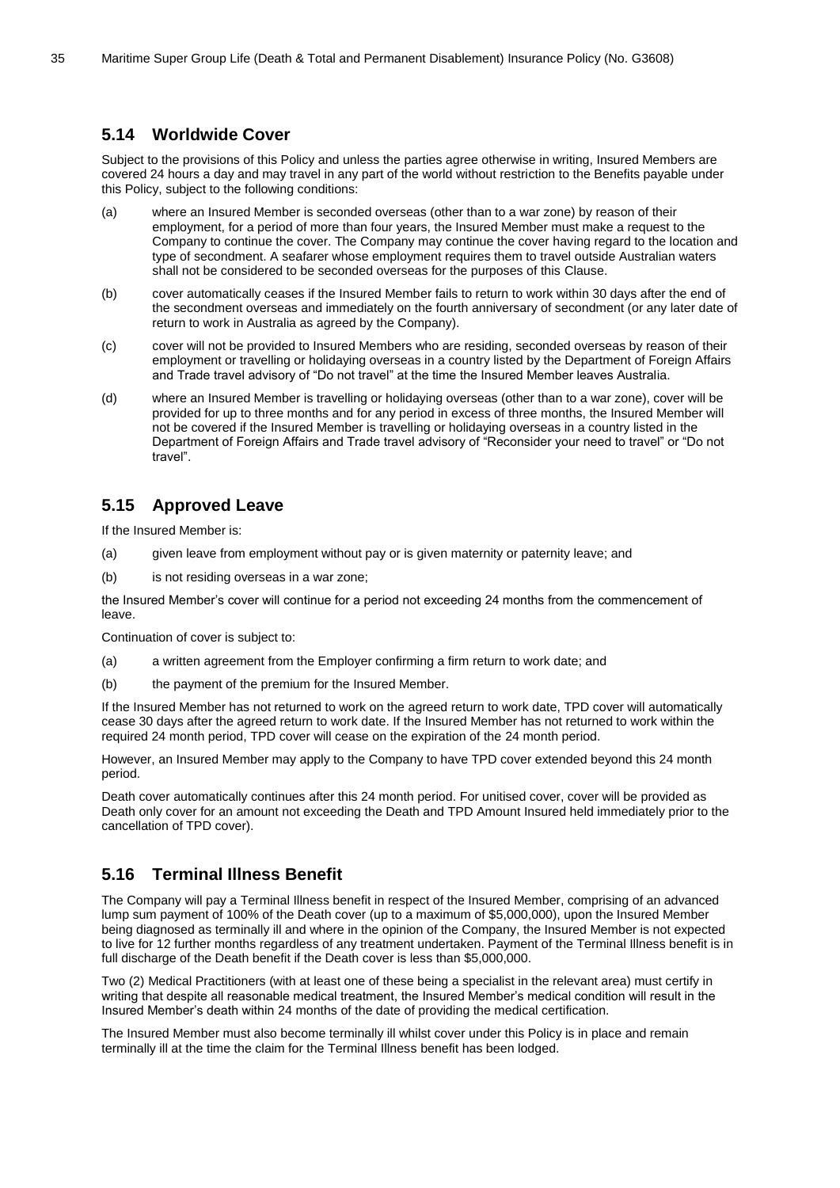## 5.14 Worldwide Cover

Subject to the provisions of this Policy and unless the parties agree otherwise in writing, Insured Members are covered 24 hours a day and may travel in any part of the world without restriction to the Benefits payable under this Policy, subject to the following conditions:

(a) where an Insured Member is seconded overseas (other than to a war zone) by reason of their employment, for a period of more than four years, the Insured Member must make a request to the Company to continue the cover. The Company may continue the cover having regard to the location and type of secondment. A seafarer whose employment requires them to travel outside Australian waters shall not be considered to be seconded overseas for the purposes of this Clause.

(b) cover automatically ceases if the Insured Member fails to return to work within 30 days after the end of the secondment overseas and immediately on the fourth anniversary of secondment (or any later date of return to work in Australia as agreed by the Company).

(c) cover will not be provided to Insured Members who are residing, seconded overseas by reason of their employment or travelling or holidaying overseas in a country listed by the Department of Foreign Affairs and Trade travel advisory of "Do not travel" at the time the Insured Member leaves Australia.

(d) where an Insured Member is travelling or holidaying overseas (other than to a war zone), cover will be provided for up to three months and for any period in excess of three months, the Insured Member will not be covered if the Insured Member is travelling or holidaying overseas in a country listed in the Department of Foreign Affairs and Trade travel advisory of "Reconsider your need to travel" or "Do not travel".

## 5.15 Approved Leave

If the Insured Member is:

(a) given leave from employment without pay or is given maternity or paternity leave; and

(b) is not residing overseas in a war zone;

the Insured Member's cover will continue for a period not exceeding 24 months from the commencement of leave.

Continuation of cover is subject to:

(a) a written agreement from the Employer confirming a firm return to work date; and

(b) the payment of the premium for the Insured Member.

If the Insured Member has not returned to work on the agreed return to work date, TPD cover will automatically cease 30 days after the agreed return to work date. If the Insured Member has not returned to work within the required 24 month period, TPD cover will cease on the expiration of the 24 month period.

However, an Insured Member may apply to the Company to have TPD cover extended beyond this 24 month period.

Death cover automatically continues after this 24 month period. For unitised cover, cover will be provided as Death only cover for an amount not exceeding the Death and TPD Amount Insured held immediately prior to the cancellation of TPD cover).

## 5.16 Terminal Illness Benefit

The Company will pay a Terminal Illness benefit in respect of the Insured Member, comprising of an advanced lump sum payment of 100% of the Death cover (up to a maximum of $5,000,000), upon the Insured Member being diagnosed as terminally ill and where in the opinion of the Company, the Insured Member is not expected to live for 12 further months regardless of any treatment undertaken. Payment of the Terminal Illness benefit is in full discharge of the Death benefit if the Death cover is less than $5,000,000.

Two (2) Medical Practitioners (with at least one of these being a specialist in the relevant area) must certify in writing that despite all reasonable medical treatment, the Insured Member's medical condition will result in the Insured Member's death within 24 months of the date of providing the medical certification.

The Insured Member must also become terminally ill whilst cover under this Policy is in place and remain terminally ill at the time the claim for the Terminal Illness benefit has been lodged.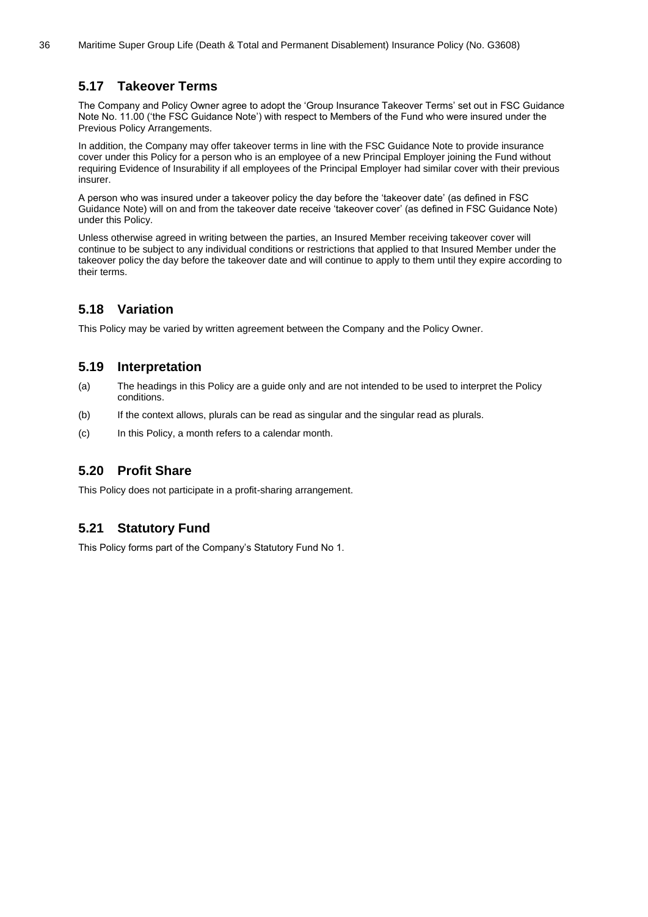## 5.17 Takeover Terms

The Company and Policy Owner agree to adopt the 'Group Insurance Takeover Terms' set out in FSC Guidance Note No. 11.00 ('the FSC Guidance Note') with respect to Members of the Fund who were insured under the Previous Policy Arrangements.

In addition, the Company may offer takeover terms in line with the FSC Guidance Note to provide insurance cover under this Policy for a person who is an employee of a new Principal Employer joining the Fund without requiring Evidence of Insurability if all employees of the Principal Employer had similar cover with their previous insurer.

A person who was insured under a takeover policy the day before the 'takeover date' (as defined in FSC Guidance Note) will on and from the takeover date receive 'takeover cover' (as defined in FSC Guidance Note) under this Policy.

Unless otherwise agreed in writing between the parties, an Insured Member receiving takeover cover will continue to be subject to any individual conditions or restrictions that applied to that Insured Member under the takeover policy the day before the takeover date and will continue to apply to them until they expire according to their terms.

## 5.18 Variation

This Policy may be varied by written agreement between the Company and the Policy Owner.

## 5.19 Interpretation

(a) The headings in this Policy are a guide only and are not intended to be used to interpret the Policy conditions.

(b) If the context allows, plurals can be read as singular and the singular read as plurals.

(c) In this Policy, a month refers to a calendar month.

## 5.20 Profit Share

This Policy does not participate in a profit-sharing arrangement.

## 5.21 Statutory Fund

This Policy forms part of the Company's Statutory Fund No 1.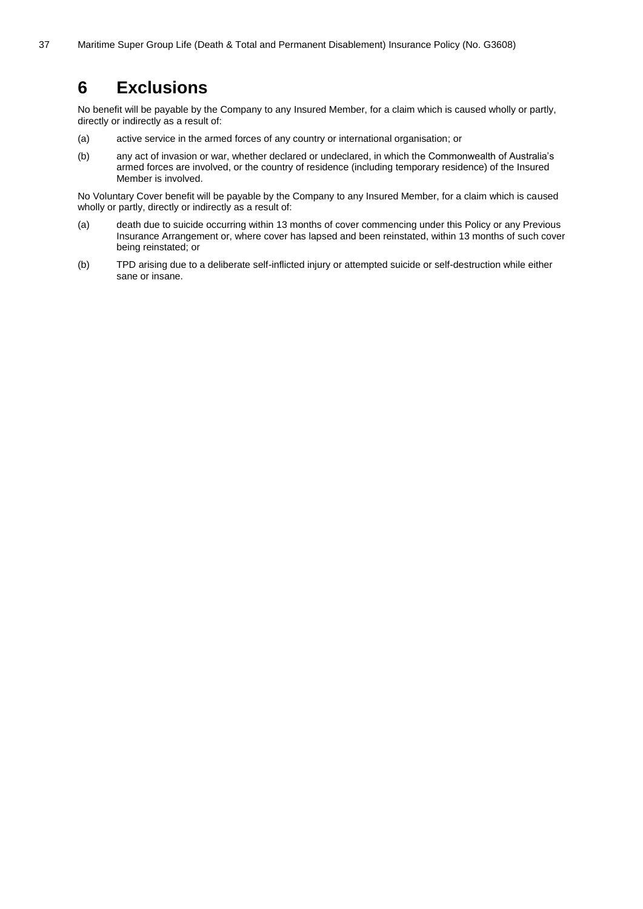# 6 Exclusions

No benefit will be payable by the Company to any Insured Member, for a claim which is caused wholly or partly, directly or indirectly as a result of:

(a) active service in the armed forces of any country or international organisation; or

(b) any act of invasion or war, whether declared or undeclared, in which the Commonwealth of Australia's armed forces are involved, or the country of residence (including temporary residence) of the Insured Member is involved.

No Voluntary Cover benefit will be payable by the Company to any Insured Member, for a claim which is caused wholly or partly, directly or indirectly as a result of:

(a) death due to suicide occurring within 13 months of cover commencing under this Policy or any Previous Insurance Arrangement or, where cover has lapsed and been reinstated, within 13 months of such cover being reinstated; or

(b) TPD arising due to a deliberate self-inflicted injury or attempted suicide or self-destruction while either sane or insane.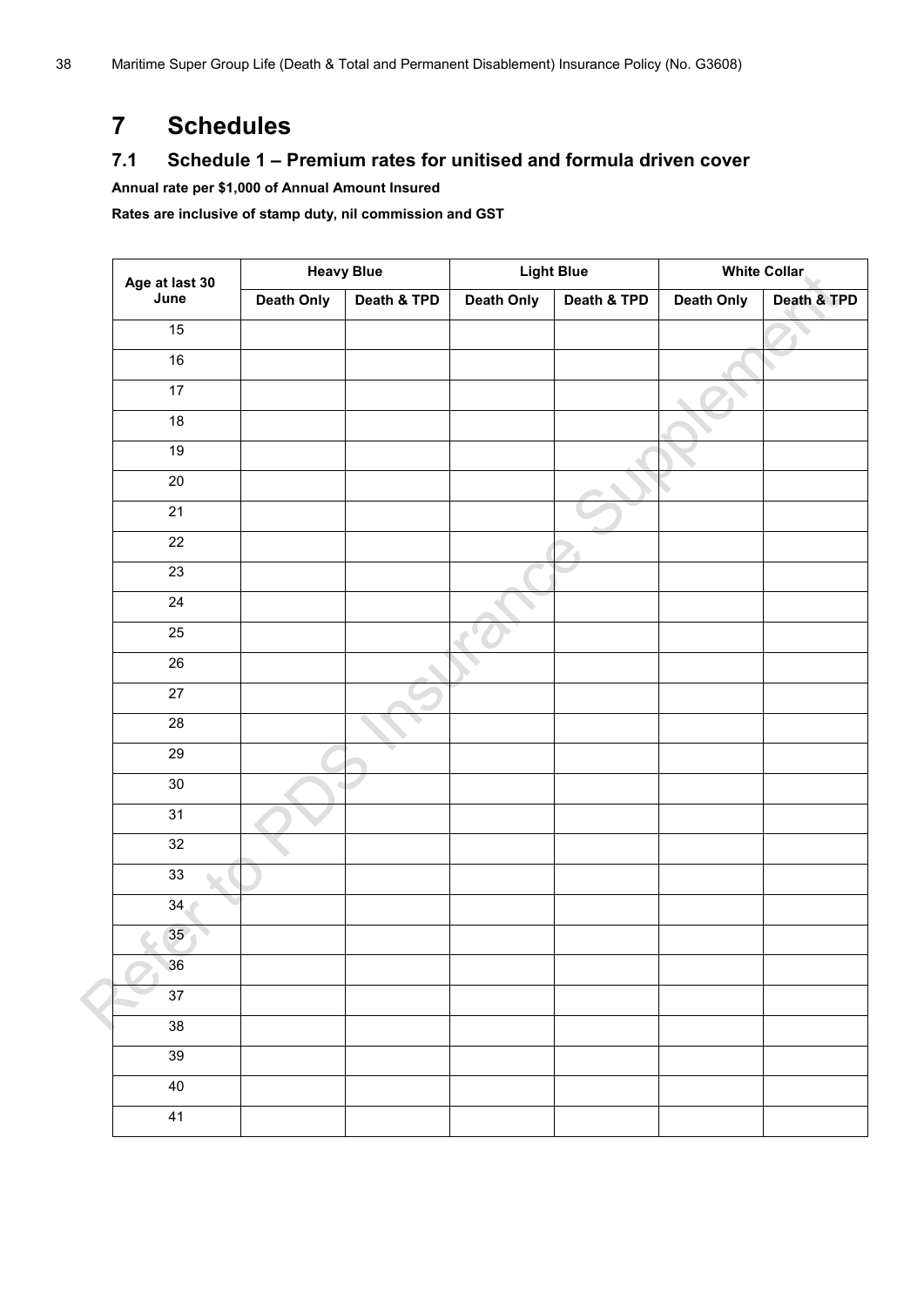# 7 Schedules

## 7.1 Schedule 1 – Premium rates for unitised and formula driven cover

**Annual rate per $1,000 of Annual Amount Insured**

**Rates are inclusive of stamp duty, nil commission and GST**

| Age at last 30 June | Heavy Blue | | Light Blue | | White Collar | |
|---|---|---|---|---|---|---|
| | Death Only | Death & TPD | Death Only | Death & TPD | Death Only | Death & TPD |
| 15 | | | | | | |
| 16 | | | | | | |
| 17 | | | | | | |
| 18 | | | | | | |
| 19 | | | | | | |
| 20 | | | | | | |
| 21 | | | | | | |
| 22 | | | | | | |
| 23 | | | | | | |
| 24 | | | | | | |
| 25 | | | | | | |
| 26 | | | | | | |
| 27 | | | | | | |
| 28 | | | | | | |
| 29 | | | | | | |
| 30 | | | | | | |
| 31 | | | | | | |
| 32 | | | | | | |
| 33 | | | | | | |
| 34 | | | | | | |
| 35 | | | | | | |
| 36 | | | | | | |
| 37 | | | | | | |
| 38 | | | | | | |
| 39 | | | | | | |
| 40 | | | | | | |
| 41 | | | | | | |

Refer to PDS Insurance Supplement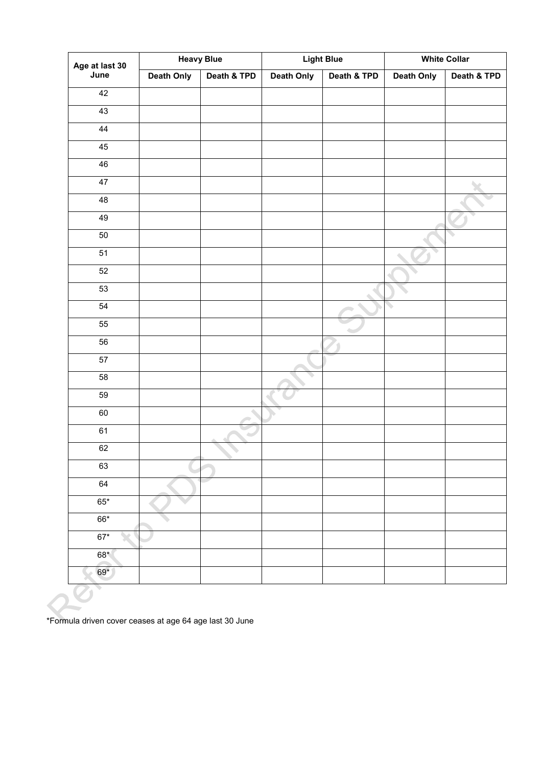| Age at last 30 June | Heavy Blue | | Light Blue | | White Collar | |
|---|---|---|---|---|---|---|
| | Death Only | Death & TPD | Death Only | Death & TPD | Death Only | Death & TPD |
| 42 | | | | | | |
| 43 | | | | | | |
| 44 | | | | | | |
| 45 | | | | | | |
| 46 | | | | | | |
| 47 | | | | | | |
| 48 | | | | | | |
| 49 | | | | | | |
| 50 | | | | | | |
| 51 | | | | | | |
| 52 | | | | | | |
| 53 | | | | | | |
| 54 | | | | | | |
| 55 | | | | | | |
| 56 | | | | | | |
| 57 | | | | | | |
| 58 | | | | | | |
| 59 | | | | | | |
| 60 | | | | | | |
| 61 | | | | | | |
| 62 | | | | | | |
| 63 | | | | | | |
| 64 | | | | | | |
| 65* | | | | | | |
| 66* | | | | | | |
| 67* | | | | | | |
| 68* | | | | | | |
| 69* | | | | | | |

*Formula driven cover ceases at age 64 age last 30 June

Refer to PDS Insurance Supplement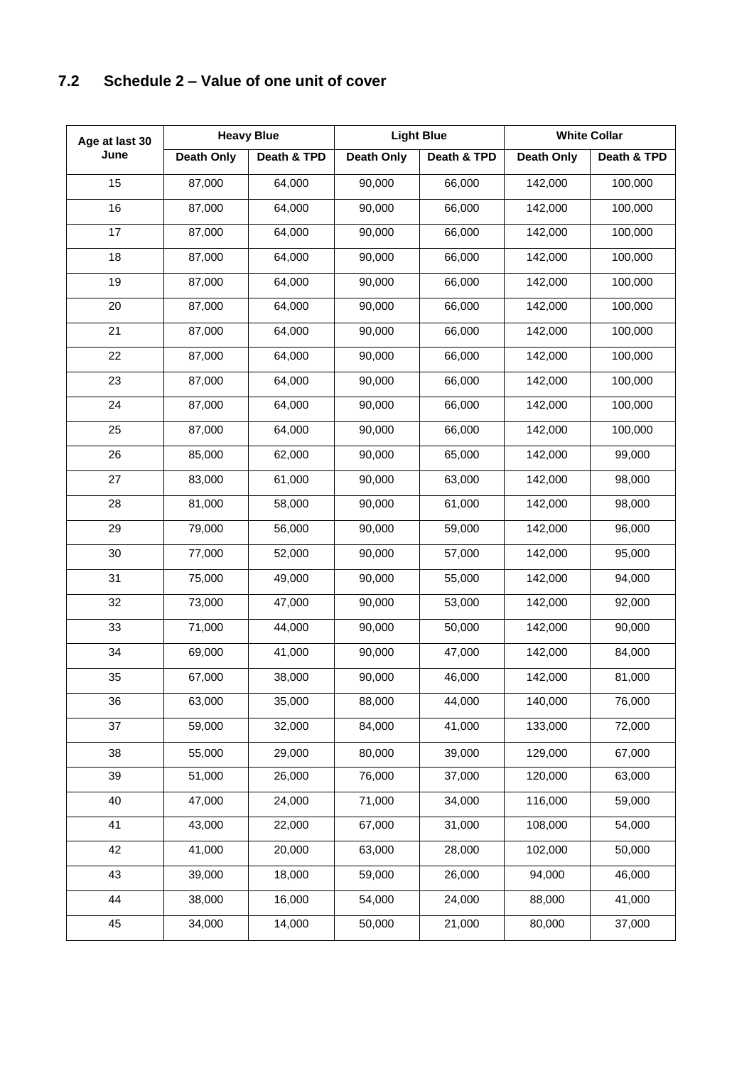## 7.2 Schedule 2 – Value of one unit of cover

| Age at last 30 June | Heavy Blue | | Light Blue | | White Collar | |
|---|---|---|---|---|---|---|
| | Death Only | Death & TPD | Death Only | Death & TPD | Death Only | Death & TPD |
| 15 | 87,000 | 64,000 | 90,000 | 66,000 | 142,000 | 100,000 |
| 16 | 87,000 | 64,000 | 90,000 | 66,000 | 142,000 | 100,000 |
| 17 | 87,000 | 64,000 | 90,000 | 66,000 | 142,000 | 100,000 |
| 18 | 87,000 | 64,000 | 90,000 | 66,000 | 142,000 | 100,000 |
| 19 | 87,000 | 64,000 | 90,000 | 66,000 | 142,000 | 100,000 |
| 20 | 87,000 | 64,000 | 90,000 | 66,000 | 142,000 | 100,000 |
| 21 | 87,000 | 64,000 | 90,000 | 66,000 | 142,000 | 100,000 |
| 22 | 87,000 | 64,000 | 90,000 | 66,000 | 142,000 | 100,000 |
| 23 | 87,000 | 64,000 | 90,000 | 66,000 | 142,000 | 100,000 |
| 24 | 87,000 | 64,000 | 90,000 | 66,000 | 142,000 | 100,000 |
| 25 | 87,000 | 64,000 | 90,000 | 66,000 | 142,000 | 100,000 |
| 26 | 85,000 | 62,000 | 90,000 | 65,000 | 142,000 | 99,000 |
| 27 | 83,000 | 61,000 | 90,000 | 63,000 | 142,000 | 98,000 |
| 28 | 81,000 | 58,000 | 90,000 | 61,000 | 142,000 | 98,000 |
| 29 | 79,000 | 56,000 | 90,000 | 59,000 | 142,000 | 96,000 |
| 30 | 77,000 | 52,000 | 90,000 | 57,000 | 142,000 | 95,000 |
| 31 | 75,000 | 49,000 | 90,000 | 55,000 | 142,000 | 94,000 |
| 32 | 73,000 | 47,000 | 90,000 | 53,000 | 142,000 | 92,000 |
| 33 | 71,000 | 44,000 | 90,000 | 50,000 | 142,000 | 90,000 |
| 34 | 69,000 | 41,000 | 90,000 | 47,000 | 142,000 | 84,000 |
| 35 | 67,000 | 38,000 | 90,000 | 46,000 | 142,000 | 81,000 |
| 36 | 63,000 | 35,000 | 88,000 | 44,000 | 140,000 | 76,000 |
| 37 | 59,000 | 32,000 | 84,000 | 41,000 | 133,000 | 72,000 |
| 38 | 55,000 | 29,000 | 80,000 | 39,000 | 129,000 | 67,000 |
| 39 | 51,000 | 26,000 | 76,000 | 37,000 | 120,000 | 63,000 |
| 40 | 47,000 | 24,000 | 71,000 | 34,000 | 116,000 | 59,000 |
| 41 | 43,000 | 22,000 | 67,000 | 31,000 | 108,000 | 54,000 |
| 42 | 41,000 | 20,000 | 63,000 | 28,000 | 102,000 | 50,000 |
| 43 | 39,000 | 18,000 | 59,000 | 26,000 | 94,000 | 46,000 |
| 44 | 38,000 | 16,000 | 54,000 | 24,000 | 88,000 | 41,000 |
| 45 | 34,000 | 14,000 | 50,000 | 21,000 | 80,000 | 37,000 |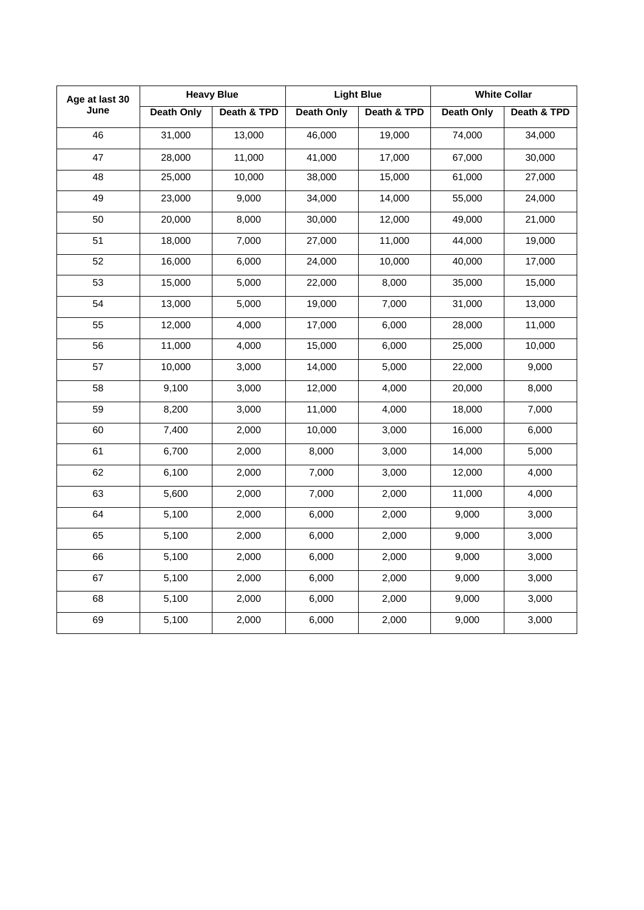| Age at last 30 June | Heavy Blue | | Light Blue | | White Collar | |
|---|---|---|---|---|---|---|
| | Death Only | Death & TPD | Death Only | Death & TPD | Death Only | Death & TPD |
| 46 | 31,000 | 13,000 | 46,000 | 19,000 | 74,000 | 34,000 |
| 47 | 28,000 | 11,000 | 41,000 | 17,000 | 67,000 | 30,000 |
| 48 | 25,000 | 10,000 | 38,000 | 15,000 | 61,000 | 27,000 |
| 49 | 23,000 | 9,000 | 34,000 | 14,000 | 55,000 | 24,000 |
| 50 | 20,000 | 8,000 | 30,000 | 12,000 | 49,000 | 21,000 |
| 51 | 18,000 | 7,000 | 27,000 | 11,000 | 44,000 | 19,000 |
| 52 | 16,000 | 6,000 | 24,000 | 10,000 | 40,000 | 17,000 |
| 53 | 15,000 | 5,000 | 22,000 | 8,000 | 35,000 | 15,000 |
| 54 | 13,000 | 5,000 | 19,000 | 7,000 | 31,000 | 13,000 |
| 55 | 12,000 | 4,000 | 17,000 | 6,000 | 28,000 | 11,000 |
| 56 | 11,000 | 4,000 | 15,000 | 6,000 | 25,000 | 10,000 |
| 57 | 10,000 | 3,000 | 14,000 | 5,000 | 22,000 | 9,000 |
| 58 | 9,100 | 3,000 | 12,000 | 4,000 | 20,000 | 8,000 |
| 59 | 8,200 | 3,000 | 11,000 | 4,000 | 18,000 | 7,000 |
| 60 | 7,400 | 2,000 | 10,000 | 3,000 | 16,000 | 6,000 |
| 61 | 6,700 | 2,000 | 8,000 | 3,000 | 14,000 | 5,000 |
| 62 | 6,100 | 2,000 | 7,000 | 3,000 | 12,000 | 4,000 |
| 63 | 5,600 | 2,000 | 7,000 | 2,000 | 11,000 | 4,000 |
| 64 | 5,100 | 2,000 | 6,000 | 2,000 | 9,000 | 3,000 |
| 65 | 5,100 | 2,000 | 6,000 | 2,000 | 9,000 | 3,000 |
| 66 | 5,100 | 2,000 | 6,000 | 2,000 | 9,000 | 3,000 |
| 67 | 5,100 | 2,000 | 6,000 | 2,000 | 9,000 | 3,000 |
| 68 | 5,100 | 2,000 | 6,000 | 2,000 | 9,000 | 3,000 |
| 69 | 5,100 | 2,000 | 6,000 | 2,000 | 9,000 | 3,000 |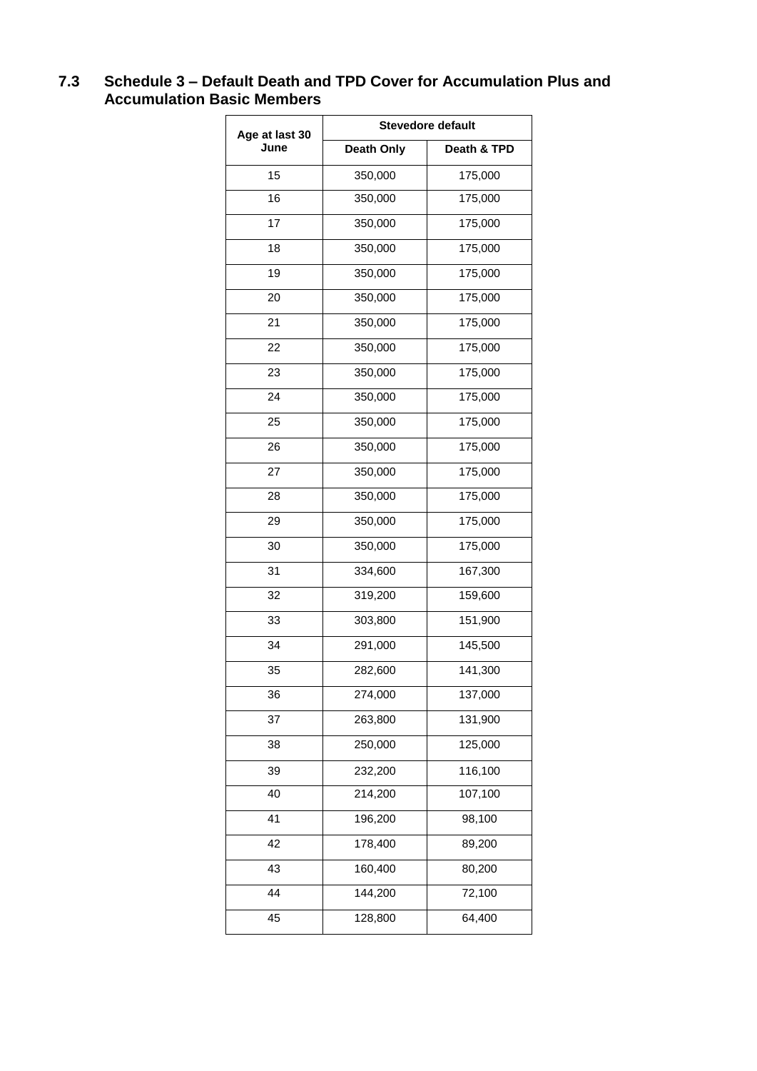## 7.3 Schedule 3 – Default Death and TPD Cover for Accumulation Plus and Accumulation Basic Members

| Age at last 30 June | Stevedore default | |
|---|---|---|
| | Death Only | Death & TPD |
| 15 | 350,000 | 175,000 |
| 16 | 350,000 | 175,000 |
| 17 | 350,000 | 175,000 |
| 18 | 350,000 | 175,000 |
| 19 | 350,000 | 175,000 |
| 20 | 350,000 | 175,000 |
| 21 | 350,000 | 175,000 |
| 22 | 350,000 | 175,000 |
| 23 | 350,000 | 175,000 |
| 24 | 350,000 | 175,000 |
| 25 | 350,000 | 175,000 |
| 26 | 350,000 | 175,000 |
| 27 | 350,000 | 175,000 |
| 28 | 350,000 | 175,000 |
| 29 | 350,000 | 175,000 |
| 30 | 350,000 | 175,000 |
| 31 | 334,600 | 167,300 |
| 32 | 319,200 | 159,600 |
| 33 | 303,800 | 151,900 |
| 34 | 291,000 | 145,500 |
| 35 | 282,600 | 141,300 |
| 36 | 274,000 | 137,000 |
| 37 | 263,800 | 131,900 |
| 38 | 250,000 | 125,000 |
| 39 | 232,200 | 116,100 |
| 40 | 214,200 | 107,100 |
| 41 | 196,200 | 98,100 |
| 42 | 178,400 | 89,200 |
| 43 | 160,400 | 80,200 |
| 44 | 144,200 | 72,100 |
| 45 | 128,800 | 64,400 |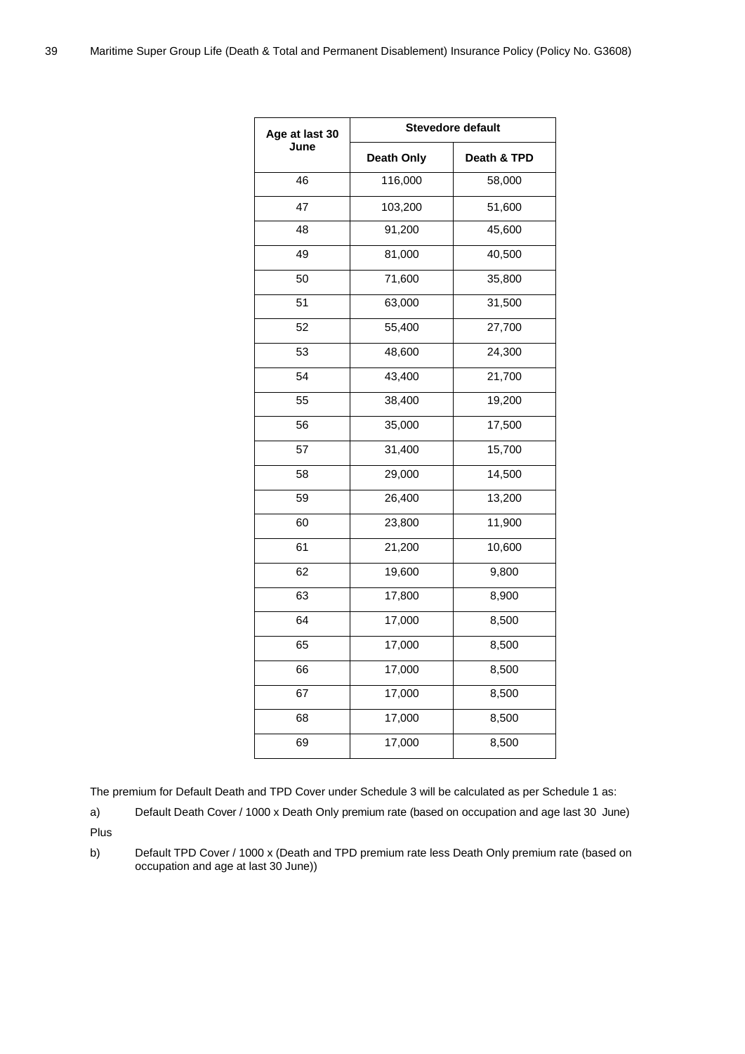| Age at last 30 June | Stevedore default | |
| --- | --- | --- |
| | Death Only | Death & TPD |
| 46 | 116,000 | 58,000 |
| 47 | 103,200 | 51,600 |
| 48 | 91,200 | 45,600 |
| 49 | 81,000 | 40,500 |
| 50 | 71,600 | 35,800 |
| 51 | 63,000 | 31,500 |
| 52 | 55,400 | 27,700 |
| 53 | 48,600 | 24,300 |
| 54 | 43,400 | 21,700 |
| 55 | 38,400 | 19,200 |
| 56 | 35,000 | 17,500 |
| 57 | 31,400 | 15,700 |
| 58 | 29,000 | 14,500 |
| 59 | 26,400 | 13,200 |
| 60 | 23,800 | 11,900 |
| 61 | 21,200 | 10,600 |
| 62 | 19,600 | 9,800 |
| 63 | 17,800 | 8,900 |
| 64 | 17,000 | 8,500 |
| 65 | 17,000 | 8,500 |
| 66 | 17,000 | 8,500 |
| 67 | 17,000 | 8,500 |
| 68 | 17,000 | 8,500 |
| 69 | 17,000 | 8,500 |

The premium for Default Death and TPD Cover under Schedule 3 will be calculated as per Schedule 1 as:

a) Default Death Cover / 1000 x Death Only premium rate (based on occupation and age last 30 June)

Plus

b) Default TPD Cover / 1000 x (Death and TPD premium rate less Death Only premium rate (based on occupation and age at last 30 June))